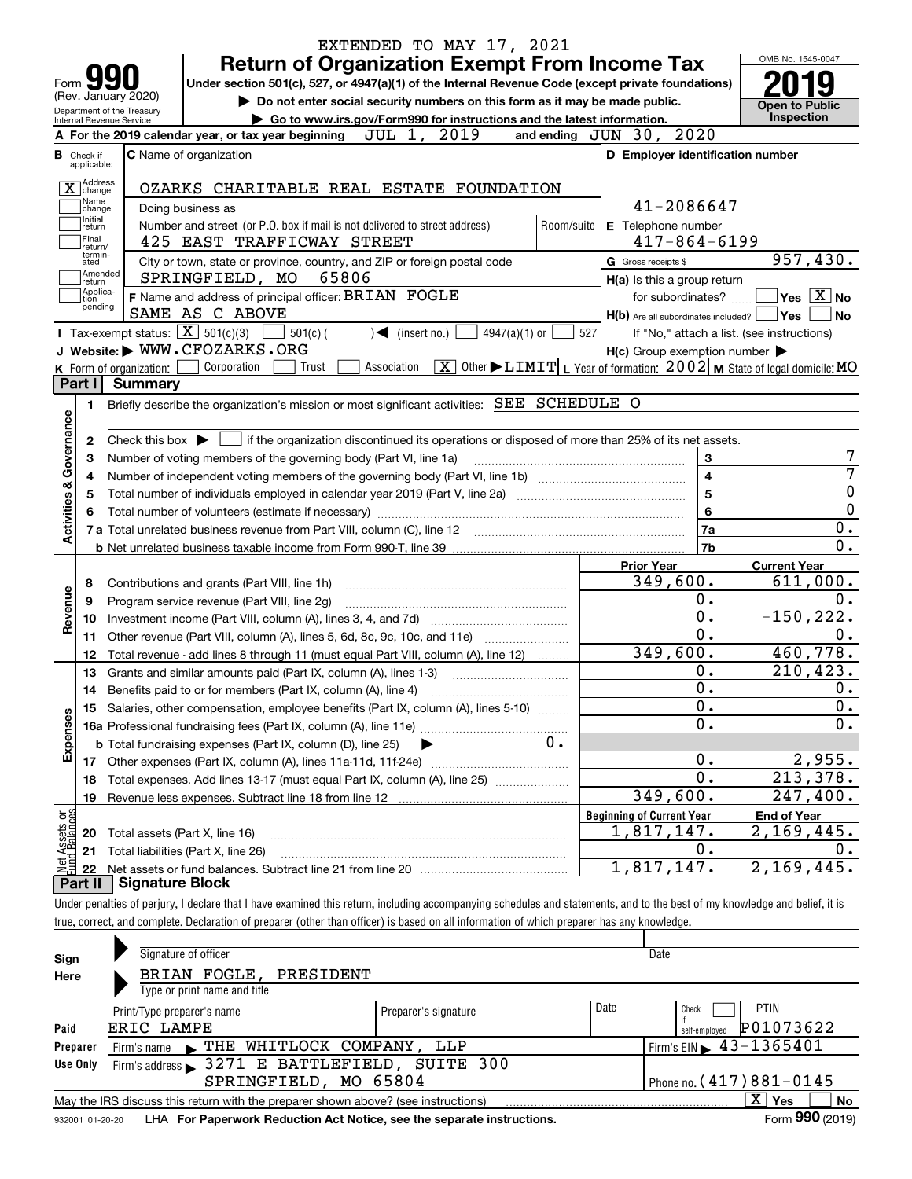EXTENDED TO MAY 17, 2021

# Form 990 Return of Organization Exempt From Income Tax

(Rev. January 2020) Department of the Treasury Internal Revenue Service

Under section 501(c), 527, or 4947(a)(1) of the Internal Revenue Code (except private foundations)

▶ Do not enter social security numbers on this form as it may be made public.

▶ Go to www.irs.gov/Form990 for instructions and the latest information.

OMB No. 1545-0047

**2019**

**Open to Public Inspection**

**A** For the 2019 calendar year, or tax year beginning JUL 1, 2019 and ending JUN 30, 2020

**B** Check if applicable:
- [X] Address change
- [ ] Name change
- [ ] Initial return
- [ ] Final return/terminated
- [ ] Amended return
- [ ] Application pending

**C** Name of organization: OZARKS CHARITABLE REAL ESTATE FOUNDATION

Doing business as

Number and street (or P.O. box if mail is not delivered to street address): 425 EAST TRAFFICWAY STREET — Room/suite

City or town, state or province, country, and ZIP or foreign postal code: SPRINGFIELD, MO 65806

**F** Name and address of principal officer: BRIAN FOGLE, SAME AS C ABOVE

**D** Employer identification number: 41-2086647

**E** Telephone number: 417-864-6199

**G** Gross receipts $ 957,430.

**H(a)** Is this a group return for subordinates? [ ] Yes [X] No

**H(b)** Are all subordinates included? [ ] Yes [ ] No — If "No," attach a list. (see instructions)

**H(c)** Group exemption number ▶

**I** Tax-exempt status: [X] 501(c)(3) [ ] 501(c) ( ) ◀ (insert no.) [ ] 4947(a)(1) or [ ] 527

**J** Website: ▶ WWW.CFOZARKS.ORG

**K** Form of organization: [ ] Corporation [ ] Trust [ ] Association [X] Other ▶ LIMIT **L** Year of formation: 2002 **M** State of legal domicile: MO

## Part I Summary

**Activities & Governance**

1 Briefly describe the organization's mission or most significant activities: SEE SCHEDULE O

2 Check this box ▶ [ ] if the organization discontinued its operations or disposed of more than 25% of its net assets.

| | | | |
|---|---|---|---|
| 3 | Number of voting members of the governing body (Part VI, line 1a) | 3 | 7 |
| 4 | Number of independent voting members of the governing body (Part VI, line 1b) | 4 | 7 |
| 5 | Total number of individuals employed in calendar year 2019 (Part V, line 2a) | 5 | 0 |
| 6 | Total number of volunteers (estimate if necessary) | 6 | 0 |
| 7a | Total unrelated business revenue from Part VIII, column (C), line 12 | 7a | 0. |
| b | Net unrelated business taxable income from Form 990-T, line 39 | 7b | 0. |

| | | Prior Year | Current Year |
|---|---|---|---|
| **Revenue** | | | |
| 8 | Contributions and grants (Part VIII, line 1h) | 349,600. | 611,000. |
| 9 | Program service revenue (Part VIII, line 2g) | 0. | 0. |
| 10 | Investment income (Part VIII, column (A), lines 3, 4, and 7d) | 0. | -150,222. |
| 11 | Other revenue (Part VIII, column (A), lines 5, 6d, 8c, 9c, 10c, and 11e) | 0. | 0. |
| 12 | Total revenue - add lines 8 through 11 (must equal Part VIII, column (A), line 12) | 349,600. | 460,778. |
| **Expenses** | | | |
| 13 | Grants and similar amounts paid (Part IX, column (A), lines 1-3) | 0. | 210,423. |
| 14 | Benefits paid to or for members (Part IX, column (A), line 4) | 0. | 0. |
| 15 | Salaries, other compensation, employee benefits (Part IX, column (A), lines 5-10) | 0. | 0. |
| 16a | Professional fundraising fees (Part IX, column (A), line 11e) | 0. | 0. |
| b | Total fundraising expenses (Part IX, column (D), line 25) ▶ 0. | | |
| 17 | Other expenses (Part IX, column (A), lines 11a-11d, 11f-24e) | 0. | 2,955. |
| 18 | Total expenses. Add lines 13-17 (must equal Part IX, column (A), line 25) | 0. | 213,378. |
| 19 | Revenue less expenses. Subtract line 18 from line 12 | 349,600. | 247,400. |
| **Net Assets or Fund Balances** | | **Beginning of Current Year** | **End of Year** |
| 20 | Total assets (Part X, line 16) | 1,817,147. | 2,169,445. |
| 21 | Total liabilities (Part X, line 26) | 0. | 0. |
| 22 | Net assets or fund balances. Subtract line 21 from line 20 | 1,817,147. | 2,169,445. |

## Part II Signature Block

Under penalties of perjury, I declare that I have examined this return, including accompanying schedules and statements, and to the best of my knowledge and belief, it is true, correct, and complete. Declaration of preparer (other than officer) is based on all information of which preparer has any knowledge.

**Sign Here**

Signature of officer — Date

BRIAN FOGLE, PRESIDENT

Type or print name and title

**Paid Preparer Use Only**

| Print/Type preparer's name | Preparer's signature | Date | Check [ ] if self-employed | PTIN |
|---|---|---|---|---|
| ERIC LAMPE | | | | P01073622 |

Firm's name ▶ THE WHITLOCK COMPANY, LLP — Firm's EIN ▶ 43-1365401

Firm's address ▶ 3271 E BATTLEFIELD, SUITE 300, SPRINGFIELD, MO 65804 — Phone no. (417)881-0145

May the IRS discuss this return with the preparer shown above? (see instructions) [X] Yes [ ] No

932001 01-20-20 LHA For Paperwork Reduction Act Notice, see the separate instructions. Form **990** (2019)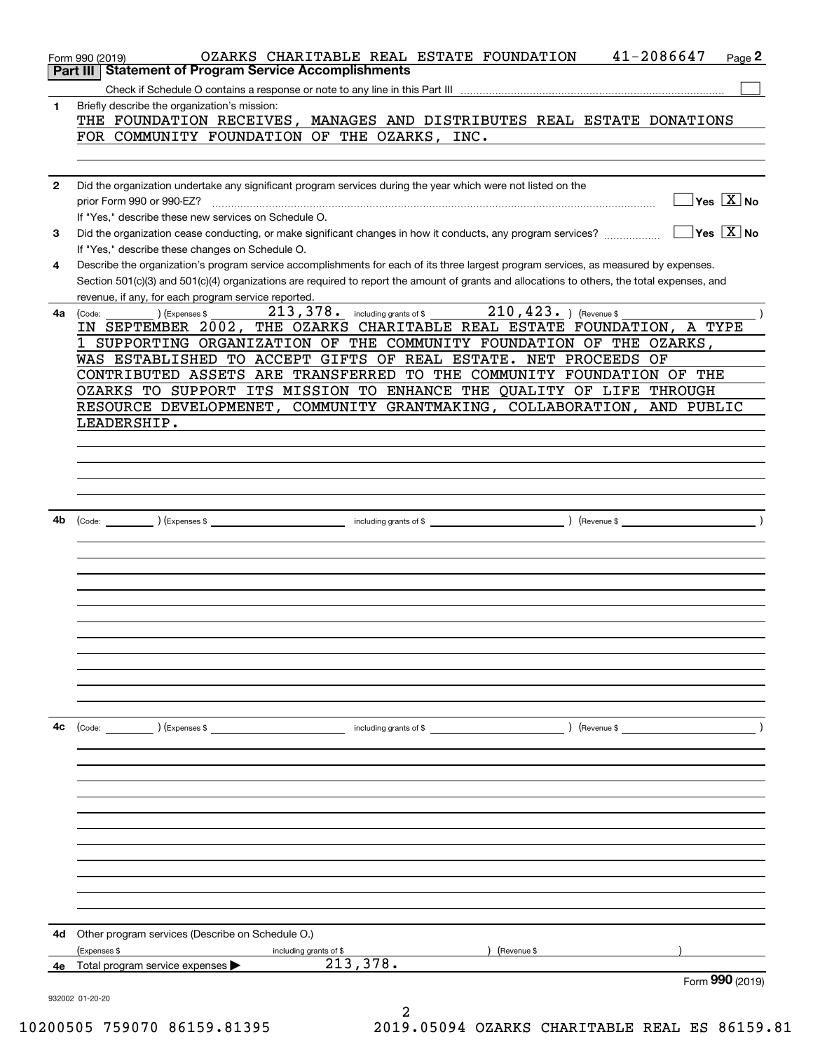Form 990 (2019) OZARKS CHARITABLE REAL ESTATE FOUNDATION 41-2086647

## Part III Statement of Program Service Accomplishments

Check if Schedule O contains a response or note to any line in this Part III ☐

**1** Briefly describe the organization's mission:

THE FOUNDATION RECEIVES, MANAGES AND DISTRIBUTES REAL ESTATE DONATIONS FOR COMMUNITY FOUNDATION OF THE OZARKS, INC.

**2** Did the organization undertake any significant program services during the year which were not listed on the prior Form 990 or 990-EZ? ☐ Yes ☒ No

If "Yes," describe these new services on Schedule O.

**3** Did the organization cease conducting, or make significant changes in how it conducts, any program services? ☐ Yes ☒ No

If "Yes," describe these changes on Schedule O.

**4** Describe the organization's program service accomplishments for each of its three largest program services, as measured by expenses. Section 501(c)(3) and 501(c)(4) organizations are required to report the amount of grants and allocations to others, the total expenses, and revenue, if any, for each program service reported.

**4a** (Code: ) (Expenses $ 213,378. including grants of $ 210,423. ) (Revenue $ )

IN SEPTEMBER 2002, THE OZARKS CHARITABLE REAL ESTATE FOUNDATION, A TYPE 1 SUPPORTING ORGANIZATION OF THE COMMUNITY FOUNDATION OF THE OZARKS, WAS ESTABLISHED TO ACCEPT GIFTS OF REAL ESTATE. NET PROCEEDS OF CONTRIBUTED ASSETS ARE TRANSFERRED TO THE COMMUNITY FOUNDATION OF THE OZARKS TO SUPPORT ITS MISSION TO ENHANCE THE QUALITY OF LIFE THROUGH RESOURCE DEVELOPMENET, COMMUNITY GRANTMAKING, COLLABORATION, AND PUBLIC LEADERSHIP.

**4b** (Code: ) (Expenses $ including grants of $ ) (Revenue $ )

**4c** (Code: ) (Expenses $ including grants of $ ) (Revenue $ )

**4d** Other program services (Describe on Schedule O.)

(Expenses $ including grants of $ ) (Revenue $ )

**4e** Total program service expenses ▶ 213,378.

Form **990** (2019)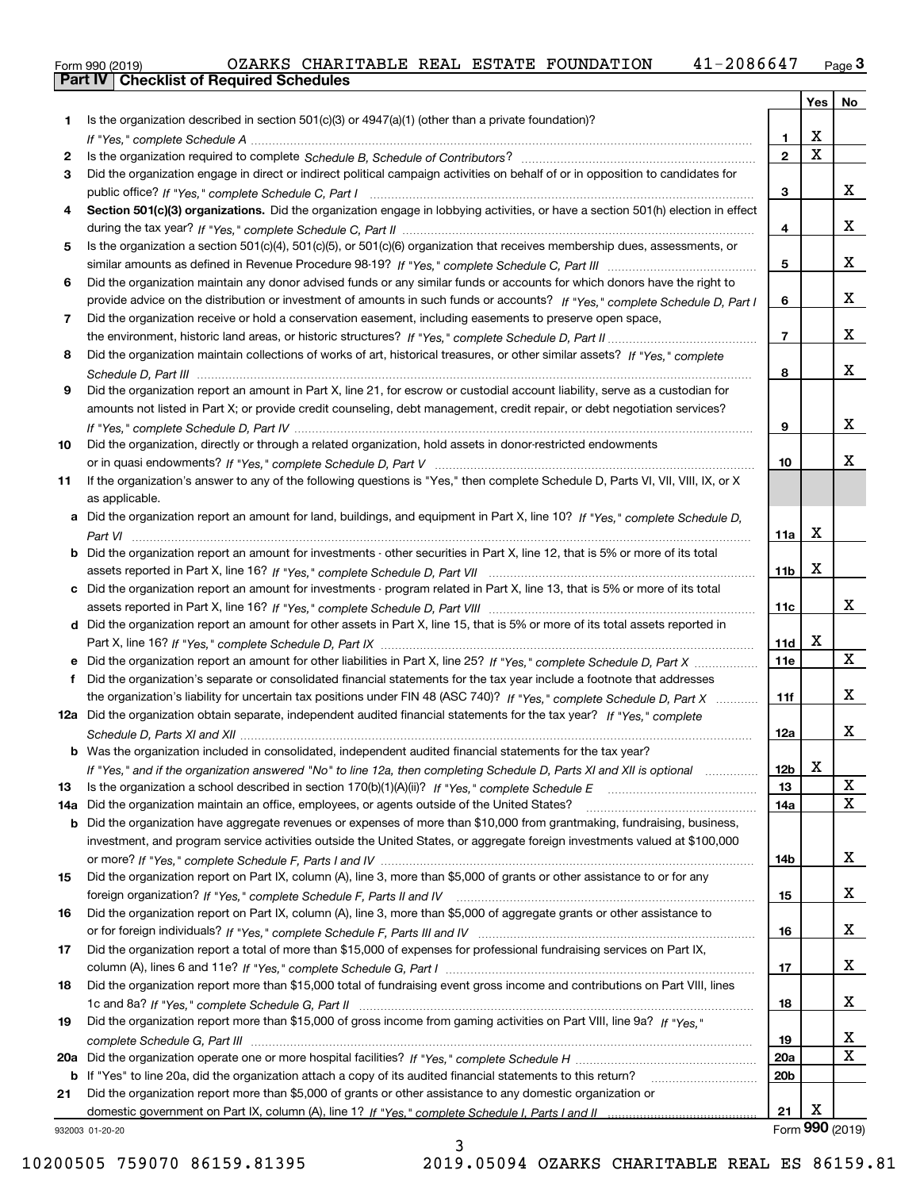Form 990 (2019) OZARKS CHARITABLE REAL ESTATE FOUNDATION 41-2086647

## Part IV Checklist of Required Schedules

| | | | Yes | No |
|---|---|---|---|---|
| 1 | Is the organization described in section 501(c)(3) or 4947(a)(1) (other than a private foundation)? *If "Yes," complete Schedule A* | 1 | X | |
| 2 | Is the organization required to complete *Schedule B, Schedule of Contributors*? | 2 | X | |
| 3 | Did the organization engage in direct or indirect political campaign activities on behalf of or in opposition to candidates for public office? *If "Yes," complete Schedule C, Part I* | 3 | | X |
| 4 | **Section 501(c)(3) organizations.** Did the organization engage in lobbying activities, or have a section 501(h) election in effect during the tax year? *If "Yes," complete Schedule C, Part II* | 4 | | X |
| 5 | Is the organization a section 501(c)(4), 501(c)(5), or 501(c)(6) organization that receives membership dues, assessments, or similar amounts as defined in Revenue Procedure 98-19? *If "Yes," complete Schedule C, Part III* | 5 | | X |
| 6 | Did the organization maintain any donor advised funds or any similar funds or accounts for which donors have the right to provide advice on the distribution or investment of amounts in such funds or accounts? *If "Yes," complete Schedule D, Part I* | 6 | | X |
| 7 | Did the organization receive or hold a conservation easement, including easements to preserve open space, the environment, historic land areas, or historic structures? *If "Yes," complete Schedule D, Part II* | 7 | | X |
| 8 | Did the organization maintain collections of works of art, historical treasures, or other similar assets? *If "Yes," complete Schedule D, Part III* | 8 | | X |
| 9 | Did the organization report an amount in Part X, line 21, for escrow or custodial account liability, serve as a custodian for amounts not listed in Part X; or provide credit counseling, debt management, credit repair, or debt negotiation services? *If "Yes," complete Schedule D, Part IV* | 9 | | X |
| 10 | Did the organization, directly or through a related organization, hold assets in donor-restricted endowments or in quasi endowments? *If "Yes," complete Schedule D, Part V* | 10 | | X |
| 11 | If the organization's answer to any of the following questions is "Yes," then complete Schedule D, Parts VI, VII, VIII, IX, or X as applicable. | | | |
| a | Did the organization report an amount for land, buildings, and equipment in Part X, line 10? *If "Yes," complete Schedule D, Part VI* | 11a | X | |
| b | Did the organization report an amount for investments - other securities in Part X, line 12, that is 5% or more of its total assets reported in Part X, line 16? *If "Yes," complete Schedule D, Part VII* | 11b | X | |
| c | Did the organization report an amount for investments - program related in Part X, line 13, that is 5% or more of its total assets reported in Part X, line 16? *If "Yes," complete Schedule D, Part VIII* | 11c | | X |
| d | Did the organization report an amount for other assets in Part X, line 15, that is 5% or more of its total assets reported in Part X, line 16? *If "Yes," complete Schedule D, Part IX* | 11d | X | |
| e | Did the organization report an amount for other liabilities in Part X, line 25? *If "Yes," complete Schedule D, Part X* | 11e | | X |
| f | Did the organization's separate or consolidated financial statements for the tax year include a footnote that addresses the organization's liability for uncertain tax positions under FIN 48 (ASC 740)? *If "Yes," complete Schedule D, Part X* | 11f | | X |
| 12a | Did the organization obtain separate, independent audited financial statements for the tax year? *If "Yes," complete Schedule D, Parts XI and XII* | 12a | | X |
| b | Was the organization included in consolidated, independent audited financial statements for the tax year? *If "Yes," and if the organization answered "No" to line 12a, then completing Schedule D, Parts XI and XII is optional* | 12b | X | |
| 13 | Is the organization a school described in section 170(b)(1)(A)(ii)? *If "Yes," complete Schedule E* | 13 | | X |
| 14a | Did the organization maintain an office, employees, or agents outside of the United States? | 14a | | X |
| b | Did the organization have aggregate revenues or expenses of more than $10,000 from grantmaking, fundraising, business, investment, and program service activities outside the United States, or aggregate foreign investments valued at $100,000 or more? *If "Yes," complete Schedule F, Parts I and IV* | 14b | | X |
| 15 | Did the organization report on Part IX, column (A), line 3, more than $5,000 of grants or other assistance to or for any foreign organization? *If "Yes," complete Schedule F, Parts II and IV* | 15 | | X |
| 16 | Did the organization report on Part IX, column (A), line 3, more than $5,000 of aggregate grants or other assistance to or for foreign individuals? *If "Yes," complete Schedule F, Parts III and IV* | 16 | | X |
| 17 | Did the organization report a total of more than $15,000 of expenses for professional fundraising services on Part IX, column (A), lines 6 and 11e? *If "Yes," complete Schedule G, Part I* | 17 | | X |
| 18 | Did the organization report more than $15,000 total of fundraising event gross income and contributions on Part VIII, lines 1c and 8a? *If "Yes," complete Schedule G, Part II* | 18 | | X |
| 19 | Did the organization report more than $15,000 of gross income from gaming activities on Part VIII, line 9a? *If "Yes," complete Schedule G, Part III* | 19 | | X |
| 20a | Did the organization operate one or more hospital facilities? *If "Yes," complete Schedule H* | 20a | | X |
| b | If "Yes" to line 20a, did the organization attach a copy of its audited financial statements to this return? | 20b | | |
| 21 | Did the organization report more than $5,000 of grants or other assistance to any domestic organization or domestic government on Part IX, column (A), line 1? *If "Yes," complete Schedule I, Parts I and II* | 21 | X | |

932003 01-20-20

Form **990** (2019)

10200505 759070 86159.81395 2019.05094 OZARKS CHARITABLE REAL ES 86159.81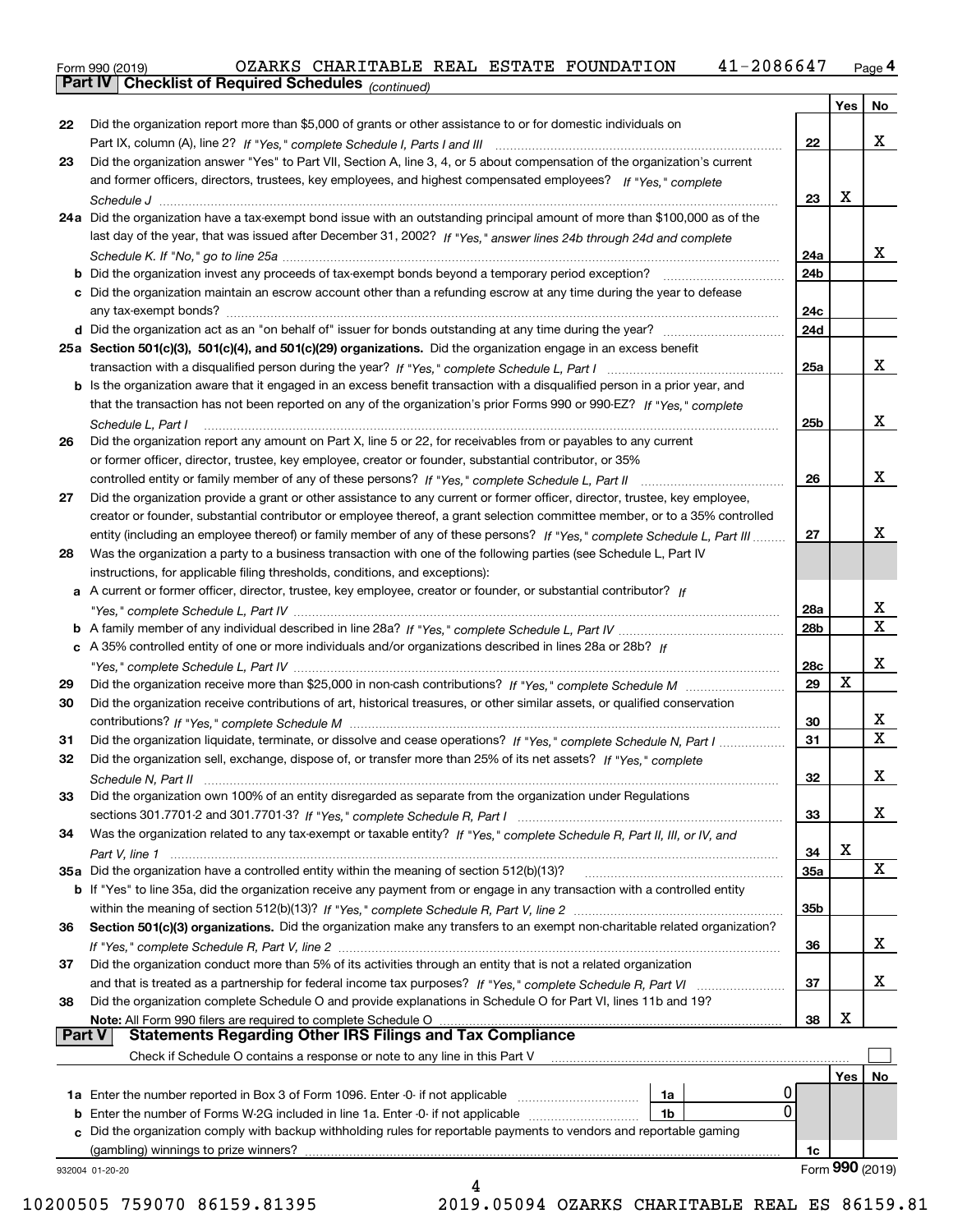Form 990 (2019) OZARKS CHARITABLE REAL ESTATE FOUNDATION 41-2086647 Page 4

**Part IV Checklist of Required Schedules** *(continued)*

| | | | Yes | No |
|---|---|---|---|---|
| 22 | Did the organization report more than $5,000 of grants or other assistance to or for domestic individuals on Part IX, column (A), line 2? *If "Yes," complete Schedule I, Parts I and III* | 22 | | X |
| 23 | Did the organization answer "Yes" to Part VII, Section A, line 3, 4, or 5 about compensation of the organization's current and former officers, directors, trustees, key employees, and highest compensated employees? *If "Yes," complete Schedule J* | 23 | X | |
| 24a | Did the organization have a tax-exempt bond issue with an outstanding principal amount of more than $100,000 as of the last day of the year, that was issued after December 31, 2002? *If "Yes," answer lines 24b through 24d and complete Schedule K. If "No," go to line 25a* | 24a | | X |
| b | Did the organization invest any proceeds of tax-exempt bonds beyond a temporary period exception? | 24b | | |
| c | Did the organization maintain an escrow account other than a refunding escrow at any time during the year to defease any tax-exempt bonds? | 24c | | |
| d | Did the organization act as an "on behalf of" issuer for bonds outstanding at any time during the year? | 24d | | |
| 25a | **Section 501(c)(3), 501(c)(4), and 501(c)(29) organizations.** Did the organization engage in an excess benefit transaction with a disqualified person during the year? *If "Yes," complete Schedule L, Part I* | 25a | | X |
| b | Is the organization aware that it engaged in an excess benefit transaction with a disqualified person in a prior year, and that the transaction has not been reported on any of the organization's prior Forms 990 or 990-EZ? *If "Yes," complete Schedule L, Part I* | 25b | | X |
| 26 | Did the organization report any amount on Part X, line 5 or 22, for receivables from or payables to any current or former officer, director, trustee, key employee, creator or founder, substantial contributor, or 35% controlled entity or family member of any of these persons? *If "Yes," complete Schedule L, Part II* | 26 | | X |
| 27 | Did the organization provide a grant or other assistance to any current or former officer, director, trustee, key employee, creator or founder, substantial contributor or employee thereof, a grant selection committee member, or to a 35% controlled entity (including an employee thereof) or family member of any of these persons? *If "Yes," complete Schedule L, Part III* | 27 | | X |
| 28 | Was the organization a party to a business transaction with one of the following parties (see Schedule L, Part IV instructions, for applicable filing thresholds, conditions, and exceptions): | | | |
| a | A current or former officer, director, trustee, key employee, creator or founder, or substantial contributor? *If "Yes," complete Schedule L, Part IV* | 28a | | X |
| b | A family member of any individual described in line 28a? *If "Yes," complete Schedule L, Part IV* | 28b | | X |
| c | A 35% controlled entity of one or more individuals and/or organizations described in lines 28a or 28b? *If "Yes," complete Schedule L, Part IV* | 28c | | X |
| 29 | Did the organization receive more than $25,000 in non-cash contributions? *If "Yes," complete Schedule M* | 29 | X | |
| 30 | Did the organization receive contributions of art, historical treasures, or other similar assets, or qualified conservation contributions? *If "Yes," complete Schedule M* | 30 | | X |
| 31 | Did the organization liquidate, terminate, or dissolve and cease operations? *If "Yes," complete Schedule N, Part I* | 31 | | X |
| 32 | Did the organization sell, exchange, dispose of, or transfer more than 25% of its net assets? *If "Yes," complete Schedule N, Part II* | 32 | | X |
| 33 | Did the organization own 100% of an entity disregarded as separate from the organization under Regulations sections 301.7701-2 and 301.7701-3? *If "Yes," complete Schedule R, Part I* | 33 | | X |
| 34 | Was the organization related to any tax-exempt or taxable entity? *If "Yes," complete Schedule R, Part II, III, or IV, and Part V, line 1* | 34 | X | |
| 35a | Did the organization have a controlled entity within the meaning of section 512(b)(13)? | 35a | | X |
| b | If "Yes" to line 35a, did the organization receive any payment from or engage in any transaction with a controlled entity within the meaning of section 512(b)(13)? *If "Yes," complete Schedule R, Part V, line 2* | 35b | | |
| 36 | **Section 501(c)(3) organizations.** Did the organization make any transfers to an exempt non-charitable related organization? *If "Yes," complete Schedule R, Part V, line 2* | 36 | | X |
| 37 | Did the organization conduct more than 5% of its activities through an entity that is not a related organization and that is treated as a partnership for federal income tax purposes? *If "Yes," complete Schedule R, Part VI* | 37 | | X |
| 38 | Did the organization complete Schedule O and provide explanations in Schedule O for Part VI, lines 11b and 19? **Note:** All Form 990 filers are required to complete Schedule O | 38 | X | |

**Part V Statements Regarding Other IRS Filings and Tax Compliance**

Check if Schedule O contains a response or note to any line in this Part V ☐

| | | | | | Yes | No |
|---|---|---|---|---|---|---|
| 1a | Enter the number reported in Box 3 of Form 1096. Enter -0- if not applicable | 1a | 0 | | | |
| b | Enter the number of Forms W-2G included in line 1a. Enter -0- if not applicable | 1b | 0 | | | |
| c | Did the organization comply with backup withholding rules for reportable payments to vendors and reportable gaming (gambling) winnings to prize winners? | | | 1c | | |

932004 01-20-20 Form **990** (2019)

10200505 759070 86159.81395 2019.05094 OZARKS CHARITABLE REAL ES 86159.81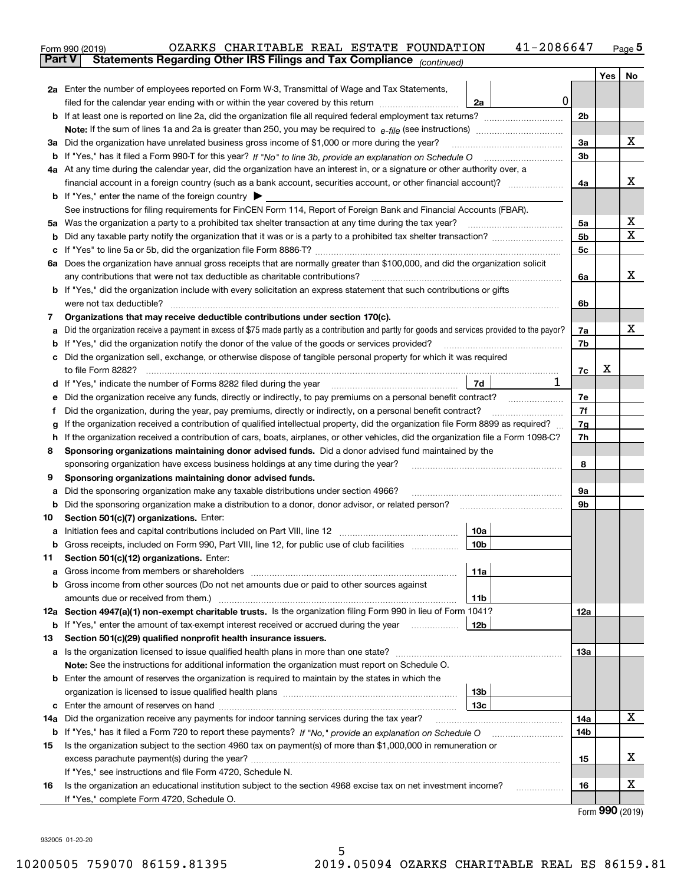Form 990 (2019) OZARKS CHARITABLE REAL ESTATE FOUNDATION 41-2086647

## Part V Statements Regarding Other IRS Filings and Tax Compliance *(continued)*

| | | | | | Yes | No |
|---|---|---|---|---|---|---|
| **2a** | Enter the number of employees reported on Form W-3, Transmittal of Wage and Tax Statements, filed for the calendar year ending with or within the year covered by this return | 2a | 0 | | | |
| **b** | If at least one is reported on line 2a, did the organization file all required federal employment tax returns? | | | 2b | | |
| | **Note:** If the sum of lines 1a and 2a is greater than 250, you may be required to *e-file* (see instructions) | | | | | |
| **3a** | Did the organization have unrelated business gross income of $1,000 or more during the year? | | | 3a | | X |
| **b** | If "Yes," has it filed a Form 990-T for this year? *If "No" to line 3b, provide an explanation on Schedule O* | | | 3b | | |
| **4a** | At any time during the calendar year, did the organization have an interest in, or a signature or other authority over, a financial account in a foreign country (such as a bank account, securities account, or other financial account)? | | | 4a | | X |
| **b** | If "Yes," enter the name of the foreign country ▶ | | | | | |
| | See instructions for filing requirements for FinCEN Form 114, Report of Foreign Bank and Financial Accounts (FBAR). | | | | | |
| **5a** | Was the organization a party to a prohibited tax shelter transaction at any time during the tax year? | | | 5a | | X |
| **b** | Did any taxable party notify the organization that it was or is a party to a prohibited tax shelter transaction? | | | 5b | | X |
| **c** | If "Yes" to line 5a or 5b, did the organization file Form 8886-T? | | | 5c | | |
| **6a** | Does the organization have annual gross receipts that are normally greater than $100,000, and did the organization solicit any contributions that were not tax deductible as charitable contributions? | | | 6a | | X |
| **b** | If "Yes," did the organization include with every solicitation an express statement that such contributions or gifts were not tax deductible? | | | 6b | | |
| **7** | **Organizations that may receive deductible contributions under section 170(c).** | | | | | |
| **a** | Did the organization receive a payment in excess of $75 made partly as a contribution and partly for goods and services provided to the payor? | | | 7a | | X |
| **b** | If "Yes," did the organization notify the donor of the value of the goods or services provided? | | | 7b | | |
| **c** | Did the organization sell, exchange, or otherwise dispose of tangible personal property for which it was required to file Form 8282? | | | 7c | X | |
| **d** | If "Yes," indicate the number of Forms 8282 filed during the year | 7d | 1 | | | |
| **e** | Did the organization receive any funds, directly or indirectly, to pay premiums on a personal benefit contract? | | | 7e | | |
| **f** | Did the organization, during the year, pay premiums, directly or indirectly, on a personal benefit contract? | | | 7f | | |
| **g** | If the organization received a contribution of qualified intellectual property, did the organization file Form 8899 as required? | | | 7g | | |
| **h** | If the organization received a contribution of cars, boats, airplanes, or other vehicles, did the organization file a Form 1098-C? | | | 7h | | |
| **8** | **Sponsoring organizations maintaining donor advised funds.** Did a donor advised fund maintained by the sponsoring organization have excess business holdings at any time during the year? | | | 8 | | |
| **9** | **Sponsoring organizations maintaining donor advised funds.** | | | | | |
| **a** | Did the sponsoring organization make any taxable distributions under section 4966? | | | 9a | | |
| **b** | Did the sponsoring organization make a distribution to a donor, donor advisor, or related person? | | | 9b | | |
| **10** | **Section 501(c)(7) organizations.** Enter: | | | | | |
| **a** | Initiation fees and capital contributions included on Part VIII, line 12 | 10a | | | | |
| **b** | Gross receipts, included on Form 990, Part VIII, line 12, for public use of club facilities | 10b | | | | |
| **11** | **Section 501(c)(12) organizations.** Enter: | | | | | |
| **a** | Gross income from members or shareholders | 11a | | | | |
| **b** | Gross income from other sources (Do not net amounts due or paid to other sources against amounts due or received from them.) | 11b | | | | |
| **12a** | **Section 4947(a)(1) non-exempt charitable trusts.** Is the organization filing Form 990 in lieu of Form 1041? | | | 12a | | |
| **b** | If "Yes," enter the amount of tax-exempt interest received or accrued during the year | 12b | | | | |
| **13** | **Section 501(c)(29) qualified nonprofit health insurance issuers.** | | | | | |
| **a** | Is the organization licensed to issue qualified health plans in more than one state? | | | 13a | | |
| | **Note:** See the instructions for additional information the organization must report on Schedule O. | | | | | |
| **b** | Enter the amount of reserves the organization is required to maintain by the states in which the organization is licensed to issue qualified health plans | 13b | | | | |
| **c** | Enter the amount of reserves on hand | 13c | | | | |
| **14a** | Did the organization receive any payments for indoor tanning services during the tax year? | | | 14a | | X |
| **b** | If "Yes," has it filed a Form 720 to report these payments? *If "No," provide an explanation on Schedule O* | | | 14b | | |
| **15** | Is the organization subject to the section 4960 tax on payment(s) of more than $1,000,000 in remuneration or excess parachute payment(s) during the year? | | | 15 | | X |
| | If "Yes," see instructions and file Form 4720, Schedule N. | | | | | |
| **16** | Is the organization an educational institution subject to the section 4968 excise tax on net investment income? | | | 16 | | X |
| | If "Yes," complete Form 4720, Schedule O. | | | | | |

Form **990** (2019)

932005 01-20-20

10200505 759070 86159.81395 2019.05094 OZARKS CHARITABLE REAL ES 86159.81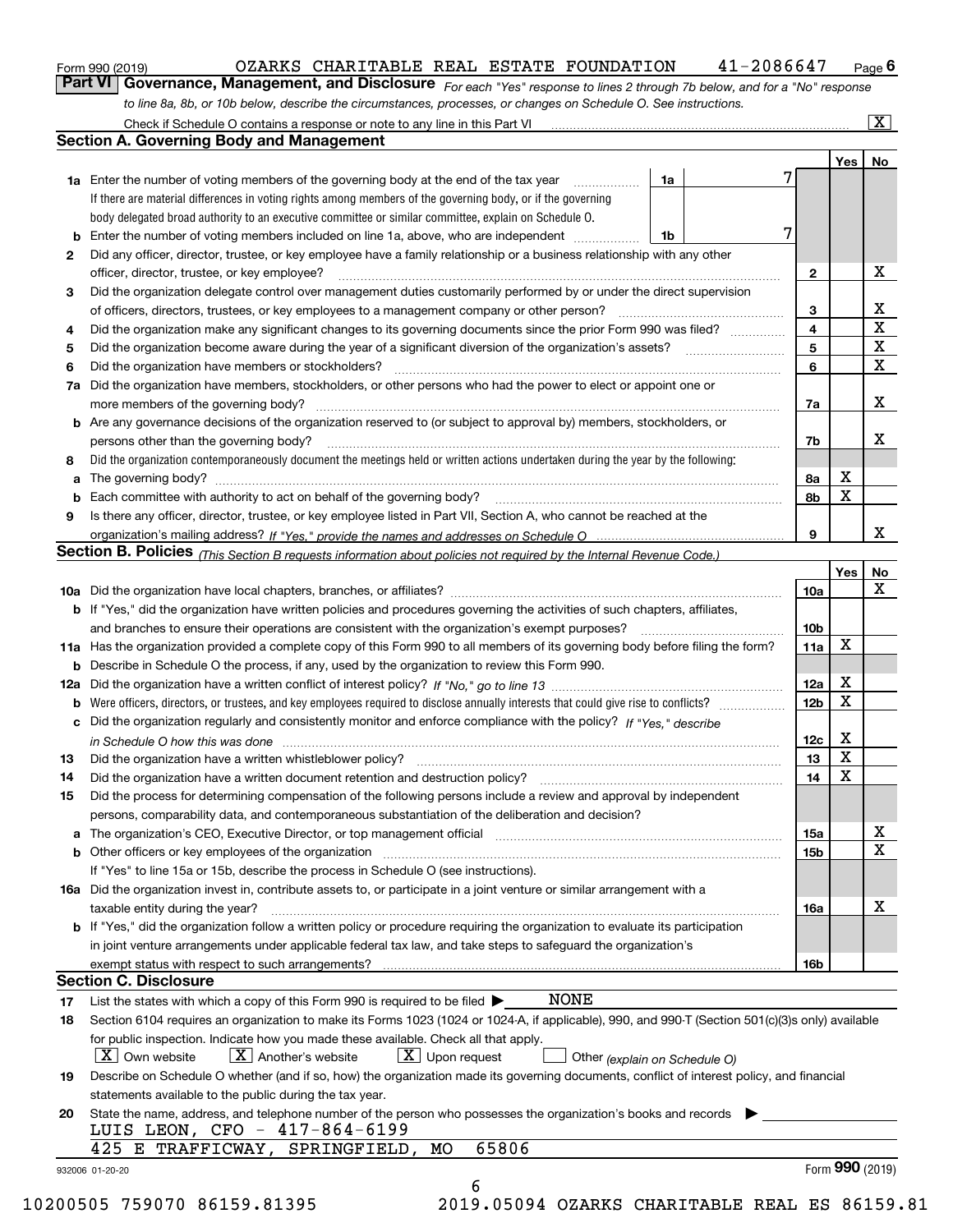Form 990 (2019) OZARKS CHARITABLE REAL ESTATE FOUNDATION 41-2086647 Page 6

## Part VI Governance, Management, and Disclosure

*For each "Yes" response to lines 2 through 7b below, and for a "No" response to line 8a, 8b, or 10b below, describe the circumstances, processes, or changes on Schedule O. See instructions.*

Check if Schedule O contains a response or note to any line in this Part VI .......... [X]

### Section A. Governing Body and Management

| | | | | Yes | No |
|---|---|---|---|---|---|
| **1a** | Enter the number of voting members of the governing body at the end of the tax year. If there are material differences in voting rights among members of the governing body, or if the governing body delegated broad authority to an executive committee or similar committee, explain on Schedule O. | 1a | 7 | | |
| **b** | Enter the number of voting members included on line 1a, above, who are independent | 1b | 7 | | |
| **2** | Did any officer, director, trustee, or key employee have a family relationship or a business relationship with any other officer, director, trustee, or key employee? | 2 | | | X |
| **3** | Did the organization delegate control over management duties customarily performed by or under the direct supervision of officers, directors, trustees, or key employees to a management company or other person? | 3 | | | X |
| **4** | Did the organization make any significant changes to its governing documents since the prior Form 990 was filed? | 4 | | | X |
| **5** | Did the organization become aware during the year of a significant diversion of the organization's assets? | 5 | | | X |
| **6** | Did the organization have members or stockholders? | 6 | | | X |
| **7a** | Did the organization have members, stockholders, or other persons who had the power to elect or appoint one or more members of the governing body? | 7a | | | X |
| **b** | Are any governance decisions of the organization reserved to (or subject to approval by) members, stockholders, or persons other than the governing body? | 7b | | | X |
| **8** | Did the organization contemporaneously document the meetings held or written actions undertaken during the year by the following: | | | | |
| **a** | The governing body? | 8a | | X | |
| **b** | Each committee with authority to act on behalf of the governing body? | 8b | | X | |
| **9** | Is there any officer, director, trustee, or key employee listed in Part VII, Section A, who cannot be reached at the organization's mailing address? *If "Yes," provide the names and addresses on Schedule O* | 9 | | | X |

### Section B. Policies *(This Section B requests information about policies not required by the Internal Revenue Code.)*

| | | | Yes | No |
|---|---|---|---|---|
| **10a** | Did the organization have local chapters, branches, or affiliates? | 10a | | X |
| **b** | If "Yes," did the organization have written policies and procedures governing the activities of such chapters, affiliates, and branches to ensure their operations are consistent with the organization's exempt purposes? | 10b | | |
| **11a** | Has the organization provided a complete copy of this Form 990 to all members of its governing body before filing the form? | 11a | X | |
| **b** | Describe in Schedule O the process, if any, used by the organization to review this Form 990. | | | |
| **12a** | Did the organization have a written conflict of interest policy? *If "No," go to line 13* | 12a | X | |
| **b** | Were officers, directors, or trustees, and key employees required to disclose annually interests that could give rise to conflicts? | 12b | X | |
| **c** | Did the organization regularly and consistently monitor and enforce compliance with the policy? *If "Yes," describe in Schedule O how this was done* | 12c | X | |
| **13** | Did the organization have a written whistleblower policy? | 13 | X | |
| **14** | Did the organization have a written document retention and destruction policy? | 14 | X | |
| **15** | Did the process for determining compensation of the following persons include a review and approval by independent persons, comparability data, and contemporaneous substantiation of the deliberation and decision? | | | |
| **a** | The organization's CEO, Executive Director, or top management official | 15a | | X |
| **b** | Other officers or key employees of the organization | 15b | | X |
| | If "Yes" to line 15a or 15b, describe the process in Schedule O (see instructions). | | | |
| **16a** | Did the organization invest in, contribute assets to, or participate in a joint venture or similar arrangement with a taxable entity during the year? | 16a | | X |
| **b** | If "Yes," did the organization follow a written policy or procedure requiring the organization to evaluate its participation in joint venture arrangements under applicable federal tax law, and take steps to safeguard the organization's exempt status with respect to such arrangements? | 16b | | |

### Section C. Disclosure

**17** List the states with which a copy of this Form 990 is required to be filed ▶ NONE

**18** Section 6104 requires an organization to make its Forms 1023 (1024 or 1024-A, if applicable), 990, and 990-T (Section 501(c)(3)s only) available for public inspection. Indicate how you made these available. Check all that apply.

[X] Own website [X] Another's website [X] Upon request [ ] Other *(explain on Schedule O)*

**19** Describe on Schedule O whether (and if so, how) the organization made its governing documents, conflict of interest policy, and financial statements available to the public during the tax year.

**20** State the name, address, and telephone number of the person who possesses the organization's books and records ▶

LUIS LEON, CFO - 417-864-6199
425 E TRAFFICWAY, SPRINGFIELD, MO 65806

932006 01-20-20 Form **990** (2019)

10200505 759070 86159.81395 2019.05094 OZARKS CHARITABLE REAL ES 86159.81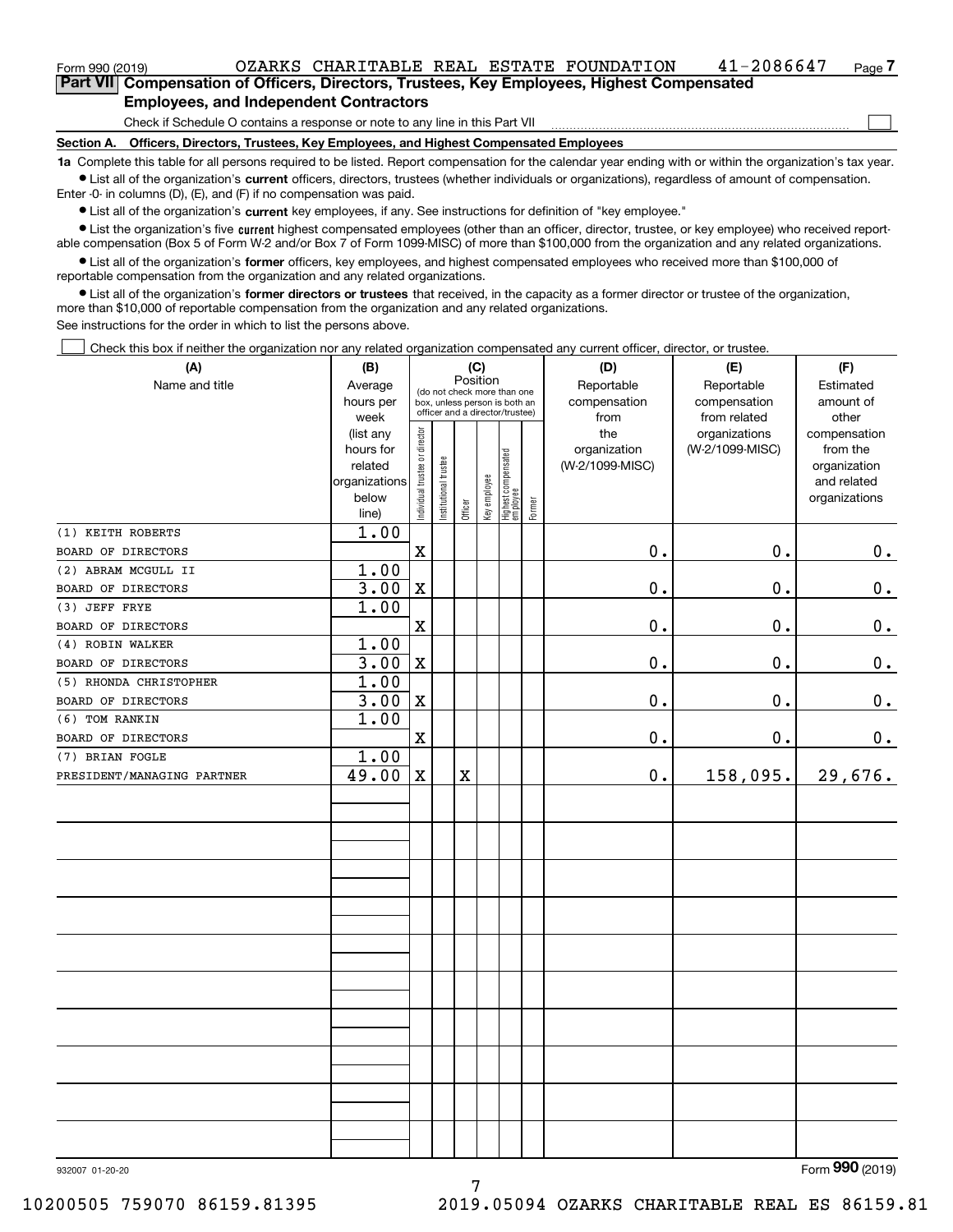Form 990 (2019) OZARKS CHARITABLE REAL ESTATE FOUNDATION 41-2086647

## Part VII Compensation of Officers, Directors, Trustees, Key Employees, Highest Compensated Employees, and Independent Contractors

Check if Schedule O contains a response or note to any line in this Part VII

**Section A. Officers, Directors, Trustees, Key Employees, and Highest Compensated Employees**

**1a** Complete this table for all persons required to be listed. Report compensation for the calendar year ending with or within the organization's tax year.

- List all of the organization's **current** officers, directors, trustees (whether individuals or organizations), regardless of amount of compensation. Enter -0- in columns (D), (E), and (F) if no compensation was paid.
- List all of the organization's **current** key employees, if any. See instructions for definition of "key employee."
- List the organization's five **current** highest compensated employees (other than an officer, director, trustee, or key employee) who received reportable compensation (Box 5 of Form W-2 and/or Box 7 of Form 1099-MISC) of more than $100,000 from the organization and any related organizations.
- List all of the organization's **former** officers, key employees, and highest compensated employees who received more than $100,000 of reportable compensation from the organization and any related organizations.
- List all of the organization's **former directors or trustees** that received, in the capacity as a former director or trustee of the organization, more than $10,000 of reportable compensation from the organization and any related organizations.

See instructions for the order in which to list the persons above.

Check this box if neither the organization nor any related organization compensated any current officer, director, or trustee.

| (A) Name and title | (B) Average hours per week (list any hours for related organizations below line) | (C) Position: Individual trustee or director | Institutional trustee | Officer | Key employee | Highest compensated employee | Former | (D) Reportable compensation from the organization (W-2/1099-MISC) | (E) Reportable compensation from related organizations (W-2/1099-MISC) | (F) Estimated amount of other compensation from the organization and related organizations |
|---|---|---|---|---|---|---|---|---|---|---|
| (1) KEITH ROBERTS<br>BOARD OF DIRECTORS | 1.00 | X | | | | | | 0. | 0. | 0. |
| (2) ABRAM MCGULL II<br>BOARD OF DIRECTORS | 1.00<br>3.00 | X | | | | | | 0. | 0. | 0. |
| (3) JEFF FRYE<br>BOARD OF DIRECTORS | 1.00 | X | | | | | | 0. | 0. | 0. |
| (4) ROBIN WALKER<br>BOARD OF DIRECTORS | 1.00<br>3.00 | X | | | | | | 0. | 0. | 0. |
| (5) RHONDA CHRISTOPHER<br>BOARD OF DIRECTORS | 1.00<br>3.00 | X | | | | | | 0. | 0. | 0. |
| (6) TOM RANKIN<br>BOARD OF DIRECTORS | 1.00 | X | | | | | | 0. | 0. | 0. |
| (7) BRIAN FOGLE<br>PRESIDENT/MANAGING PARTNER | 1.00<br>49.00 | X | | X | | | | 0. | 158,095. | 29,676. |

Form 990 (2019)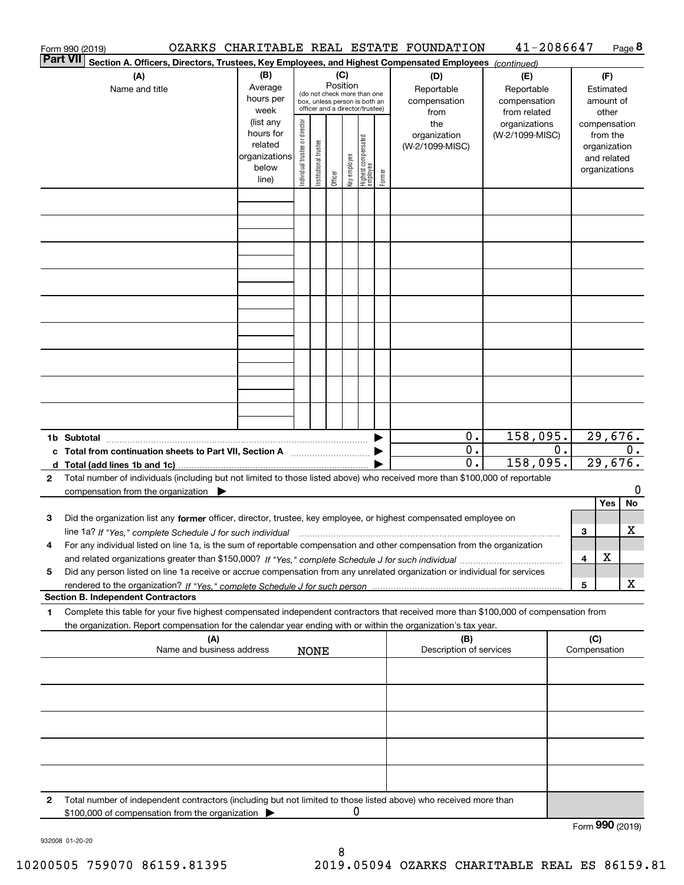Form 990 (2019) OZARKS CHARITABLE REAL ESTATE FOUNDATION 41-2086647 Page **8**

**Part VII** **Section A. Officers, Directors, Trustees, Key Employees, and Highest Compensated Employees** *(continued)*

| (A) Name and title | (B) Average hours per week (list any hours for related organizations below line) | (C) Position (do not check more than one box, unless person is both an officer and a director/trustee): Individual trustee or director | Institutional trustee | Officer | Key employee | Highest compensated employee | Former | (D) Reportable compensation from the organization (W-2/1099-MISC) | (E) Reportable compensation from related organizations (W-2/1099-MISC) | (F) Estimated amount of other compensation from the organization and related organizations |
|---|---|---|---|---|---|---|---|---|---|---|
| | | | | | | | | | | |
| | | | | | | | | | | |
| | | | | | | | | | | |
| | | | | | | | | | | |
| | | | | | | | | | | |
| | | | | | | | | | | |
| | | | | | | | | | | |
| | | | | | | | | | | |
| | | | | | | | | | | |

| | | (D) | (E) | (F) |
|---|---|---|---|---|
| **1b Subtotal** | ▶ | 0. | 158,095. | 29,676. |
| **c Total from continuation sheets to Part VII, Section A** | ▶ | 0. | 0. | 0. |
| **d Total (add lines 1b and 1c)** | ▶ | 0. | 158,095. | 29,676. |

**2** Total number of individuals (including but not limited to those listed above) who received more than $100,000 of reportable compensation from the organization ▶ 0

| | | | Yes | No |
|---|---|---|---|---|
| **3** | Did the organization list any **former** officer, director, trustee, key employee, or highest compensated employee on line 1a? *If "Yes," complete Schedule J for such individual* | 3 | | X |
| **4** | For any individual listed on line 1a, is the sum of reportable compensation and other compensation from the organization and related organizations greater than $150,000? *If "Yes," complete Schedule J for such individual* | 4 | X | |
| **5** | Did any person listed on line 1a receive or accrue compensation from any unrelated organization or individual for services rendered to the organization? *If "Yes," complete Schedule J for such person* | 5 | | X |

**Section B. Independent Contractors**

**1** Complete this table for your five highest compensated independent contractors that received more than $100,000 of compensation from the organization. Report compensation for the calendar year ending with or within the organization's tax year.

| (A) Name and business address | (B) Description of services | (C) Compensation |
|---|---|---|
| NONE | | |
| | | |
| | | |
| | | |
| | | |

**2** Total number of independent contractors (including but not limited to those listed above) who received more than $100,000 of compensation from the organization ▶ 0

Form **990** (2019)

932008 01-20-20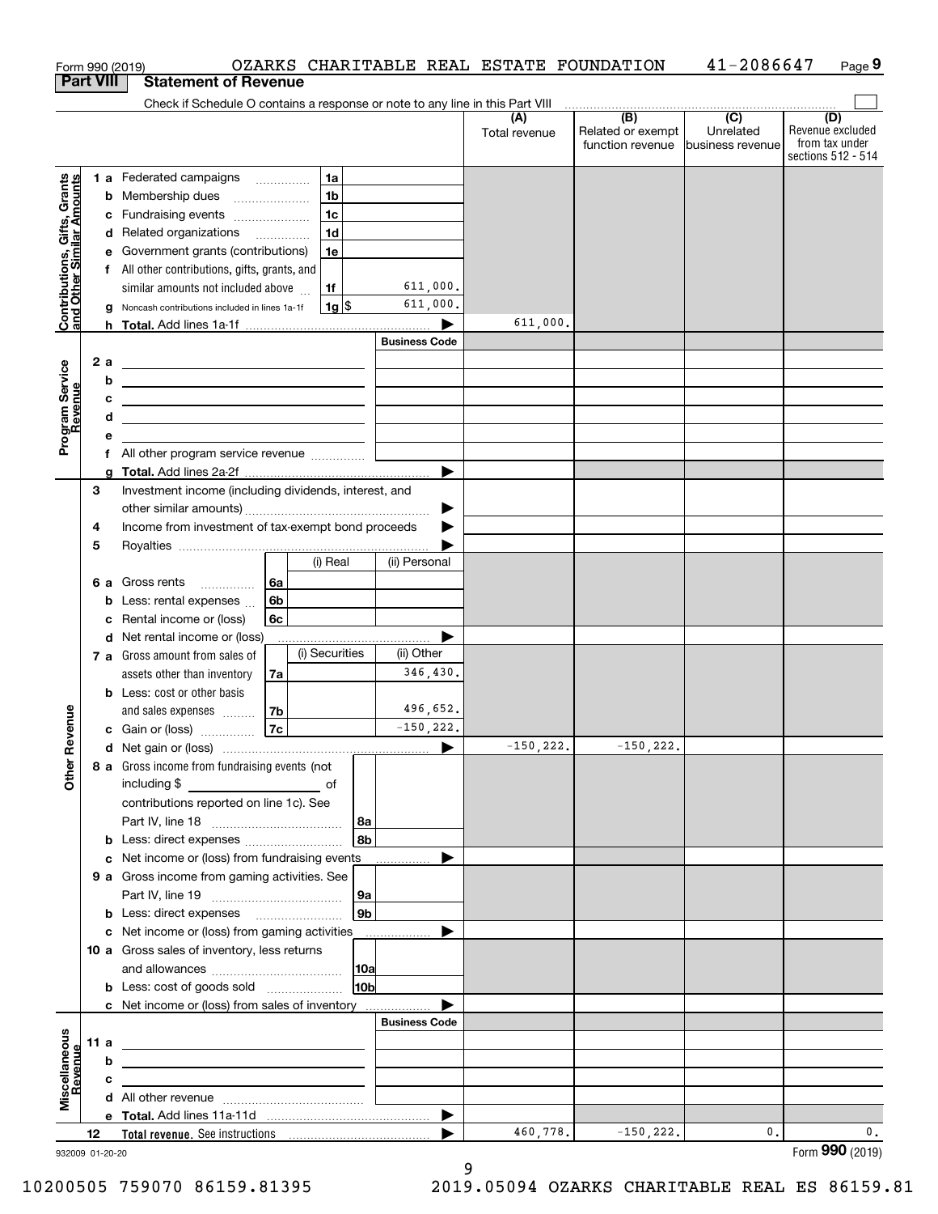Form 990 (2019) OZARKS CHARITABLE REAL ESTATE FOUNDATION 41-2086647 Page 9

**Part VIII Statement of Revenue**

Check if Schedule O contains a response or note to any line in this Part VIII

| | | | | (A) Total revenue | (B) Related or exempt function revenue | (C) Unrelated business revenue | (D) Revenue excluded from tax under sections 512 - 514 |
|---|---|---|---|---|---|---|---|
| **Contributions, Gifts, Grants and Other Similar Amounts** | 1a Federated campaigns | 1a | | | | | |
| | b Membership dues | 1b | | | | | |
| | c Fundraising events | 1c | | | | | |
| | d Related organizations | 1d | | | | | |
| | e Government grants (contributions) | 1e | | | | | |
| | f All other contributions, gifts, grants, and similar amounts not included above | 1f | 611,000. | | | | |
| | g Noncash contributions included in lines 1a-1f | 1g $ | 611,000. | | | | |
| | h **Total.** Add lines 1a-1f | | | 611,000. | | | |
| **Program Service Revenue** | | | Business Code | | | | |
| | 2a | | | | | | |
| | b | | | | | | |
| | c | | | | | | |
| | d | | | | | | |
| | e | | | | | | |
| | f All other program service revenue | | | | | | |
| | g **Total.** Add lines 2a-2f | | | | | | |
| **Other Revenue** | 3 Investment income (including dividends, interest, and other similar amounts) | | | | | | |
| | 4 Income from investment of tax-exempt bond proceeds | | | | | | |
| | 5 Royalties | | | | | | |
| | | (i) Real | (ii) Personal | | | | |
| | 6a Gross rents 6a | | | | | | |
| | b Less: rental expenses 6b | | | | | | |
| | c Rental income or (loss) 6c | | | | | | |
| | d Net rental income or (loss) | | | | | | |
| | | (i) Securities | (ii) Other | | | | |
| | 7a Gross amount from sales of assets other than inventory 7a | | 346,430. | | | | |
| | b Less: cost or other basis and sales expenses 7b | | 496,652. | | | | |
| | c Gain or (loss) 7c | | -150,222. | | | | |
| | d Net gain or (loss) | | | -150,222. | -150,222. | | |
| | 8a Gross income from fundraising events (not including $ ____ of contributions reported on line 1c). See Part IV, line 18 | 8a | | | | | |
| | b Less: direct expenses | 8b | | | | | |
| | c Net income or (loss) from fundraising events | | | | | | |
| | 9a Gross income from gaming activities. See Part IV, line 19 | 9a | | | | | |
| | b Less: direct expenses | 9b | | | | | |
| | c Net income or (loss) from gaming activities | | | | | | |
| | 10a Gross sales of inventory, less returns and allowances | 10a | | | | | |
| | b Less: cost of goods sold | 10b | | | | | |
| | c Net income or (loss) from sales of inventory | | | | | | |
| **Miscellaneous Revenue** | | | Business Code | | | | |
| | 11a | | | | | | |
| | b | | | | | | |
| | c | | | | | | |
| | d All other revenue | | | | | | |
| | e **Total.** Add lines 11a-11d | | | | | | |
| | 12 **Total revenue.** See instructions | | | 460,778. | -150,222. | 0. | 0. |

932009 01-20-20

Form **990** (2019)

10200505 759070 86159.81395 2019.05094 OZARKS CHARITABLE REAL ES 86159.81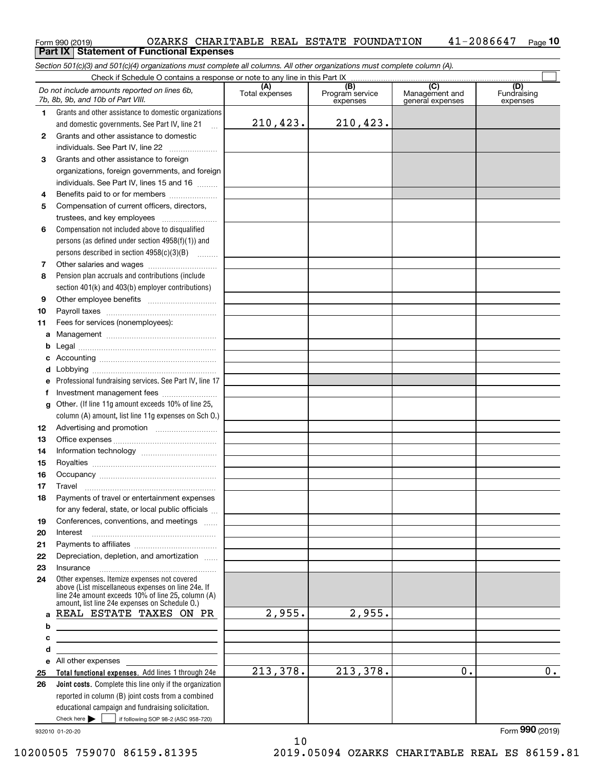Form 990 (2019) OZARKS CHARITABLE REAL ESTATE FOUNDATION 41-2086647 Page 10

## Part IX Statement of Functional Expenses

*Section 501(c)(3) and 501(c)(4) organizations must complete all columns. All other organizations must complete column (A).*

Check if Schedule O contains a response or note to any line in this Part IX ☐

| *Do not include amounts reported on lines 6b, 7b, 8b, 9b, and 10b of Part VIII.* | (A) Total expenses | (B) Program service expenses | (C) Management and general expenses | (D) Fundraising expenses |
|---|---|---|---|---|
| **1** Grants and other assistance to domestic organizations and domestic governments. See Part IV, line 21 | 210,423. | 210,423. | | |
| **2** Grants and other assistance to domestic individuals. See Part IV, line 22 | | | | |
| **3** Grants and other assistance to foreign organizations, foreign governments, and foreign individuals. See Part IV, lines 15 and 16 | | | | |
| **4** Benefits paid to or for members | | | | |
| **5** Compensation of current officers, directors, trustees, and key employees | | | | |
| **6** Compensation not included above to disqualified persons (as defined under section 4958(f)(1)) and persons described in section 4958(c)(3)(B) | | | | |
| **7** Other salaries and wages | | | | |
| **8** Pension plan accruals and contributions (include section 401(k) and 403(b) employer contributions) | | | | |
| **9** Other employee benefits | | | | |
| **10** Payroll taxes | | | | |
| **11** Fees for services (nonemployees): | | | | |
| **a** Management | | | | |
| **b** Legal | | | | |
| **c** Accounting | | | | |
| **d** Lobbying | | | | |
| **e** Professional fundraising services. See Part IV, line 17 | | | | |
| **f** Investment management fees | | | | |
| **g** Other. (If line 11g amount exceeds 10% of line 25, column (A) amount, list line 11g expenses on Sch O.) | | | | |
| **12** Advertising and promotion | | | | |
| **13** Office expenses | | | | |
| **14** Information technology | | | | |
| **15** Royalties | | | | |
| **16** Occupancy | | | | |
| **17** Travel | | | | |
| **18** Payments of travel or entertainment expenses for any federal, state, or local public officials | | | | |
| **19** Conferences, conventions, and meetings | | | | |
| **20** Interest | | | | |
| **21** Payments to affiliates | | | | |
| **22** Depreciation, depletion, and amortization | | | | |
| **23** Insurance | | | | |
| **24** Other expenses. Itemize expenses not covered above (List miscellaneous expenses on line 24e. If line 24e amount exceeds 10% of line 25, column (A) amount, list line 24e expenses on Schedule O.) | | | | |
| **a** REAL ESTATE TAXES ON PR | 2,955. | 2,955. | | |
| **b** | | | | |
| **c** | | | | |
| **d** | | | | |
| **e** All other expenses | | | | |
| **25 Total functional expenses.** Add lines 1 through 24e | 213,378. | 213,378. | 0. | 0. |
| **26 Joint costs.** Complete this line only if the organization reported in column (B) joint costs from a combined educational campaign and fundraising solicitation. Check here ☐ if following SOP 98-2 (ASC 958-720) | | | | |

932010 01-20-20

Form 990 (2019)

10200505 759070 86159.81395 2019.05094 OZARKS CHARITABLE REAL ES 86159.81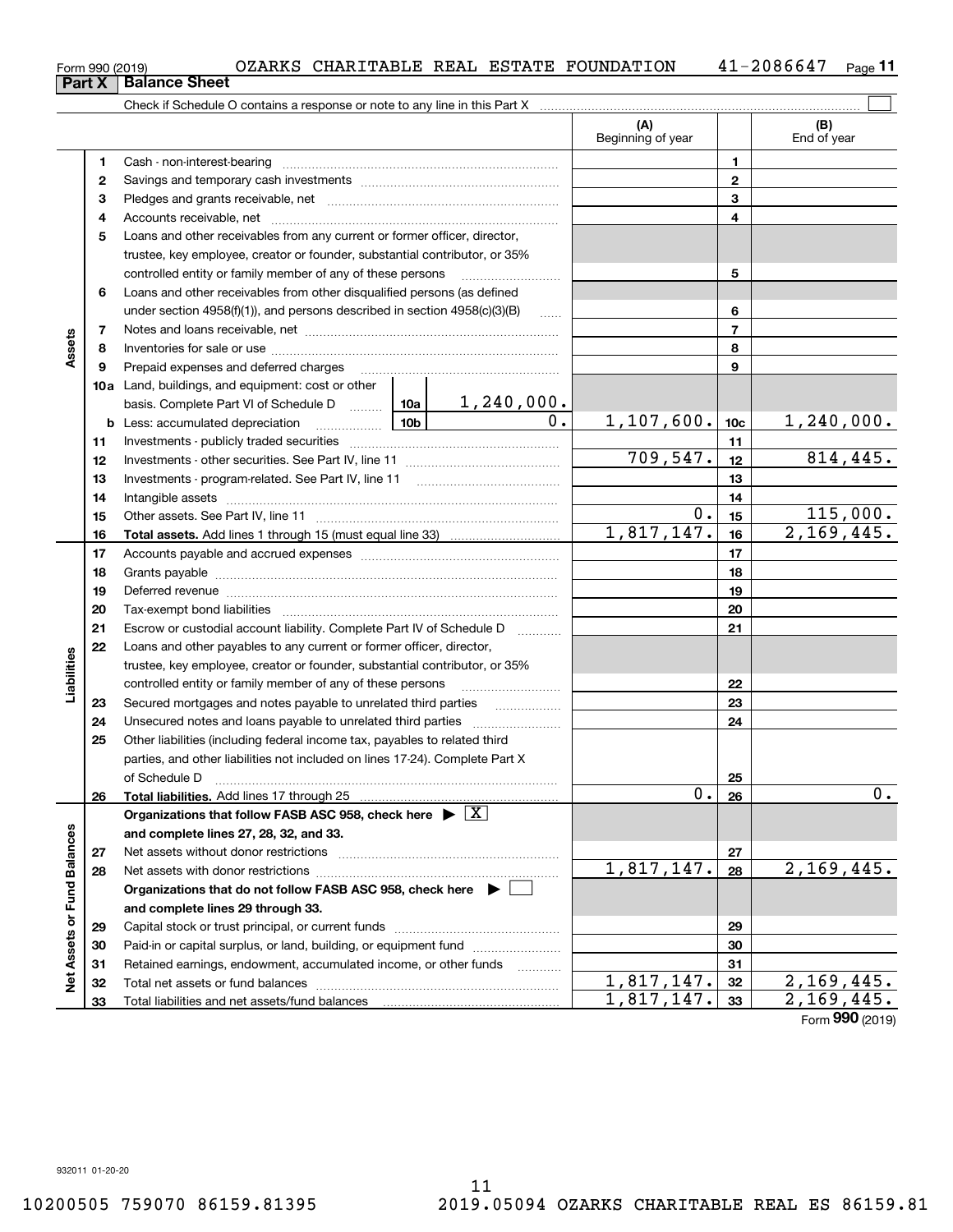Form 990 (2019) OZARKS CHARITABLE REAL ESTATE FOUNDATION 41-2086647

## Part X Balance Sheet

Check if Schedule O contains a response or note to any line in this Part X ☐

| | | | | (A) Beginning of year | | (B) End of year |
|---|---|---|---|---|---|---|
| **Assets** | 1 | Cash - non-interest-bearing | | | 1 | |
| | 2 | Savings and temporary cash investments | | | 2 | |
| | 3 | Pledges and grants receivable, net | | | 3 | |
| | 4 | Accounts receivable, net | | | 4 | |
| | 5 | Loans and other receivables from any current or former officer, director, trustee, key employee, creator or founder, substantial contributor, or 35% controlled entity or family member of any of these persons | | | 5 | |
| | 6 | Loans and other receivables from other disqualified persons (as defined under section 4958(f)(1)), and persons described in section 4958(c)(3)(B) | | | 6 | |
| | 7 | Notes and loans receivable, net | | | 7 | |
| | 8 | Inventories for sale or use | | | 8 | |
| | 9 | Prepaid expenses and deferred charges | | | 9 | |
| | 10a | Land, buildings, and equipment: cost or other basis. Complete Part VI of Schedule D | 10a 1,240,000. | | | |
| | b | Less: accumulated depreciation | 10b 0. | 1,107,600. | 10c | 1,240,000. |
| | 11 | Investments - publicly traded securities | | | 11 | |
| | 12 | Investments - other securities. See Part IV, line 11 | | 709,547. | 12 | 814,445. |
| | 13 | Investments - program-related. See Part IV, line 11 | | | 13 | |
| | 14 | Intangible assets | | | 14 | |
| | 15 | Other assets. See Part IV, line 11 | | 0. | 15 | 115,000. |
| | 16 | **Total assets.** Add lines 1 through 15 (must equal line 33) | | 1,817,147. | 16 | 2,169,445. |
| **Liabilities** | 17 | Accounts payable and accrued expenses | | | 17 | |
| | 18 | Grants payable | | | 18 | |
| | 19 | Deferred revenue | | | 19 | |
| | 20 | Tax-exempt bond liabilities | | | 20 | |
| | 21 | Escrow or custodial account liability. Complete Part IV of Schedule D | | | 21 | |
| | 22 | Loans and other payables to any current or former officer, director, trustee, key employee, creator or founder, substantial contributor, or 35% controlled entity or family member of any of these persons | | | 22 | |
| | 23 | Secured mortgages and notes payable to unrelated third parties | | | 23 | |
| | 24 | Unsecured notes and loans payable to unrelated third parties | | | 24 | |
| | 25 | Other liabilities (including federal income tax, payables to related third parties, and other liabilities not included on lines 17-24). Complete Part X of Schedule D | | | 25 | |
| | 26 | **Total liabilities.** Add lines 17 through 25 | | 0. | 26 | 0. |
| **Net Assets or Fund Balances** | | **Organizations that follow FASB ASC 958, check here ▶ ☒ and complete lines 27, 28, 32, and 33.** | | | | |
| | 27 | Net assets without donor restrictions | | | 27 | |
| | 28 | Net assets with donor restrictions | | 1,817,147. | 28 | 2,169,445. |
| | | **Organizations that do not follow FASB ASC 958, check here ▶ ☐ and complete lines 29 through 33.** | | | | |
| | 29 | Capital stock or trust principal, or current funds | | | 29 | |
| | 30 | Paid-in or capital surplus, or land, building, or equipment fund | | | 30 | |
| | 31 | Retained earnings, endowment, accumulated income, or other funds | | | 31 | |
| | 32 | Total net assets or fund balances | | 1,817,147. | 32 | 2,169,445. |
| | 33 | Total liabilities and net assets/fund balances | | 1,817,147. | 33 | 2,169,445. |

Form **990** (2019)

932011 01-20-20

10200505 759070 86159.81395 2019.05094 OZARKS CHARITABLE REAL ES 86159.81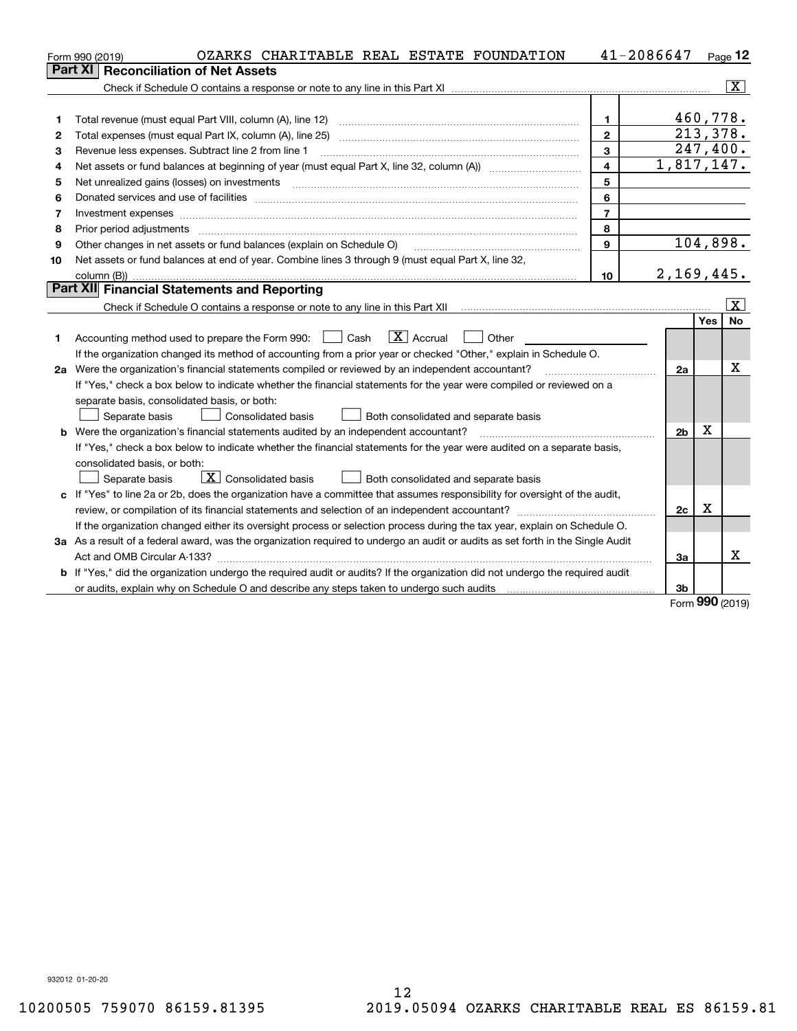Form 990 (2019) OZARKS CHARITABLE REAL ESTATE FOUNDATION 41-2086647 Page 12

## Part XI Reconciliation of Net Assets

Check if Schedule O contains a response or note to any line in this Part XI .......... [X]

| | | | |
|---|---|---|---|
| 1 | Total revenue (must equal Part VIII, column (A), line 12) | 1 | 460,778. |
| 2 | Total expenses (must equal Part IX, column (A), line 25) | 2 | 213,378. |
| 3 | Revenue less expenses. Subtract line 2 from line 1 | 3 | 247,400. |
| 4 | Net assets or fund balances at beginning of year (must equal Part X, line 32, column (A)) | 4 | 1,817,147. |
| 5 | Net unrealized gains (losses) on investments | 5 | |
| 6 | Donated services and use of facilities | 6 | |
| 7 | Investment expenses | 7 | |
| 8 | Prior period adjustments | 8 | |
| 9 | Other changes in net assets or fund balances (explain on Schedule O) | 9 | 104,898. |
| 10 | Net assets or fund balances at end of year. Combine lines 3 through 9 (must equal Part X, line 32, column (B)) | 10 | 2,169,445. |

## Part XII Financial Statements and Reporting

Check if Schedule O contains a response or note to any line in this Part XII .......... [X]

| | | | Yes | No |
|---|---|---|---|---|
| 1 | Accounting method used to prepare the Form 990: [ ] Cash [X] Accrual [ ] Other<br>If the organization changed its method of accounting from a prior year or checked "Other," explain in Schedule O. | | | |
| 2a | Were the organization's financial statements compiled or reviewed by an independent accountant?<br>If "Yes," check a box below to indicate whether the financial statements for the year were compiled or reviewed on a separate basis, consolidated basis, or both:<br>[ ] Separate basis [ ] Consolidated basis [ ] Both consolidated and separate basis | 2a | | X |
| b | Were the organization's financial statements audited by an independent accountant?<br>If "Yes," check a box below to indicate whether the financial statements for the year were audited on a separate basis, consolidated basis, or both:<br>[ ] Separate basis [X] Consolidated basis [ ] Both consolidated and separate basis | 2b | X | |
| c | If "Yes" to line 2a or 2b, does the organization have a committee that assumes responsibility for oversight of the audit, review, or compilation of its financial statements and selection of an independent accountant?<br>If the organization changed either its oversight process or selection process during the tax year, explain on Schedule O. | 2c | X | |
| 3a | As a result of a federal award, was the organization required to undergo an audit or audits as set forth in the Single Audit Act and OMB Circular A-133? | 3a | | X |
| b | If "Yes," did the organization undergo the required audit or audits? If the organization did not undergo the required audit or audits, explain why on Schedule O and describe any steps taken to undergo such audits | 3b | | |

Form 990 (2019)

932012 01-20-20

10200505 759070 86159.81395 2019.05094 OZARKS CHARITABLE REAL ES 86159.81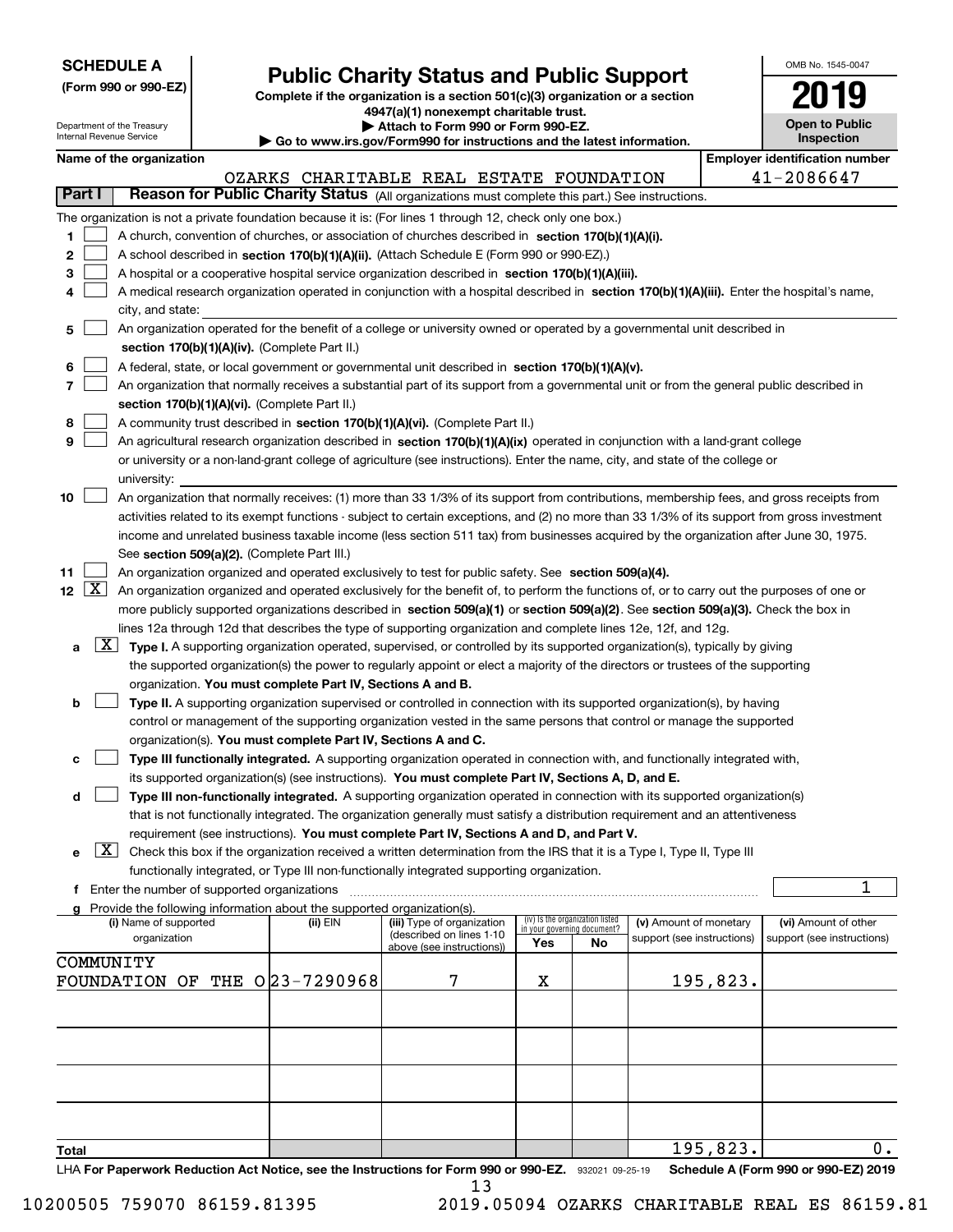**SCHEDULE A**
**(Form 990 or 990-EZ)**

Department of the Treasury
Internal Revenue Service

# Public Charity Status and Public Support

**Complete if the organization is a section 501(c)(3) organization or a section 4947(a)(1) nonexempt charitable trust.**
**▶ Attach to Form 990 or Form 990-EZ.**
**▶ Go to www.irs.gov/Form990 for instructions and the latest information.**

OMB No. 1545-0047
**2019**
**Open to Public Inspection**

**Name of the organization:** OZARKS CHARITABLE REAL ESTATE FOUNDATION
**Employer identification number:** 41-2086647

## Part I — Reason for Public Charity Status (All organizations must complete this part.) See instructions.

The organization is not a private foundation because it is: (For lines 1 through 12, check only one box.)

1. [ ] A church, convention of churches, or association of churches described in **section 170(b)(1)(A)(i).**
2. [ ] A school described in **section 170(b)(1)(A)(ii).** (Attach Schedule E (Form 990 or 990-EZ).)
3. [ ] A hospital or a cooperative hospital service organization described in **section 170(b)(1)(A)(iii).**
4. [ ] A medical research organization operated in conjunction with a hospital described in **section 170(b)(1)(A)(iii).** Enter the hospital's name, city, and state:
5. [ ] An organization operated for the benefit of a college or university owned or operated by a governmental unit described in **section 170(b)(1)(A)(iv).** (Complete Part II.)
6. [ ] A federal, state, or local government or governmental unit described in **section 170(b)(1)(A)(v).**
7. [ ] An organization that normally receives a substantial part of its support from a governmental unit or from the general public described in **section 170(b)(1)(A)(vi).** (Complete Part II.)
8. [ ] A community trust described in **section 170(b)(1)(A)(vi).** (Complete Part II.)
9. [ ] An agricultural research organization described in **section 170(b)(1)(A)(ix)** operated in conjunction with a land-grant college or university or a non-land-grant college of agriculture (see instructions). Enter the name, city, and state of the college or university:
10. [ ] An organization that normally receives: (1) more than 33 1/3% of its support from contributions, membership fees, and gross receipts from activities related to its exempt functions - subject to certain exceptions, and (2) no more than 33 1/3% of its support from gross investment income and unrelated business taxable income (less section 511 tax) from businesses acquired by the organization after June 30, 1975. See **section 509(a)(2).** (Complete Part III.)
11. [ ] An organization organized and operated exclusively to test for public safety. See **section 509(a)(4).**
12. [X] An organization organized and operated exclusively for the benefit of, to perform the functions of, or to carry out the purposes of one or more publicly supported organizations described in **section 509(a)(1)** or **section 509(a)(2)**. See **section 509(a)(3).** Check the box in lines 12a through 12d that describes the type of supporting organization and complete lines 12e, 12f, and 12g.
   - **a** [X] **Type I.** A supporting organization operated, supervised, or controlled by its supported organization(s), typically by giving the supported organization(s) the power to regularly appoint or elect a majority of the directors or trustees of the supporting organization. **You must complete Part IV, Sections A and B.**
   - **b** [ ] **Type II.** A supporting organization supervised or controlled in connection with its supported organization(s), by having control or management of the supporting organization vested in the same persons that control or manage the supported organization(s). **You must complete Part IV, Sections A and C.**
   - **c** [ ] **Type III functionally integrated.** A supporting organization operated in connection with, and functionally integrated with, its supported organization(s) (see instructions). **You must complete Part IV, Sections A, D, and E.**
   - **d** [ ] **Type III non-functionally integrated.** A supporting organization operated in connection with its supported organization(s) that is not functionally integrated. The organization generally must satisfy a distribution requirement and an attentiveness requirement (see instructions). **You must complete Part IV, Sections A and D, and Part V.**
   - **e** [X] Check this box if the organization received a written determination from the IRS that it is a Type I, Type II, Type III functionally integrated, or Type III non-functionally integrated supporting organization.
   - **f** Enter the number of supported organizations: 1
   - **g** Provide the following information about the supported organization(s).

| (i) Name of supported organization | (ii) EIN | (iii) Type of organization (described on lines 1-10 above (see instructions)) | (iv) Is the organization listed in your governing document? Yes | No | (v) Amount of monetary support (see instructions) | (vi) Amount of other support (see instructions) |
|---|---|---|---|---|---|---|
| COMMUNITY FOUNDATION OF THE O | 23-7290968 | 7 | X | | 195,823. | |
| | | | | | | |
| | | | | | | |
| | | | | | | |
| | | | | | | |
| **Total** | | | | | 195,823. | 0. |

LHA **For Paperwork Reduction Act Notice, see the Instructions for Form 990 or 990-EZ.** 932021 09-25-19 **Schedule A (Form 990 or 990-EZ) 2019**

10200505 759070 86159.81395 2019.05094 OZARKS CHARITABLE REAL ES 86159.81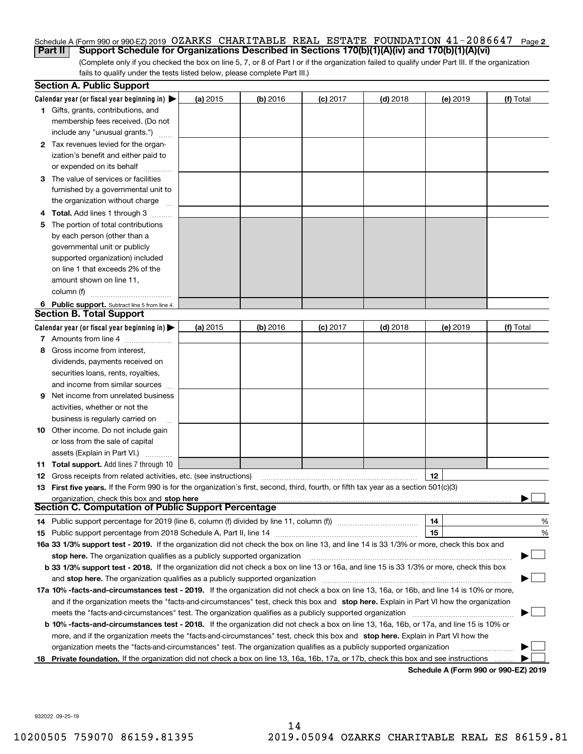Schedule A (Form 990 or 990-EZ) 2019 OZARKS CHARITABLE REAL ESTATE FOUNDATION 41-2086647 Page 2

**Part II** **Support Schedule for Organizations Described in Sections 170(b)(1)(A)(iv) and 170(b)(1)(A)(vi)**

(Complete only if you checked the box on line 5, 7, or 8 of Part I or if the organization failed to qualify under Part III. If the organization fails to qualify under the tests listed below, please complete Part III.)

## Section A. Public Support

| Calendar year (or fiscal year beginning in) ▶ | (a) 2015 | (b) 2016 | (c) 2017 | (d) 2018 | (e) 2019 | (f) Total |
|---|---|---|---|---|---|---|
| **1** Gifts, grants, contributions, and membership fees received. (Do not include any "unusual grants.") | | | | | | |
| **2** Tax revenues levied for the organization's benefit and either paid to or expended on its behalf | | | | | | |
| **3** The value of services or facilities furnished by a governmental unit to the organization without charge | | | | | | |
| **4 Total.** Add lines 1 through 3 | | | | | | |
| **5** The portion of total contributions by each person (other than a governmental unit or publicly supported organization) included on line 1 that exceeds 2% of the amount shown on line 11, column (f) | | | | | | |
| **6 Public support.** Subtract line 5 from line 4. | | | | | | |

## Section B. Total Support

| Calendar year (or fiscal year beginning in) ▶ | (a) 2015 | (b) 2016 | (c) 2017 | (d) 2018 | (e) 2019 | (f) Total |
|---|---|---|---|---|---|---|
| **7** Amounts from line 4 | | | | | | |
| **8** Gross income from interest, dividends, payments received on securities loans, rents, royalties, and income from similar sources | | | | | | |
| **9** Net income from unrelated business activities, whether or not the business is regularly carried on | | | | | | |
| **10** Other income. Do not include gain or loss from the sale of capital assets (Explain in Part VI.) | | | | | | |
| **11 Total support.** Add lines 7 through 10 | | | | | | |

**12** Gross receipts from related activities, etc. (see instructions) **12**

**13 First five years.** If the Form 990 is for the organization's first, second, third, fourth, or fifth tax year as a section 501(c)(3) organization, check this box and **stop here** ▶ ☐

## Section C. Computation of Public Support Percentage

**14** Public support percentage for 2019 (line 6, column (f) divided by line 11, column (f)) **14** %

**15** Public support percentage from 2018 Schedule A, Part II, line 14 **15** %

**16a 33 1/3% support test - 2019.** If the organization did not check the box on line 13, and line 14 is 33 1/3% or more, check this box and **stop here.** The organization qualifies as a publicly supported organization ▶ ☐

**b 33 1/3% support test - 2018.** If the organization did not check a box on line 13 or 16a, and line 15 is 33 1/3% or more, check this box and **stop here.** The organization qualifies as a publicly supported organization ▶ ☐

**17a 10% -facts-and-circumstances test - 2019.** If the organization did not check a box on line 13, 16a, or 16b, and line 14 is 10% or more, and if the organization meets the "facts-and-circumstances" test, check this box and **stop here.** Explain in Part VI how the organization meets the "facts-and-circumstances" test. The organization qualifies as a publicly supported organization ▶ ☐

**b 10% -facts-and-circumstances test - 2018.** If the organization did not check a box on line 13, 16a, 16b, or 17a, and line 15 is 10% or more, and if the organization meets the "facts-and-circumstances" test, check this box and **stop here.** Explain in Part VI how the organization meets the "facts-and-circumstances" test. The organization qualifies as a publicly supported organization ▶ ☐

**18 Private foundation.** If the organization did not check a box on line 13, 16a, 16b, 17a, or 17b, check this box and see instructions ▶ ☐

**Schedule A (Form 990 or 990-EZ) 2019**

932022 09-25-19

10200505 759070 86159.81395 2019.05094 OZARKS CHARITABLE REAL ES 86159.81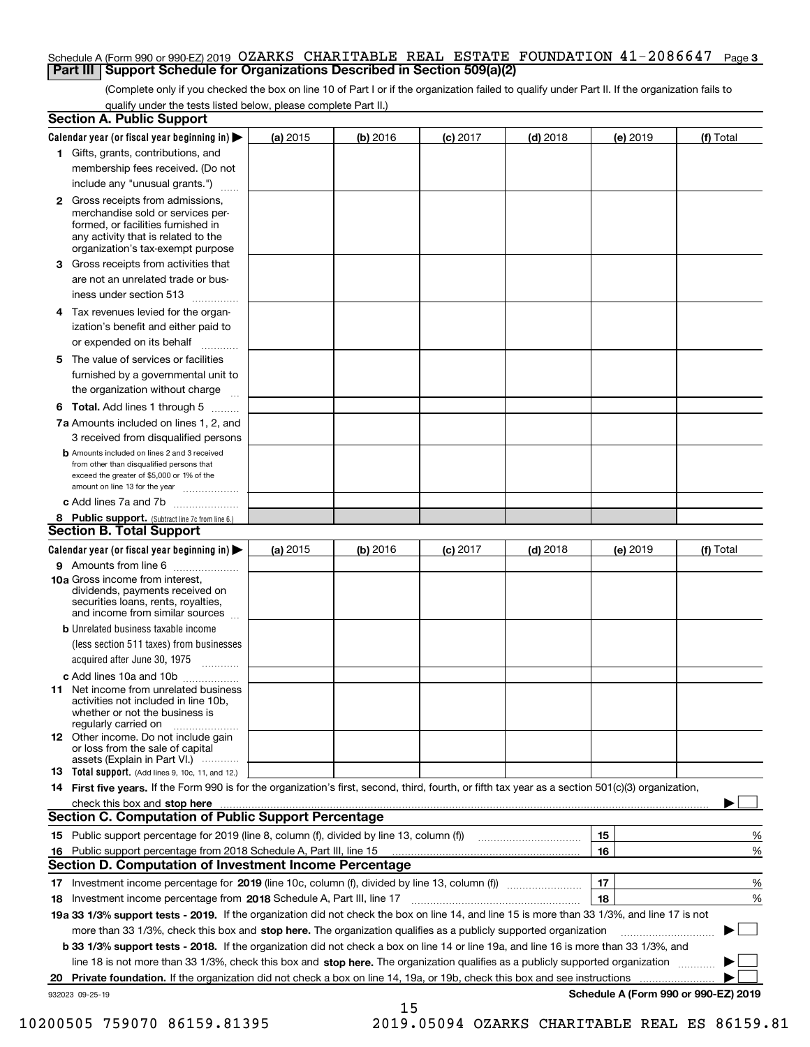Schedule A (Form 990 or 990-EZ) 2019 OZARKS CHARITABLE REAL ESTATE FOUNDATION 41-2086647 Page **3**

## Part III Support Schedule for Organizations Described in Section 509(a)(2)

(Complete only if you checked the box on line 10 of Part I or if the organization failed to qualify under Part II. If the organization fails to qualify under the tests listed below, please complete Part II.)

### Section A. Public Support

| Calendar year (or fiscal year beginning in) ▶ | (a) 2015 | (b) 2016 | (c) 2017 | (d) 2018 | (e) 2019 | (f) Total |
|---|---|---|---|---|---|---|
| **1** Gifts, grants, contributions, and membership fees received. (Do not include any "unusual grants.") | | | | | | |
| **2** Gross receipts from admissions, merchandise sold or services performed, or facilities furnished in any activity that is related to the organization's tax-exempt purpose | | | | | | |
| **3** Gross receipts from activities that are not an unrelated trade or business under section 513 | | | | | | |
| **4** Tax revenues levied for the organization's benefit and either paid to or expended on its behalf | | | | | | |
| **5** The value of services or facilities furnished by a governmental unit to the organization without charge | | | | | | |
| **6 Total.** Add lines 1 through 5 | | | | | | |
| **7a** Amounts included on lines 1, 2, and 3 received from disqualified persons | | | | | | |
| **b** Amounts included on lines 2 and 3 received from other than disqualified persons that exceed the greater of $5,000 or 1% of the amount on line 13 for the year | | | | | | |
| **c** Add lines 7a and 7b | | | | | | |
| **8 Public support.** (Subtract line 7c from line 6.) | | | | | | |

### Section B. Total Support

| Calendar year (or fiscal year beginning in) ▶ | (a) 2015 | (b) 2016 | (c) 2017 | (d) 2018 | (e) 2019 | (f) Total |
|---|---|---|---|---|---|---|
| **9** Amounts from line 6 | | | | | | |
| **10a** Gross income from interest, dividends, payments received on securities loans, rents, royalties, and income from similar sources | | | | | | |
| **b** Unrelated business taxable income (less section 511 taxes) from businesses acquired after June 30, 1975 | | | | | | |
| **c** Add lines 10a and 10b | | | | | | |
| **11** Net income from unrelated business activities not included in line 10b, whether or not the business is regularly carried on | | | | | | |
| **12** Other income. Do not include gain or loss from the sale of capital assets (Explain in Part VI.) | | | | | | |
| **13 Total support.** (Add lines 9, 10c, 11, and 12.) | | | | | | |

**14 First five years.** If the Form 990 is for the organization's first, second, third, fourth, or fifth tax year as a section 501(c)(3) organization, check this box and **stop here** ▶ ☐

### Section C. Computation of Public Support Percentage

| | | | |
|---|---|---|---|
| **15** | Public support percentage for 2019 (line 8, column (f), divided by line 13, column (f)) | **15** | % |
| **16** | Public support percentage from 2018 Schedule A, Part III, line 15 | **16** | % |

### Section D. Computation of Investment Income Percentage

| | | | |
|---|---|---|---|
| **17** | Investment income percentage for **2019** (line 10c, column (f), divided by line 13, column (f)) | **17** | % |
| **18** | Investment income percentage from **2018** Schedule A, Part III, line 17 | **18** | % |

**19a 33 1/3% support tests - 2019.** If the organization did not check the box on line 14, and line 15 is more than 33 1/3%, and line 17 is not more than 33 1/3%, check this box and **stop here.** The organization qualifies as a publicly supported organization ▶ ☐

**b 33 1/3% support tests - 2018.** If the organization did not check a box on line 14 or line 19a, and line 16 is more than 33 1/3%, and line 18 is not more than 33 1/3%, check this box and **stop here.** The organization qualifies as a publicly supported organization ▶ ☐

**20 Private foundation.** If the organization did not check a box on line 14, 19a, or 19b, check this box and see instructions ▶ ☐

932023 09-25-19 **Schedule A (Form 990 or 990-EZ) 2019**

10200505 759070 86159.81395 2019.05094 OZARKS CHARITABLE REAL ES 86159.81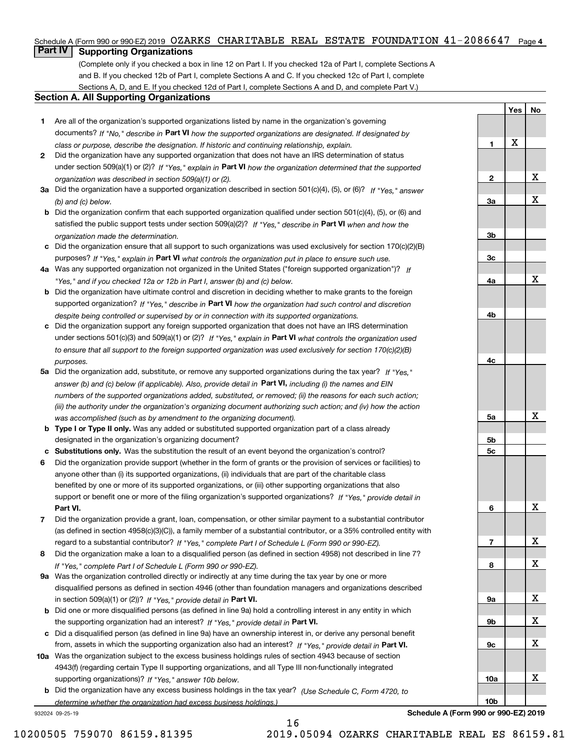Schedule A (Form 990 or 990-EZ) 2019 OZARKS CHARITABLE REAL ESTATE FOUNDATION 41-2086647 Page 4

## Part IV Supporting Organizations

(Complete only if you checked a box in line 12 on Part I. If you checked 12a of Part I, complete Sections A and B. If you checked 12b of Part I, complete Sections A and C. If you checked 12c of Part I, complete Sections A, D, and E. If you checked 12d of Part I, complete Sections A and D, and complete Part V.)

### Section A. All Supporting Organizations

| | Question | Line | Yes | No |
|---|---|---|---|---|
| 1 | Are all of the organization's supported organizations listed by name in the organization's governing documents? *If "No," describe in* **Part VI** *how the supported organizations are designated. If designated by class or purpose, describe the designation. If historic and continuing relationship, explain.* | 1 | X | |
| 2 | Did the organization have any supported organization that does not have an IRS determination of status under section 509(a)(1) or (2)? *If "Yes," explain in* **Part VI** *how the organization determined that the supported organization was described in section 509(a)(1) or (2).* | 2 | | X |
| 3a | Did the organization have a supported organization described in section 501(c)(4), (5), or (6)? *If "Yes," answer (b) and (c) below.* | 3a | | X |
| b | Did the organization confirm that each supported organization qualified under section 501(c)(4), (5), or (6) and satisfied the public support tests under section 509(a)(2)? *If "Yes," describe in* **Part VI** *when and how the organization made the determination.* | 3b | | |
| c | Did the organization ensure that all support to such organizations was used exclusively for section 170(c)(2)(B) purposes? *If "Yes," explain in* **Part VI** *what controls the organization put in place to ensure such use.* | 3c | | |
| 4a | Was any supported organization not organized in the United States ("foreign supported organization")? *If "Yes," and if you checked 12a or 12b in Part I, answer (b) and (c) below.* | 4a | | X |
| b | Did the organization have ultimate control and discretion in deciding whether to make grants to the foreign supported organization? *If "Yes," describe in* **Part VI** *how the organization had such control and discretion despite being controlled or supervised by or in connection with its supported organizations.* | 4b | | |
| c | Did the organization support any foreign supported organization that does not have an IRS determination under sections 501(c)(3) and 509(a)(1) or (2)? *If "Yes," explain in* **Part VI** *what controls the organization used to ensure that all support to the foreign supported organization was used exclusively for section 170(c)(2)(B) purposes.* | 4c | | |
| 5a | Did the organization add, substitute, or remove any supported organizations during the tax year? *If "Yes," answer (b) and (c) below (if applicable). Also, provide detail in* **Part VI,** *including (i) the names and EIN numbers of the supported organizations added, substituted, or removed; (ii) the reasons for each such action; (iii) the authority under the organization's organizing document authorizing such action; and (iv) how the action was accomplished (such as by amendment to the organizing document).* | 5a | | X |
| b | **Type I or Type II only.** Was any added or substituted supported organization part of a class already designated in the organization's organizing document? | 5b | | |
| c | **Substitutions only.** Was the substitution the result of an event beyond the organization's control? | 5c | | |
| 6 | Did the organization provide support (whether in the form of grants or the provision of services or facilities) to anyone other than (i) its supported organizations, (ii) individuals that are part of the charitable class benefited by one or more of its supported organizations, or (iii) other supporting organizations that also support or benefit one or more of the filing organization's supported organizations? *If "Yes," provide detail in* **Part VI.** | 6 | | X |
| 7 | Did the organization provide a grant, loan, compensation, or other similar payment to a substantial contributor (as defined in section 4958(c)(3)(C)), a family member of a substantial contributor, or a 35% controlled entity with regard to a substantial contributor? *If "Yes," complete Part I of Schedule L (Form 990 or 990-EZ).* | 7 | | X |
| 8 | Did the organization make a loan to a disqualified person (as defined in section 4958) not described in line 7? *If "Yes," complete Part I of Schedule L (Form 990 or 990-EZ).* | 8 | | X |
| 9a | Was the organization controlled directly or indirectly at any time during the tax year by one or more disqualified persons as defined in section 4946 (other than foundation managers and organizations described in section 509(a)(1) or (2))? *If "Yes," provide detail in* **Part VI.** | 9a | | X |
| b | Did one or more disqualified persons (as defined in line 9a) hold a controlling interest in any entity in which the supporting organization had an interest? *If "Yes," provide detail in* **Part VI.** | 9b | | X |
| c | Did a disqualified person (as defined in line 9a) have an ownership interest in, or derive any personal benefit from, assets in which the supporting organization also had an interest? *If "Yes," provide detail in* **Part VI.** | 9c | | X |
| 10a | Was the organization subject to the excess business holdings rules of section 4943 because of section 4943(f) (regarding certain Type II supporting organizations, and all Type III non-functionally integrated supporting organizations)? *If "Yes," answer 10b below.* | 10a | | X |
| b | Did the organization have any excess business holdings in the tax year? *(Use Schedule C, Form 4720, to determine whether the organization had excess business holdings.)* | 10b | | |

932024 09-25-19 **Schedule A (Form 990 or 990-EZ) 2019**

10200505 759070 86159.81395 2019.05094 OZARKS CHARITABLE REAL ES 86159.81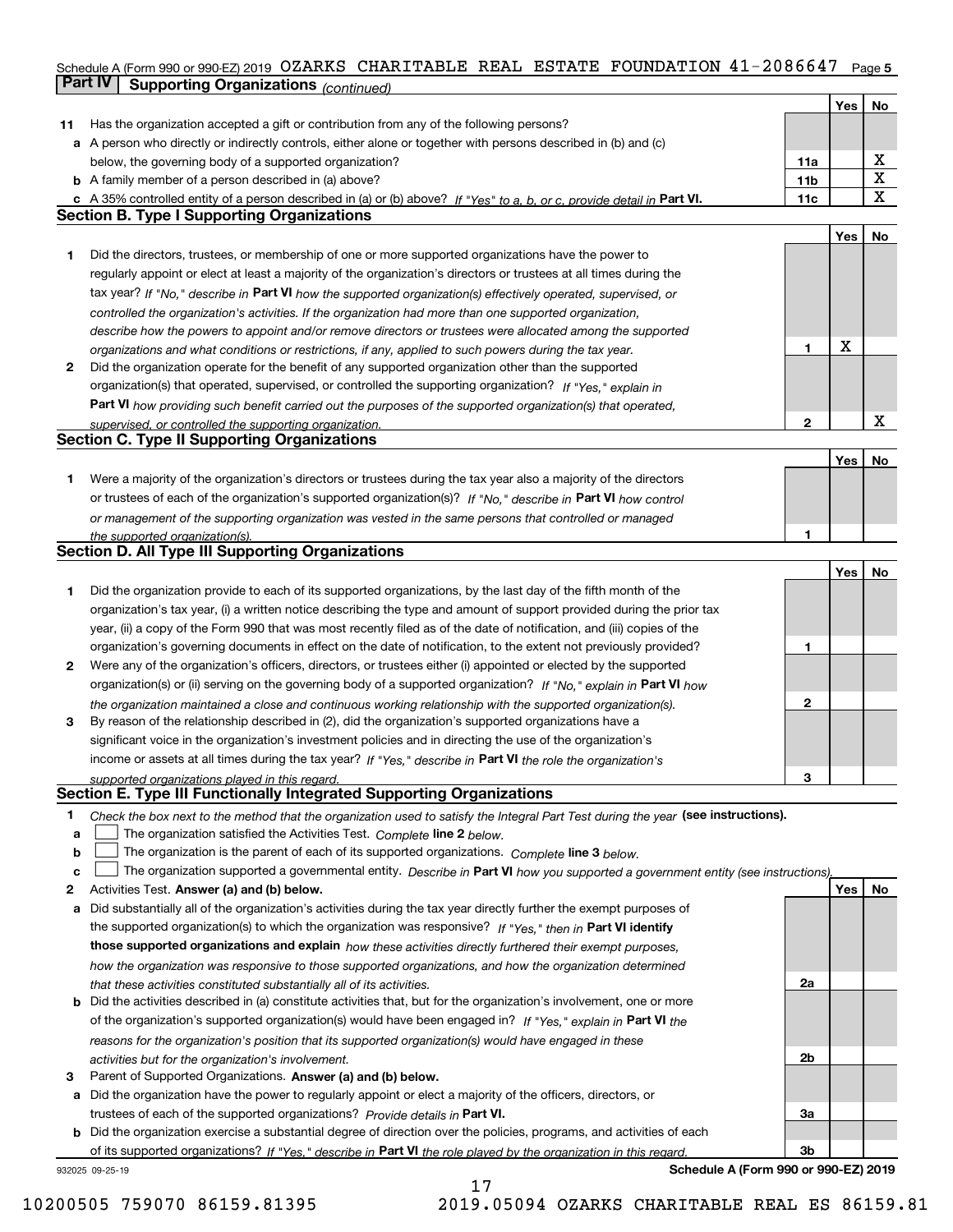Schedule A (Form 990 or 990-EZ) 2019 OZARKS CHARITABLE REAL ESTATE FOUNDATION 41-2086647 Page 5

## Part IV Supporting Organizations *(continued)*

| | | | Yes | No |
|---|---|---|---|---|
| **11** | Has the organization accepted a gift or contribution from any of the following persons? | | | |
| **a** | A person who directly or indirectly controls, either alone or together with persons described in (b) and (c) below, the governing body of a supported organization? | 11a | | X |
| **b** | A family member of a person described in (a) above? | 11b | | X |
| **c** | A 35% controlled entity of a person described in (a) or (b) above? *If "Yes" to a, b, or c, provide detail in* **Part VI.** | 11c | | X |

### Section B. Type I Supporting Organizations

| | | | Yes | No |
|---|---|---|---|---|
| **1** | Did the directors, trustees, or membership of one or more supported organizations have the power to regularly appoint or elect at least a majority of the organization's directors or trustees at all times during the tax year? *If "No," describe in* **Part VI** *how the supported organization(s) effectively operated, supervised, or controlled the organization's activities. If the organization had more than one supported organization, describe how the powers to appoint and/or remove directors or trustees were allocated among the supported organizations and what conditions or restrictions, if any, applied to such powers during the tax year.* | 1 | X | |
| **2** | Did the organization operate for the benefit of any supported organization other than the supported organization(s) that operated, supervised, or controlled the supporting organization? *If "Yes," explain in* **Part VI** *how providing such benefit carried out the purposes of the supported organization(s) that operated, supervised, or controlled the supporting organization.* | 2 | | X |

### Section C. Type II Supporting Organizations

| | | | Yes | No |
|---|---|---|---|---|
| **1** | Were a majority of the organization's directors or trustees during the tax year also a majority of the directors or trustees of each of the organization's supported organization(s)? *If "No," describe in* **Part VI** *how control or management of the supporting organization was vested in the same persons that controlled or managed the supported organization(s).* | 1 | | |

### Section D. All Type III Supporting Organizations

| | | | Yes | No |
|---|---|---|---|---|
| **1** | Did the organization provide to each of its supported organizations, by the last day of the fifth month of the organization's tax year, (i) a written notice describing the type and amount of support provided during the prior tax year, (ii) a copy of the Form 990 that was most recently filed as of the date of notification, and (iii) copies of the organization's governing documents in effect on the date of notification, to the extent not previously provided? | 1 | | |
| **2** | Were any of the organization's officers, directors, or trustees either (i) appointed or elected by the supported organization(s) or (ii) serving on the governing body of a supported organization? *If "No," explain in* **Part VI** *how the organization maintained a close and continuous working relationship with the supported organization(s).* | 2 | | |
| **3** | By reason of the relationship described in (2), did the organization's supported organizations have a significant voice in the organization's investment policies and in directing the use of the organization's income or assets at all times during the tax year? *If "Yes," describe in* **Part VI** *the role the organization's supported organizations played in this regard.* | 3 | | |

### Section E. Type III Functionally Integrated Supporting Organizations

**1** *Check the box next to the method that the organization used to satisfy the Integral Part Test during the year* **(see instructions).**

- **a** ☐ The organization satisfied the Activities Test. *Complete* **line 2** *below.*
- **b** ☐ The organization is the parent of each of its supported organizations. *Complete* **line 3** *below.*
- **c** ☐ The organization supported a governmental entity. *Describe in* **Part VI** *how you supported a government entity (see instructions).*

| | | | Yes | No |
|---|---|---|---|---|
| **2** | Activities Test. **Answer (a) and (b) below.** | | | |
| **a** | Did substantially all of the organization's activities during the tax year directly further the exempt purposes of the supported organization(s) to which the organization was responsive? *If "Yes," then in* **Part VI identify those supported organizations and explain** *how these activities directly furthered their exempt purposes, how the organization was responsive to those supported organizations, and how the organization determined that these activities constituted substantially all of its activities.* | 2a | | |
| **b** | Did the activities described in (a) constitute activities that, but for the organization's involvement, one or more of the organization's supported organization(s) would have been engaged in? *If "Yes," explain in* **Part VI** *the reasons for the organization's position that its supported organization(s) would have engaged in these activities but for the organization's involvement.* | 2b | | |
| **3** | Parent of Supported Organizations. **Answer (a) and (b) below.** | | | |
| **a** | Did the organization have the power to regularly appoint or elect a majority of the officers, directors, or trustees of each of the supported organizations? *Provide details in* **Part VI.** | 3a | | |
| **b** | Did the organization exercise a substantial degree of direction over the policies, programs, and activities of each of its supported organizations? *If "Yes," describe in* **Part VI** *the role played by the organization in this regard.* | 3b | | |

932025 09-25-19 **Schedule A (Form 990 or 990-EZ) 2019**

10200505 759070 86159.81395 2019.05094 OZARKS CHARITABLE REAL ES 86159.81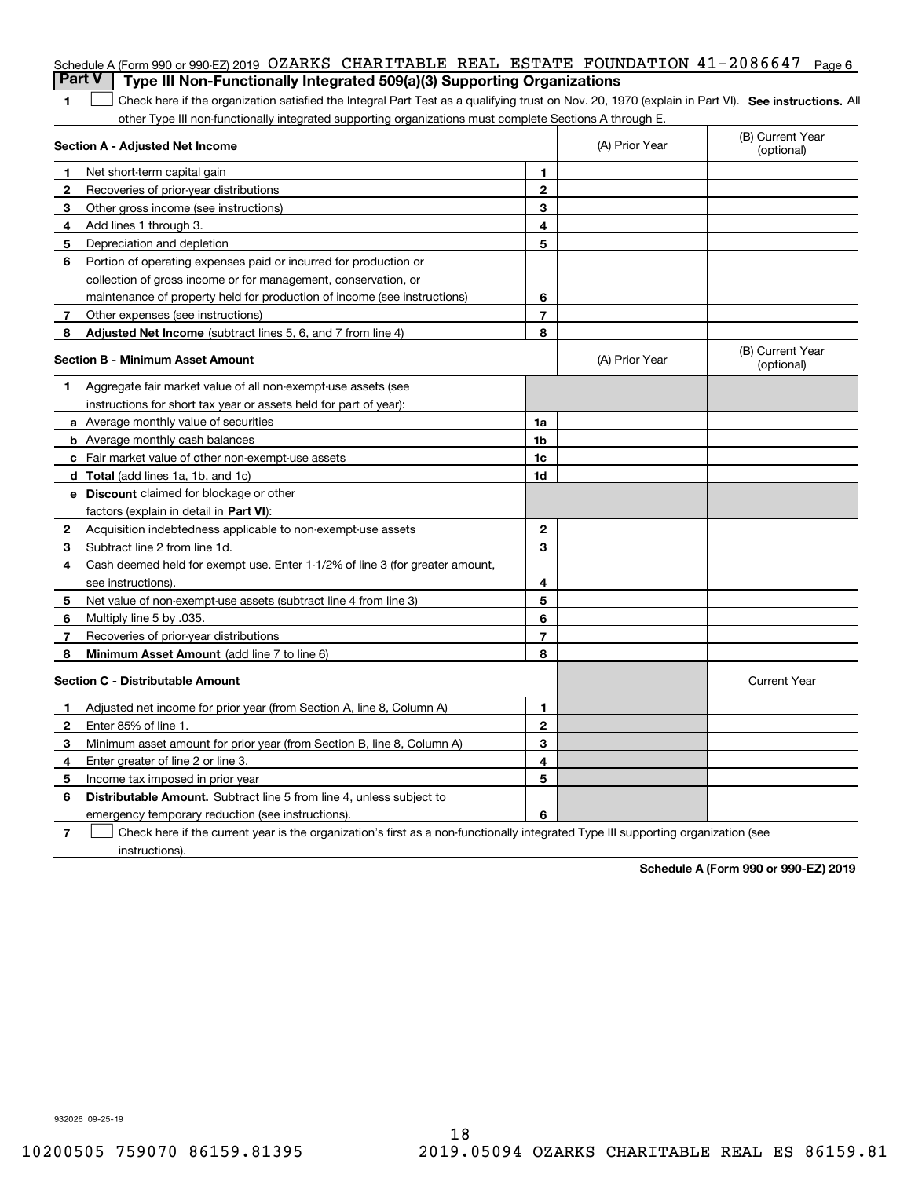Schedule A (Form 990 or 990-EZ) 2019 OZARKS CHARITABLE REAL ESTATE FOUNDATION 41-2086647 Page 6

## Part V | Type III Non-Functionally Integrated 509(a)(3) Supporting Organizations

**1** ☐ Check here if the organization satisfied the Integral Part Test as a qualifying trust on Nov. 20, 1970 (explain in Part VI). **See instructions.** All other Type III non-functionally integrated supporting organizations must complete Sections A through E.

| **Section A - Adjusted Net Income** | | | (A) Prior Year | (B) Current Year (optional) |
|---|---|---|---|---|
| 1 | Net short-term capital gain | 1 | | |
| 2 | Recoveries of prior-year distributions | 2 | | |
| 3 | Other gross income (see instructions) | 3 | | |
| 4 | Add lines 1 through 3. | 4 | | |
| 5 | Depreciation and depletion | 5 | | |
| 6 | Portion of operating expenses paid or incurred for production or collection of gross income or for management, conservation, or maintenance of property held for production of income (see instructions) | 6 | | |
| 7 | Other expenses (see instructions) | 7 | | |
| 8 | **Adjusted Net Income** (subtract lines 5, 6, and 7 from line 4) | 8 | | |

| **Section B - Minimum Asset Amount** | | | (A) Prior Year | (B) Current Year (optional) |
|---|---|---|---|---|
| 1 | Aggregate fair market value of all non-exempt-use assets (see instructions for short tax year or assets held for part of year): | | | |
| a | Average monthly value of securities | 1a | | |
| b | Average monthly cash balances | 1b | | |
| c | Fair market value of other non-exempt-use assets | 1c | | |
| d | **Total** (add lines 1a, 1b, and 1c) | 1d | | |
| e | **Discount** claimed for blockage or other factors (explain in detail in **Part VI**): | | | |
| 2 | Acquisition indebtedness applicable to non-exempt-use assets | 2 | | |
| 3 | Subtract line 2 from line 1d. | 3 | | |
| 4 | Cash deemed held for exempt use. Enter 1-1/2% of line 3 (for greater amount, see instructions). | 4 | | |
| 5 | Net value of non-exempt-use assets (subtract line 4 from line 3) | 5 | | |
| 6 | Multiply line 5 by .035. | 6 | | |
| 7 | Recoveries of prior-year distributions | 7 | | |
| 8 | **Minimum Asset Amount** (add line 7 to line 6) | 8 | | |

| **Section C - Distributable Amount** | | | | Current Year |
|---|---|---|---|---|
| 1 | Adjusted net income for prior year (from Section A, line 8, Column A) | 1 | | |
| 2 | Enter 85% of line 1. | 2 | | |
| 3 | Minimum asset amount for prior year (from Section B, line 8, Column A) | 3 | | |
| 4 | Enter greater of line 2 or line 3. | 4 | | |
| 5 | Income tax imposed in prior year | 5 | | |
| 6 | **Distributable Amount.** Subtract line 5 from line 4, unless subject to emergency temporary reduction (see instructions). | 6 | | |

**7** ☐ Check here if the current year is the organization's first as a non-functionally integrated Type III supporting organization (see instructions).

**Schedule A (Form 990 or 990-EZ) 2019**

932026 09-25-19

10200505 759070 86159.81395 2019.05094 OZARKS CHARITABLE REAL ES 86159.81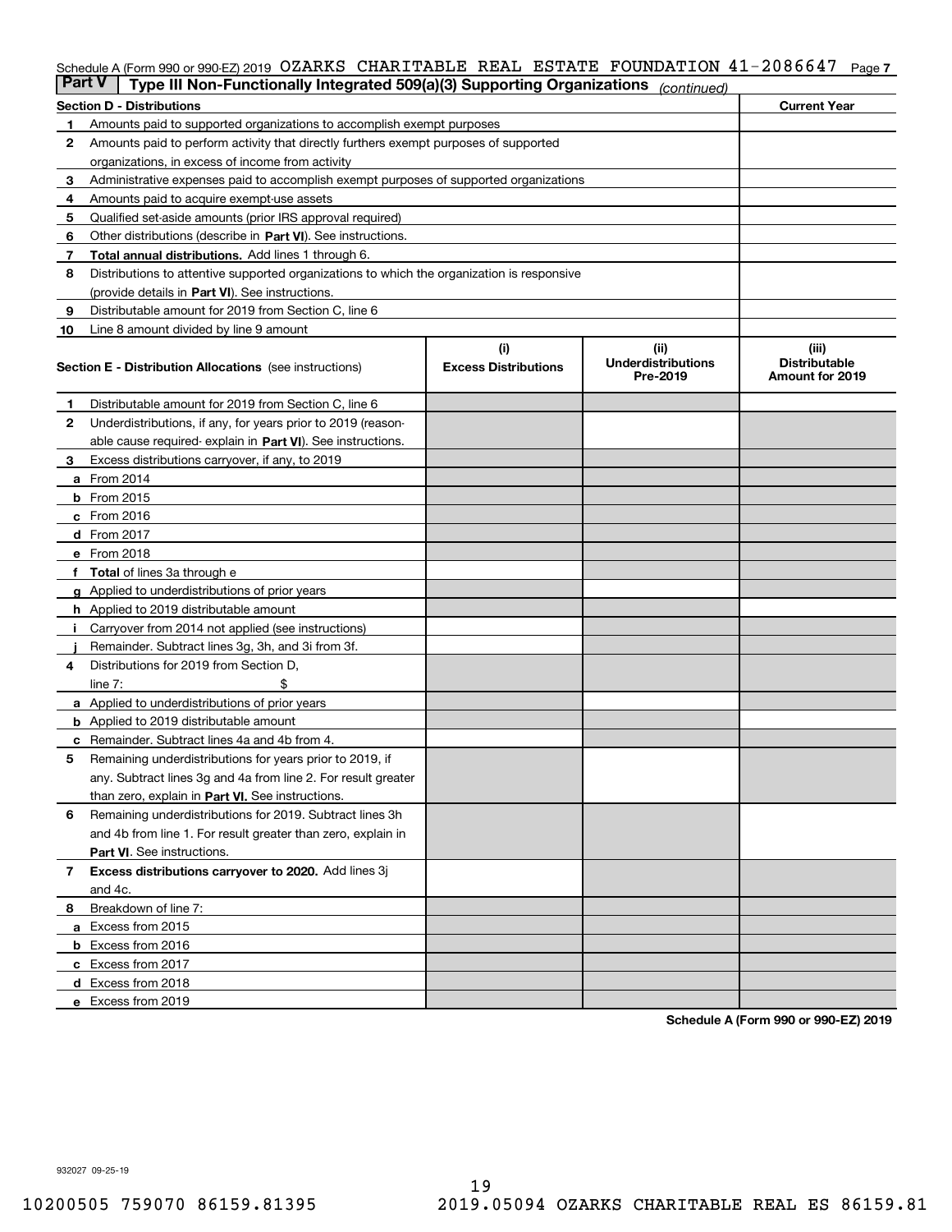Schedule A (Form 990 or 990-EZ) 2019 OZARKS CHARITABLE REAL ESTATE FOUNDATION 41-2086647 Page 7

## Part V | Type III Non-Functionally Integrated 509(a)(3) Supporting Organizations *(continued)*

| Section D - Distributions | | Current Year |
|---|---|---|
| 1 | Amounts paid to supported organizations to accomplish exempt purposes | |
| 2 | Amounts paid to perform activity that directly furthers exempt purposes of supported organizations, in excess of income from activity | |
| 3 | Administrative expenses paid to accomplish exempt purposes of supported organizations | |
| 4 | Amounts paid to acquire exempt-use assets | |
| 5 | Qualified set-aside amounts (prior IRS approval required) | |
| 6 | Other distributions (describe in **Part VI**). See instructions. | |
| 7 | **Total annual distributions.** Add lines 1 through 6. | |
| 8 | Distributions to attentive supported organizations to which the organization is responsive (provide details in **Part VI**). See instructions. | |
| 9 | Distributable amount for 2019 from Section C, line 6 | |
| 10 | Line 8 amount divided by line 9 amount | |

| Section E - Distribution Allocations (see instructions) | (i) Excess Distributions | (ii) Underdistributions Pre-2019 | (iii) Distributable Amount for 2019 |
|---|---|---|---|
| **1** Distributable amount for 2019 from Section C, line 6 | | | |
| **2** Underdistributions, if any, for years prior to 2019 (reasonable cause required- explain in **Part VI**). See instructions. | | | |
| **3** Excess distributions carryover, if any, to 2019 | | | |
| **a** From 2014 | | | |
| **b** From 2015 | | | |
| **c** From 2016 | | | |
| **d** From 2017 | | | |
| **e** From 2018 | | | |
| **f** **Total** of lines 3a through e | | | |
| **g** Applied to underdistributions of prior years | | | |
| **h** Applied to 2019 distributable amount | | | |
| **i** Carryover from 2014 not applied (see instructions) | | | |
| **j** Remainder. Subtract lines 3g, 3h, and 3i from 3f. | | | |
| **4** Distributions for 2019 from Section D, line 7: $ | | | |
| **a** Applied to underdistributions of prior years | | | |
| **b** Applied to 2019 distributable amount | | | |
| **c** Remainder. Subtract lines 4a and 4b from 4. | | | |
| **5** Remaining underdistributions for years prior to 2019, if any. Subtract lines 3g and 4a from line 2. For result greater than zero, explain in **Part VI.** See instructions. | | | |
| **6** Remaining underdistributions for 2019. Subtract lines 3h and 4b from line 1. For result greater than zero, explain in **Part VI**. See instructions. | | | |
| **7** **Excess distributions carryover to 2020.** Add lines 3j and 4c. | | | |
| **8** Breakdown of line 7: | | | |
| **a** Excess from 2015 | | | |
| **b** Excess from 2016 | | | |
| **c** Excess from 2017 | | | |
| **d** Excess from 2018 | | | |
| **e** Excess from 2019 | | | |

**Schedule A (Form 990 or 990-EZ) 2019**

932027 09-25-19

10200505 759070 86159.81395 2019.05094 OZARKS CHARITABLE REAL ES 86159.81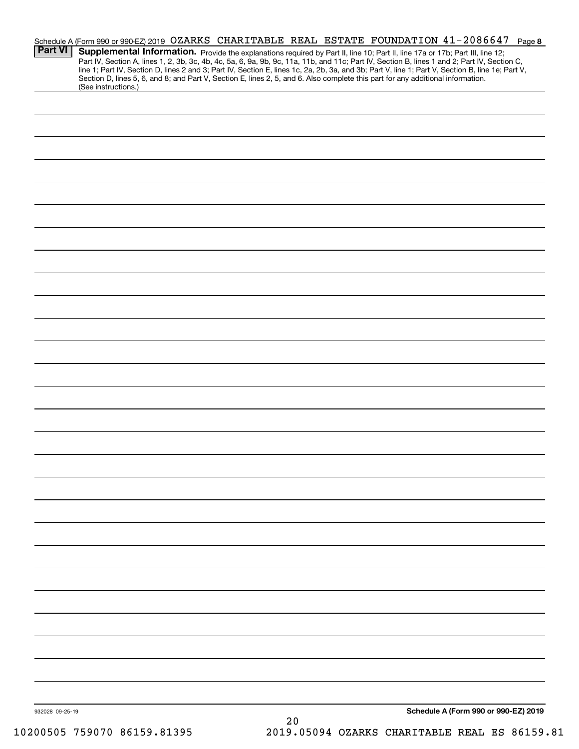Schedule A (Form 990 or 990-EZ) 2019 OZARKS CHARITABLE REAL ESTATE FOUNDATION 41-2086647 Page 8

**Part VI** **Supplemental Information.** Provide the explanations required by Part II, line 10; Part II, line 17a or 17b; Part III, line 12; Part IV, Section A, lines 1, 2, 3b, 3c, 4b, 4c, 5a, 6, 9a, 9b, 9c, 11a, 11b, and 11c; Part IV, Section B, lines 1 and 2; Part IV, Section C, line 1; Part IV, Section D, lines 2 and 3; Part IV, Section E, lines 1c, 2a, 2b, 3a, and 3b; Part V, line 1; Part V, Section B, line 1e; Part V, Section D, lines 5, 6, and 8; and Part V, Section E, lines 2, 5, and 6. Also complete this part for any additional information. (See instructions.)

932028 09-25-19

**Schedule A (Form 990 or 990-EZ) 2019**

10200505 759070 86159.81395 2019.05094 OZARKS CHARITABLE REAL ES 86159.81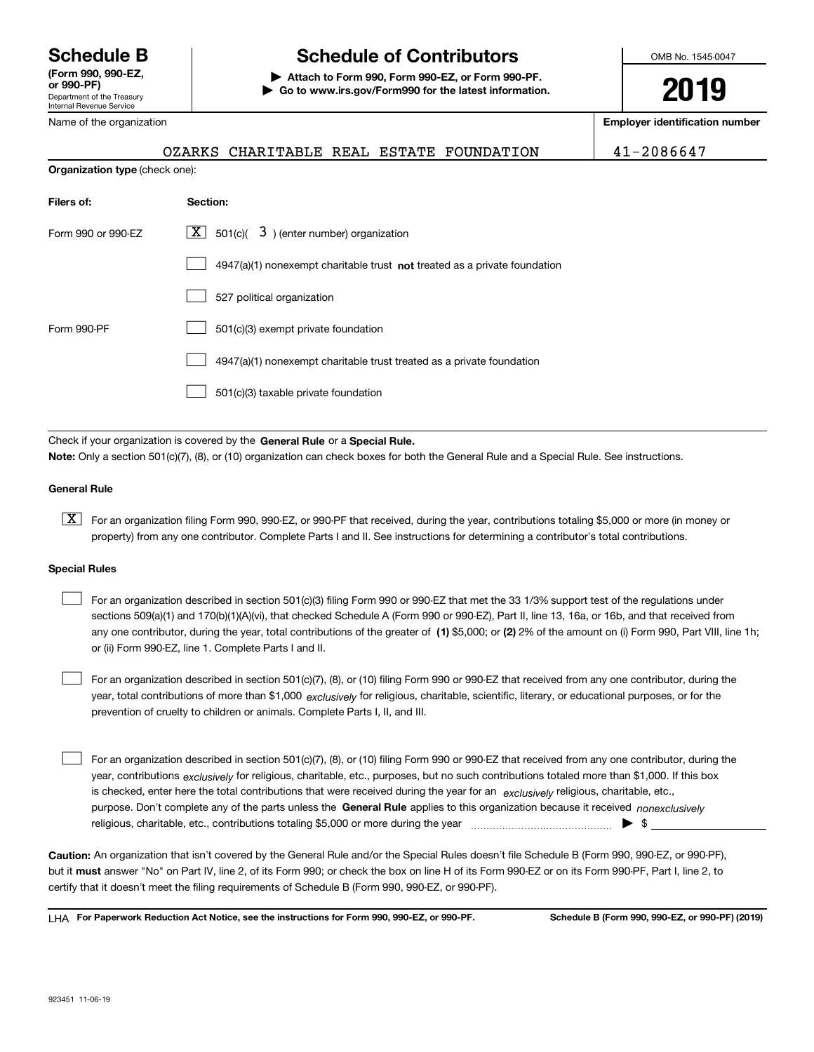# Schedule B

**(Form 990, 990-EZ, or 990-PF)**
Department of the Treasury
Internal Revenue Service

# Schedule of Contributors

▶ **Attach to Form 990, Form 990-EZ, or Form 990-PF.**
▶ **Go to www.irs.gov/Form990 for the latest information.**

OMB No. 1545-0047

**2019**

Name of the organization: OZARKS CHARITABLE REAL ESTATE FOUNDATION

**Employer identification number:** 41-2086647

**Organization type** (check one):

| **Filers of:** | **Section:** |
|---|---|
| Form 990 or 990-EZ | [X] 501(c)( 3 ) (enter number) organization |
| | [ ] 4947(a)(1) nonexempt charitable trust **not** treated as a private foundation |
| | [ ] 527 political organization |
| Form 990-PF | [ ] 501(c)(3) exempt private foundation |
| | [ ] 4947(a)(1) nonexempt charitable trust treated as a private foundation |
| | [ ] 501(c)(3) taxable private foundation |

Check if your organization is covered by the **General Rule** or a **Special Rule.**

**Note:** Only a section 501(c)(7), (8), or (10) organization can check boxes for both the General Rule and a Special Rule. See instructions.

### General Rule

[X] For an organization filing Form 990, 990-EZ, or 990-PF that received, during the year, contributions totaling $5,000 or more (in money or property) from any one contributor. Complete Parts I and II. See instructions for determining a contributor's total contributions.

### Special Rules

[ ] For an organization described in section 501(c)(3) filing Form 990 or 990-EZ that met the 33 1/3% support test of the regulations under sections 509(a)(1) and 170(b)(1)(A)(vi), that checked Schedule A (Form 990 or 990-EZ), Part II, line 13, 16a, or 16b, and that received from any one contributor, during the year, total contributions of the greater of **(1)** $5,000; or **(2)** 2% of the amount on (i) Form 990, Part VIII, line 1h; or (ii) Form 990-EZ, line 1. Complete Parts I and II.

[ ] For an organization described in section 501(c)(7), (8), or (10) filing Form 990 or 990-EZ that received from any one contributor, during the year, total contributions of more than $1,000 *exclusively* for religious, charitable, scientific, literary, or educational purposes, or for the prevention of cruelty to children or animals. Complete Parts I, II, and III.

[ ] For an organization described in section 501(c)(7), (8), or (10) filing Form 990 or 990-EZ that received from any one contributor, during the year, contributions *exclusively* for religious, charitable, etc., purposes, but no such contributions totaled more than $1,000. If this box is checked, enter here the total contributions that were received during the year for an *exclusively* religious, charitable, etc., purpose. Don't complete any of the parts unless the **General Rule** applies to this organization because it received *nonexclusively* religious, charitable, etc., contributions totaling $5,000 or more during the year ▶ $ \_\_\_\_\_\_\_\_

**Caution:** An organization that isn't covered by the General Rule and/or the Special Rules doesn't file Schedule B (Form 990, 990-EZ, or 990-PF), but it **must** answer "No" on Part IV, line 2, of its Form 990; or check the box on line H of its Form 990-EZ or on its Form 990-PF, Part I, line 2, to certify that it doesn't meet the filing requirements of Schedule B (Form 990, 990-EZ, or 990-PF).

LHA **For Paperwork Reduction Act Notice, see the instructions for Form 990, 990-EZ, or 990-PF.** **Schedule B (Form 990, 990-EZ, or 990-PF) (2019)**

923451 11-06-19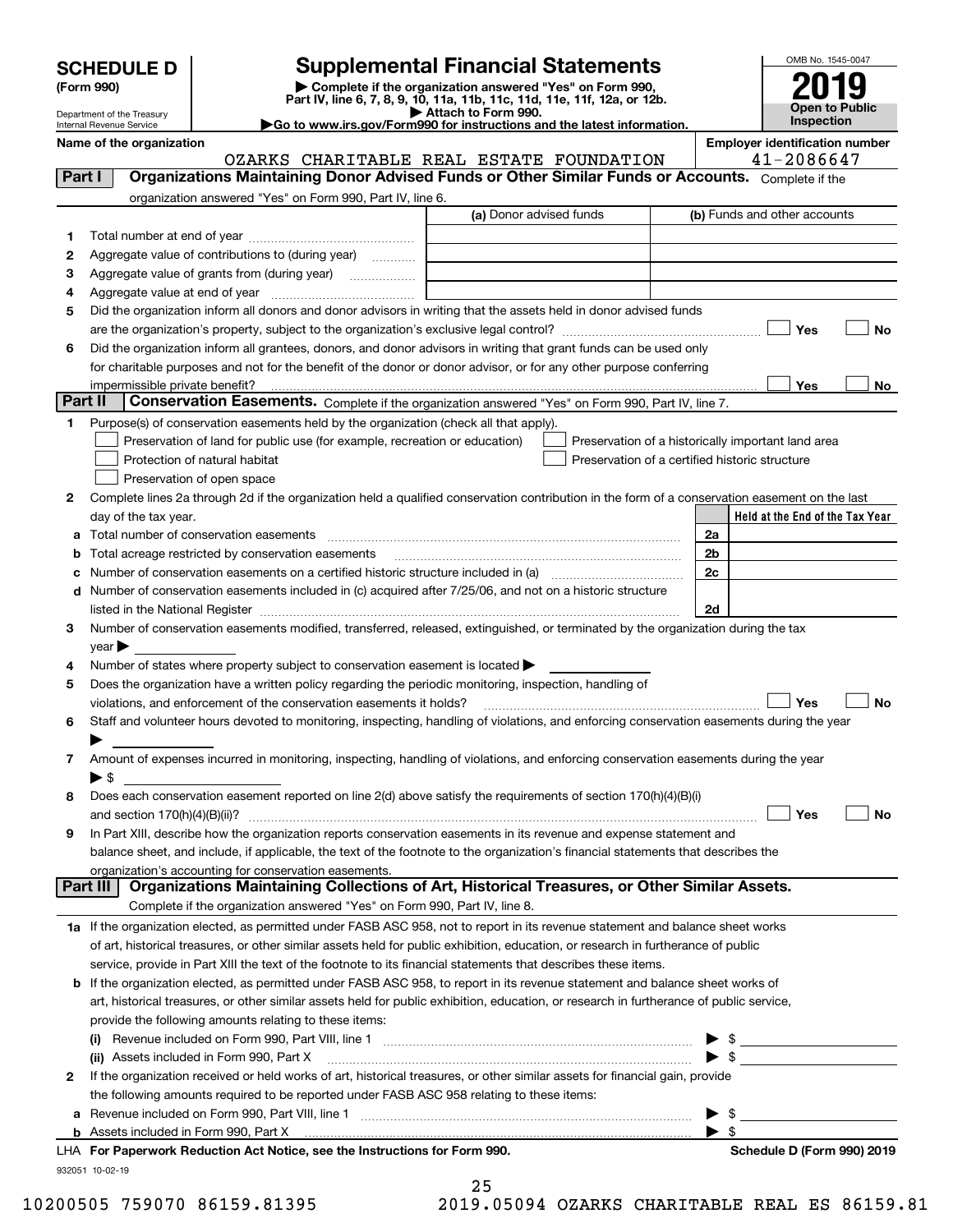**SCHEDULE D (Form 990)**

Department of the Treasury
Internal Revenue Service

# Supplemental Financial Statements

▶ Complete if the organization answered "Yes" on Form 990, Part IV, line 6, 7, 8, 9, 10, 11a, 11b, 11c, 11d, 11e, 11f, 12a, or 12b.
▶ Attach to Form 990.
▶Go to www.irs.gov/Form990 for instructions and the latest information.

OMB No. 1545-0047
**2019**
**Open to Public Inspection**

**Name of the organization**
OZARKS CHARITABLE REAL ESTATE FOUNDATION

**Employer identification number**
41-2086647

## Part I — Organizations Maintaining Donor Advised Funds or Other Similar Funds or Accounts.
Complete if the organization answered "Yes" on Form 990, Part IV, line 6.

| | | (a) Donor advised funds | (b) Funds and other accounts |
|---|---|---|---|
| 1 | Total number at end of year | | |
| 2 | Aggregate value of contributions to (during year) | | |
| 3 | Aggregate value of grants from (during year) | | |
| 4 | Aggregate value at end of year | | |

5 Did the organization inform all donors and donor advisors in writing that the assets held in donor advised funds are the organization's property, subject to the organization's exclusive legal control? ☐ Yes ☐ No

6 Did the organization inform all grantees, donors, and donor advisors in writing that grant funds can be used only for charitable purposes and not for the benefit of the donor or donor advisor, or for any other purpose conferring impermissible private benefit? ☐ Yes ☐ No

## Part II — Conservation Easements.
Complete if the organization answered "Yes" on Form 990, Part IV, line 7.

1 Purpose(s) of conservation easements held by the organization (check all that apply).

- ☐ Preservation of land for public use (for example, recreation or education)
- ☐ Protection of natural habitat
- ☐ Preservation of open space
- ☐ Preservation of a historically important land area
- ☐ Preservation of a certified historic structure

2 Complete lines 2a through 2d if the organization held a qualified conservation contribution in the form of a conservation easement on the last day of the tax year.

| | | | Held at the End of the Tax Year |
|---|---|---|---|
| a | Total number of conservation easements | 2a | |
| b | Total acreage restricted by conservation easements | 2b | |
| c | Number of conservation easements on a certified historic structure included in (a) | 2c | |
| d | Number of conservation easements included in (c) acquired after 7/25/06, and not on a historic structure listed in the National Register | 2d | |

3 Number of conservation easements modified, transferred, released, extinguished, or terminated by the organization during the tax year ▶

4 Number of states where property subject to conservation easement is located ▶

5 Does the organization have a written policy regarding the periodic monitoring, inspection, handling of violations, and enforcement of the conservation easements it holds? ☐ Yes ☐ No

6 Staff and volunteer hours devoted to monitoring, inspecting, handling of violations, and enforcing conservation easements during the year ▶

7 Amount of expenses incurred in monitoring, inspecting, handling of violations, and enforcing conservation easements during the year ▶ $

8 Does each conservation easement reported on line 2(d) above satisfy the requirements of section 170(h)(4)(B)(i) and section 170(h)(4)(B)(ii)? ☐ Yes ☐ No

9 In Part XIII, describe how the organization reports conservation easements in its revenue and expense statement and balance sheet, and include, if applicable, the text of the footnote to the organization's financial statements that describes the organization's accounting for conservation easements.

## Part III — Organizations Maintaining Collections of Art, Historical Treasures, or Other Similar Assets.
Complete if the organization answered "Yes" on Form 990, Part IV, line 8.

1a If the organization elected, as permitted under FASB ASC 958, not to report in its revenue statement and balance sheet works of art, historical treasures, or other similar assets held for public exhibition, education, or research in furtherance of public service, provide in Part XIII the text of the footnote to its financial statements that describes these items.

b If the organization elected, as permitted under FASB ASC 958, to report in its revenue statement and balance sheet works of art, historical treasures, or other similar assets held for public exhibition, education, or research in furtherance of public service, provide the following amounts relating to these items:

(i) Revenue included on Form 990, Part VIII, line 1 ▶ $

(ii) Assets included in Form 990, Part X ▶ $

2 If the organization received or held works of art, historical treasures, or other similar assets for financial gain, provide the following amounts required to be reported under FASB ASC 958 relating to these items:

a Revenue included on Form 990, Part VIII, line 1 ▶ $

b Assets included in Form 990, Part X ▶ $

LHA **For Paperwork Reduction Act Notice, see the Instructions for Form 990.** **Schedule D (Form 990) 2019**

932051 10-02-19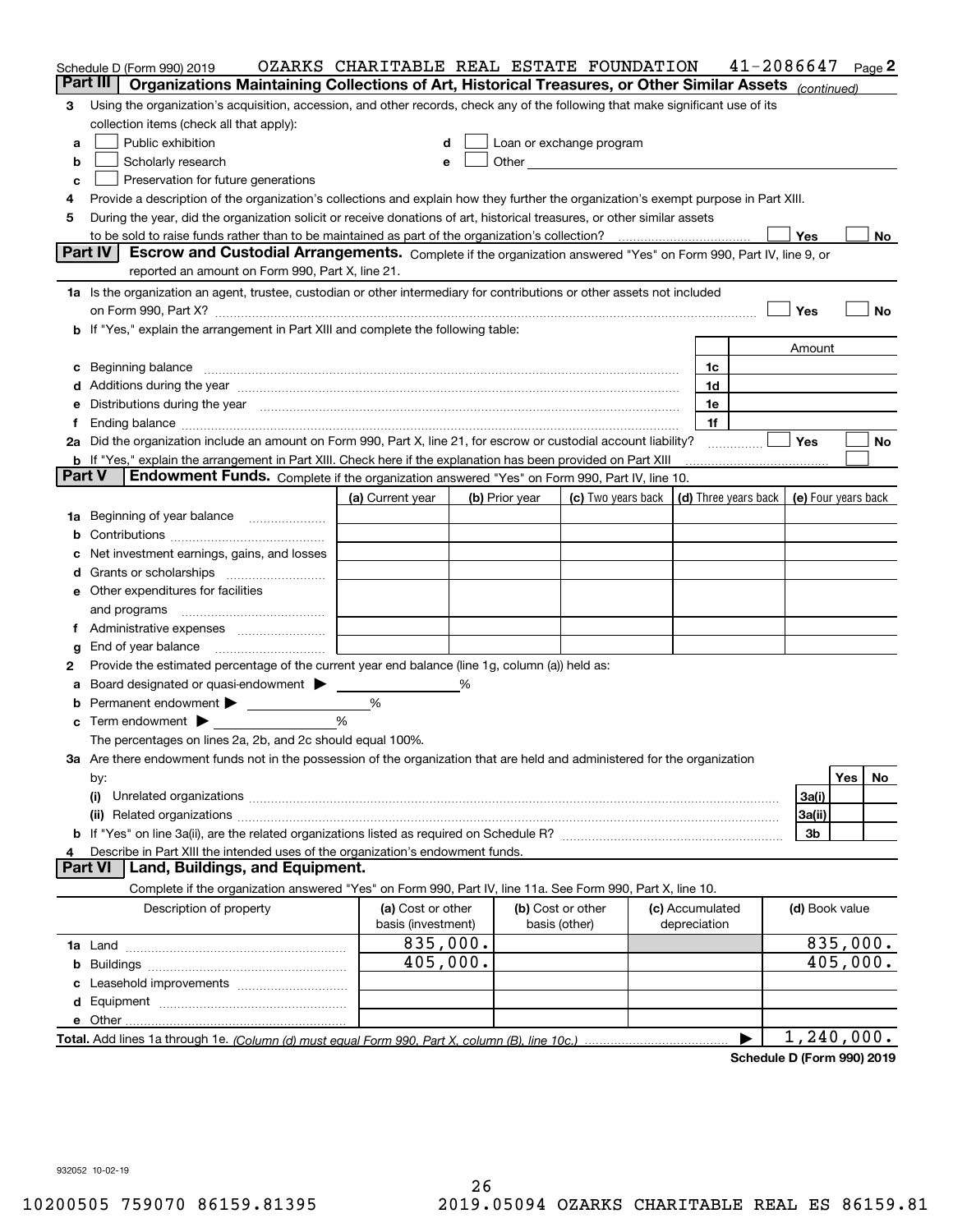Schedule D (Form 990) 2019 OZARKS CHARITABLE REAL ESTATE FOUNDATION 41-2086647 Page 2

## Part III Organizations Maintaining Collections of Art, Historical Treasures, or Other Similar Assets *(continued)*

**3** Using the organization's acquisition, accession, and other records, check any of the following that make significant use of its collection items (check all that apply):

- **a** ☐ Public exhibition
- **b** ☐ Scholarly research
- **c** ☐ Preservation for future generations
- **d** ☐ Loan or exchange program
- **e** ☐ Other

**4** Provide a description of the organization's collections and explain how they further the organization's exempt purpose in Part XIII.

**5** During the year, did the organization solicit or receive donations of art, historical treasures, or other similar assets to be sold to raise funds rather than to be maintained as part of the organization's collection? ☐ Yes ☐ No

## Part IV Escrow and Custodial Arrangements.

Complete if the organization answered "Yes" on Form 990, Part IV, line 9, or reported an amount on Form 990, Part X, line 21.

**1a** Is the organization an agent, trustee, custodian or other intermediary for contributions or other assets not included on Form 990, Part X? ☐ Yes ☐ No

**b** If "Yes," explain the arrangement in Part XIII and complete the following table:

| | | Amount |
|---|---|---|
| **c** Beginning balance | 1c | |
| **d** Additions during the year | 1d | |
| **e** Distributions during the year | 1e | |
| **f** Ending balance | 1f | |

**2a** Did the organization include an amount on Form 990, Part X, line 21, for escrow or custodial account liability? ☐ Yes ☐ No

**b** If "Yes," explain the arrangement in Part XIII. Check here if the explanation has been provided on Part XIII ☐

## Part V Endowment Funds.

Complete if the organization answered "Yes" on Form 990, Part IV, line 10.

| | (a) Current year | (b) Prior year | (c) Two years back | (d) Three years back | (e) Four years back |
|---|---|---|---|---|---|
| **1a** Beginning of year balance | | | | | |
| **b** Contributions | | | | | |
| **c** Net investment earnings, gains, and losses | | | | | |
| **d** Grants or scholarships | | | | | |
| **e** Other expenditures for facilities and programs | | | | | |
| **f** Administrative expenses | | | | | |
| **g** End of year balance | | | | | |

**2** Provide the estimated percentage of the current year end balance (line 1g, column (a)) held as:

- **a** Board designated or quasi-endowment ▶ ____ %
- **b** Permanent endowment ▶ ____ %
- **c** Term endowment ▶ ____ %

The percentages on lines 2a, 2b, and 2c should equal 100%.

**3a** Are there endowment funds not in the possession of the organization that are held and administered for the organization by:

| | | Yes | No |
|---|---|---|---|
| **(i)** Unrelated organizations | 3a(i) | | |
| **(ii)** Related organizations | 3a(ii) | | |
| **b** If "Yes" on line 3a(ii), are the related organizations listed as required on Schedule R? | 3b | | |

**4** Describe in Part XIII the intended uses of the organization's endowment funds.

## Part VI Land, Buildings, and Equipment.

Complete if the organization answered "Yes" on Form 990, Part IV, line 11a. See Form 990, Part X, line 10.

| Description of property | (a) Cost or other basis (investment) | (b) Cost or other basis (other) | (c) Accumulated depreciation | (d) Book value |
|---|---|---|---|---|
| **1a** Land | 835,000. | | | 835,000. |
| **b** Buildings | 405,000. | | | 405,000. |
| **c** Leasehold improvements | | | | |
| **d** Equipment | | | | |
| **e** Other | | | | |

**Total.** Add lines 1a through 1e. *(Column (d) must equal Form 990, Part X, column (B), line 10c.)* ▶ 1,240,000.

**Schedule D (Form 990) 2019**

932052 10-02-19

10200505 759070 86159.81395 2019.05094 OZARKS CHARITABLE REAL ES 86159.81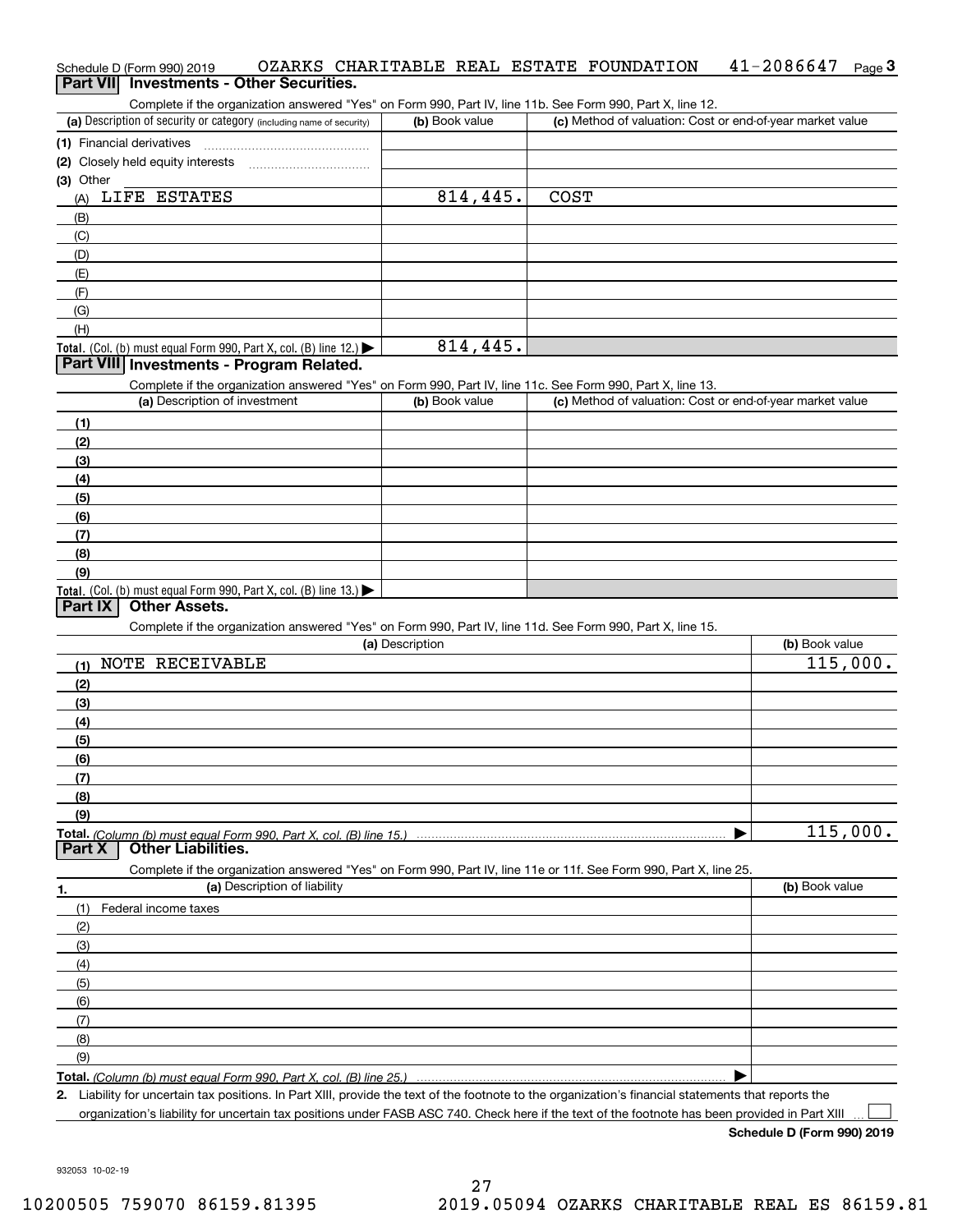Schedule D (Form 990) 2019 OZARKS CHARITABLE REAL ESTATE FOUNDATION 41-2086647 Page 3

## Part VII Investments - Other Securities.

Complete if the organization answered "Yes" on Form 990, Part IV, line 11b. See Form 990, Part X, line 12.

| (a) Description of security or category (including name of security) | (b) Book value | (c) Method of valuation: Cost or end-of-year market value |
|---|---|---|
| (1) Financial derivatives | | |
| (2) Closely held equity interests | | |
| (3) Other | | |
| (A) LIFE ESTATES | 814,445. | COST |
| (B) | | |
| (C) | | |
| (D) | | |
| (E) | | |
| (F) | | |
| (G) | | |
| (H) | | |
| **Total.** (Col. (b) must equal Form 990, Part X, col. (B) line 12.) ▶ | 814,445. | |

## Part VIII Investments - Program Related.

Complete if the organization answered "Yes" on Form 990, Part IV, line 11c. See Form 990, Part X, line 13.

| (a) Description of investment | (b) Book value | (c) Method of valuation: Cost or end-of-year market value |
|---|---|---|
| (1) | | |
| (2) | | |
| (3) | | |
| (4) | | |
| (5) | | |
| (6) | | |
| (7) | | |
| (8) | | |
| (9) | | |
| **Total.** (Col. (b) must equal Form 990, Part X, col. (B) line 13.) ▶ | | |

## Part IX Other Assets.

Complete if the organization answered "Yes" on Form 990, Part IV, line 11d. See Form 990, Part X, line 15.

| (a) Description | (b) Book value |
|---|---|
| (1) NOTE RECEIVABLE | 115,000. |
| (2) | |
| (3) | |
| (4) | |
| (5) | |
| (6) | |
| (7) | |
| (8) | |
| (9) | |
| **Total.** *(Column (b) must equal Form 990, Part X, col. (B) line 15.)* ▶ | 115,000. |

## Part X Other Liabilities.

Complete if the organization answered "Yes" on Form 990, Part IV, line 11e or 11f. See Form 990, Part X, line 25.

| 1. (a) Description of liability | (b) Book value |
|---|---|
| (1) Federal income taxes | |
| (2) | |
| (3) | |
| (4) | |
| (5) | |
| (6) | |
| (7) | |
| (8) | |
| (9) | |
| **Total.** *(Column (b) must equal Form 990, Part X, col. (B) line 25.)* ▶ | |

**2.** Liability for uncertain tax positions. In Part XIII, provide the text of the footnote to the organization's financial statements that reports the organization's liability for uncertain tax positions under FASB ASC 740. Check here if the text of the footnote has been provided in Part XIII ☐

**Schedule D (Form 990) 2019**

932053 10-02-19

10200505 759070 86159.81395 2019.05094 OZARKS CHARITABLE REAL ES 86159.81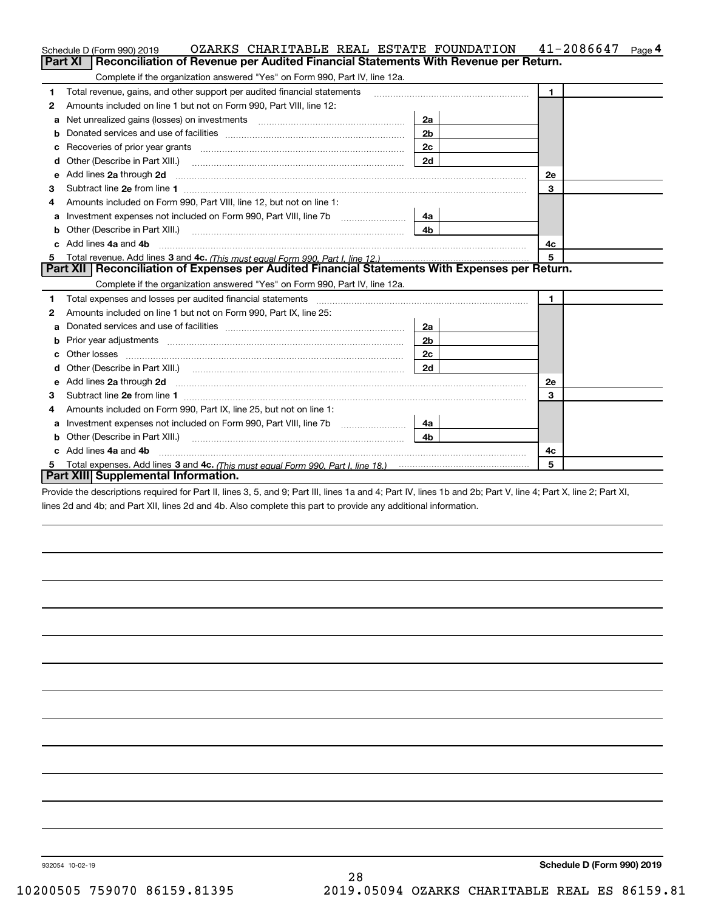Schedule D (Form 990) 2019 OZARKS CHARITABLE REAL ESTATE FOUNDATION 41-2086647 Page 4

## Part XI Reconciliation of Revenue per Audited Financial Statements With Revenue per Return.

Complete if the organization answered "Yes" on Form 990, Part IV, line 12a.

| | | | | | |
|---|---|---|---|---|---|
| 1 | Total revenue, gains, and other support per audited financial statements | | | 1 | |
| 2 | Amounts included on line 1 but not on Form 990, Part VIII, line 12: | | | | |
| a | Net unrealized gains (losses) on investments | 2a | | | |
| b | Donated services and use of facilities | 2b | | | |
| c | Recoveries of prior year grants | 2c | | | |
| d | Other (Describe in Part XIII.) | 2d | | | |
| e | Add lines 2a through 2d | | | 2e | |
| 3 | Subtract line 2e from line 1 | | | 3 | |
| 4 | Amounts included on Form 990, Part VIII, line 12, but not on line 1: | | | | |
| a | Investment expenses not included on Form 990, Part VIII, line 7b | 4a | | | |
| b | Other (Describe in Part XIII.) | 4b | | | |
| c | Add lines 4a and 4b | | | 4c | |
| 5 | Total revenue. Add lines 3 and 4c. *(This must equal Form 990, Part I, line 12.)* | | | 5 | |

## Part XII Reconciliation of Expenses per Audited Financial Statements With Expenses per Return.

Complete if the organization answered "Yes" on Form 990, Part IV, line 12a.

| | | | | | |
|---|---|---|---|---|---|
| 1 | Total expenses and losses per audited financial statements | | | 1 | |
| 2 | Amounts included on line 1 but not on Form 990, Part IX, line 25: | | | | |
| a | Donated services and use of facilities | 2a | | | |
| b | Prior year adjustments | 2b | | | |
| c | Other losses | 2c | | | |
| d | Other (Describe in Part XIII.) | 2d | | | |
| e | Add lines 2a through 2d | | | 2e | |
| 3 | Subtract line 2e from line 1 | | | 3 | |
| 4 | Amounts included on Form 990, Part IX, line 25, but not on line 1: | | | | |
| a | Investment expenses not included on Form 990, Part VIII, line 7b | 4a | | | |
| b | Other (Describe in Part XIII.) | 4b | | | |
| c | Add lines 4a and 4b | | | 4c | |
| 5 | Total expenses. Add lines 3 and 4c. *(This must equal Form 990, Part I, line 18.)* | | | 5 | |

## Part XIII Supplemental Information.

Provide the descriptions required for Part II, lines 3, 5, and 9; Part III, lines 1a and 4; Part IV, lines 1b and 2b; Part V, line 4; Part X, line 2; Part XI, lines 2d and 4b; and Part XII, lines 2d and 4b. Also complete this part to provide any additional information.

932054 10-02-19

Schedule D (Form 990) 2019

10200505 759070 86159.81395 2019.05094 OZARKS CHARITABLE REAL ES 86159.81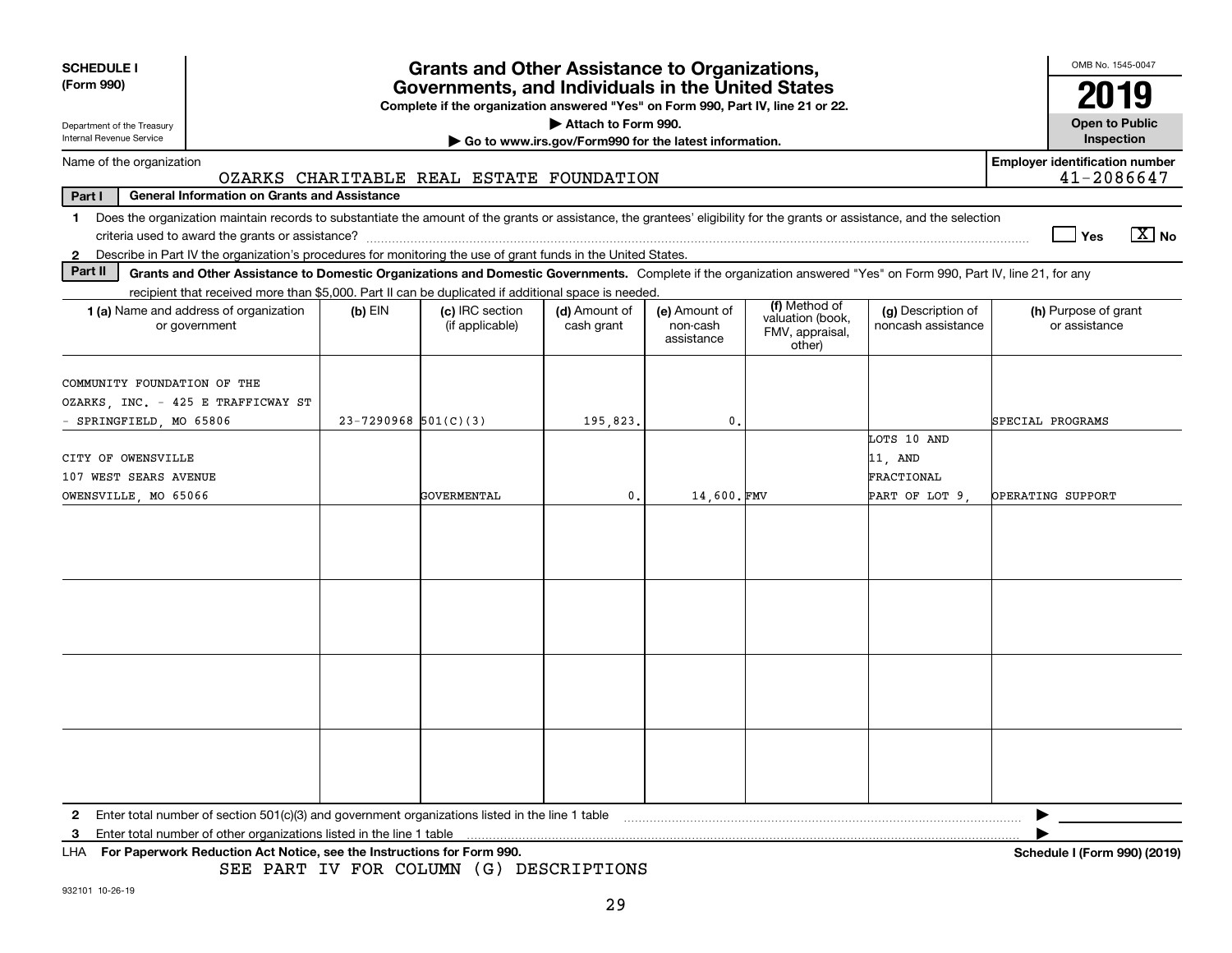**SCHEDULE I (Form 990)**

Department of the Treasury
Internal Revenue Service

# Grants and Other Assistance to Organizations, Governments, and Individuals in the United States

**Complete if the organization answered "Yes" on Form 990, Part IV, line 21 or 22.**
**▶ Attach to Form 990.**
**▶ Go to www.irs.gov/Form990 for the latest information.**

OMB No. 1545-0047
**2019**
**Open to Public Inspection**

Name of the organization: OZARKS CHARITABLE REAL ESTATE FOUNDATION

Employer identification number: 41-2086647

**Part I — General Information on Grants and Assistance**

1 Does the organization maintain records to substantiate the amount of the grants or assistance, the grantees' eligibility for the grants or assistance, and the selection criteria used to award the grants or assistance? ☐ Yes ☒ No

2 Describe in Part IV the organization's procedures for monitoring the use of grant funds in the United States.

**Part II — Grants and Other Assistance to Domestic Organizations and Domestic Governments.** Complete if the organization answered "Yes" on Form 990, Part IV, line 21, for any recipient that received more than $5,000. Part II can be duplicated if additional space is needed.

| 1 (a) Name and address of organization or government | (b) EIN | (c) IRC section (if applicable) | (d) Amount of cash grant | (e) Amount of non-cash assistance | (f) Method of valuation (book, FMV, appraisal, other) | (g) Description of noncash assistance | (h) Purpose of grant or assistance |
|---|---|---|---|---|---|---|---|
| COMMUNITY FOUNDATION OF THE OZARKS, INC. - 425 E TRAFFICWAY ST - SPRINGFIELD, MO 65806 | 23-7290968 | 501(C)(3) | 195,823. | 0. | | | SPECIAL PROGRAMS |
| CITY OF OWENSVILLE 107 WEST SEARS AVENUE OWENSVILLE, MO 65066 | | GOVERMENTAL | 0. | 14,600. | FMV | LOTS 10 AND 11, AND FRACTIONAL PART OF LOT 9, | OPERATING SUPPORT |
| | | | | | | | |
| | | | | | | | |
| | | | | | | | |
| | | | | | | | |

2 Enter total number of section 501(c)(3) and government organizations listed in the line 1 table ▶

3 Enter total number of other organizations listed in the line 1 table ▶

LHA **For Paperwork Reduction Act Notice, see the Instructions for Form 990.** **Schedule I (Form 990) (2019)**

SEE PART IV FOR COLUMN (G) DESCRIPTIONS

932101 10-26-19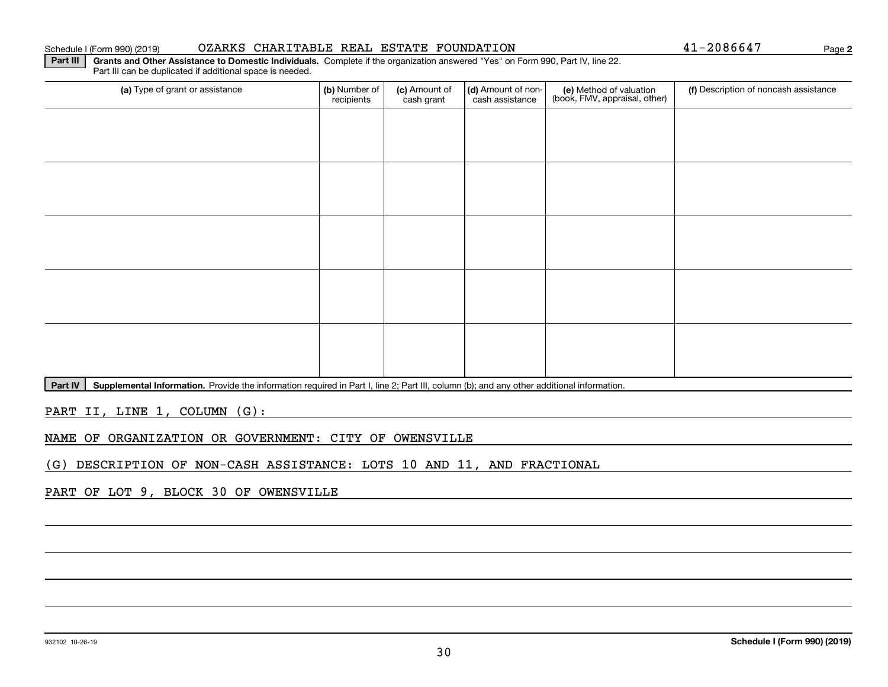Schedule I (Form 990) (2019) OZARKS CHARITABLE REAL ESTATE FOUNDATION 41-2086647 Page **2**

**Part III** **Grants and Other Assistance to Domestic Individuals.** Complete if the organization answered "Yes" on Form 990, Part IV, line 22. Part III can be duplicated if additional space is needed.

| (a) Type of grant or assistance | (b) Number of recipients | (c) Amount of cash grant | (d) Amount of non-cash assistance | (e) Method of valuation (book, FMV, appraisal, other) | (f) Description of noncash assistance |
|---|---|---|---|---|---|
| | | | | | |
| | | | | | |
| | | | | | |
| | | | | | |
| | | | | | |

**Part IV** **Supplemental Information.** Provide the information required in Part I, line 2; Part III, column (b); and any other additional information.

PART II, LINE 1, COLUMN (G):

NAME OF ORGANIZATION OR GOVERNMENT: CITY OF OWENSVILLE

(G) DESCRIPTION OF NON-CASH ASSISTANCE: LOTS 10 AND 11, AND FRACTIONAL

PART OF LOT 9, BLOCK 30 OF OWENSVILLE

932102 10-26-19

**Schedule I (Form 990) (2019)**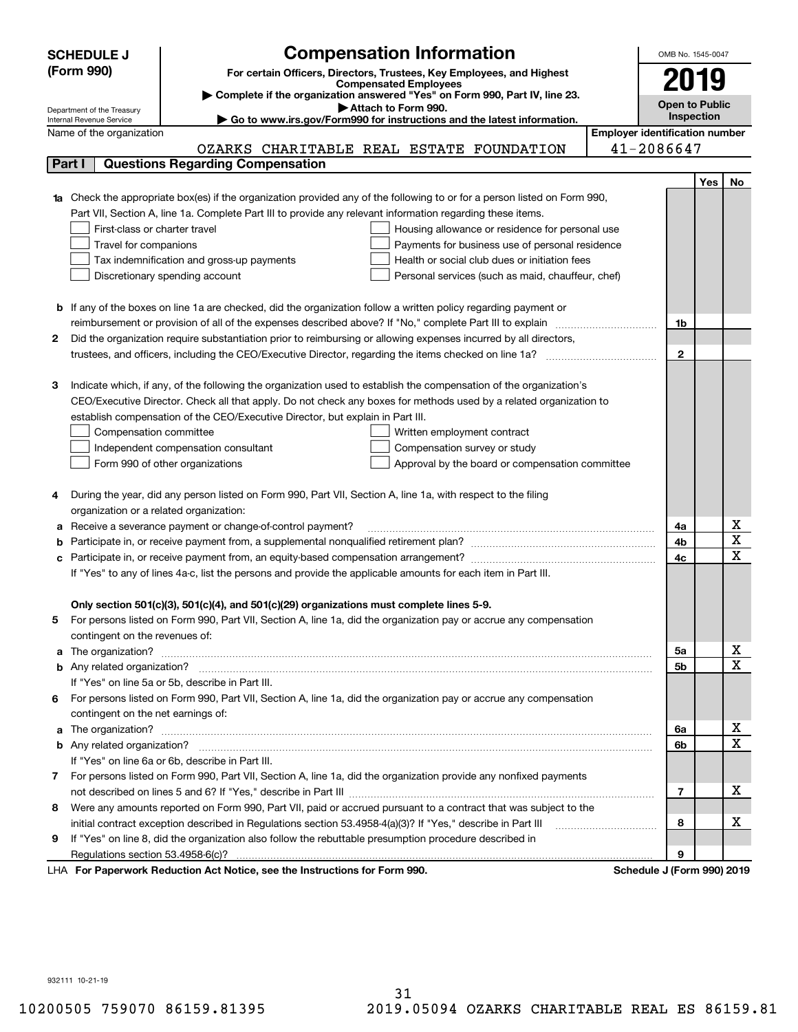**SCHEDULE J (Form 990)**

Department of the Treasury
Internal Revenue Service

# Compensation Information

**For certain Officers, Directors, Trustees, Key Employees, and Highest Compensated Employees**

▶ **Complete if the organization answered "Yes" on Form 990, Part IV, line 23.**
▶ **Attach to Form 990.**
▶ **Go to www.irs.gov/Form990 for instructions and the latest information.**

OMB No. 1545-0047

**2019**

**Open to Public Inspection**

Name of the organization: OZARKS CHARITABLE REAL ESTATE FOUNDATION

Employer identification number: 41-2086647

## Part I — Questions Regarding Compensation

| | | | Yes | No |
|---|---|---|---|---|
| **1a** | Check the appropriate box(es) if the organization provided any of the following to or for a person listed on Form 990, Part VII, Section A, line 1a. Complete Part III to provide any relevant information regarding these items.<br>☐ First-class or charter travel ☐ Housing allowance or residence for personal use<br>☐ Travel for companions ☐ Payments for business use of personal residence<br>☐ Tax indemnification and gross-up payments ☐ Health or social club dues or initiation fees<br>☐ Discretionary spending account ☐ Personal services (such as maid, chauffeur, chef) | | | |
| **b** | If any of the boxes on line 1a are checked, did the organization follow a written policy regarding payment or reimbursement or provision of all of the expenses described above? If "No," complete Part III to explain | 1b | | |
| **2** | Did the organization require substantiation prior to reimbursing or allowing expenses incurred by all directors, trustees, and officers, including the CEO/Executive Director, regarding the items checked on line 1a? | 2 | | |
| **3** | Indicate which, if any, of the following the organization used to establish the compensation of the organization's CEO/Executive Director. Check all that apply. Do not check any boxes for methods used by a related organization to establish compensation of the CEO/Executive Director, but explain in Part III.<br>☐ Compensation committee ☐ Written employment contract<br>☐ Independent compensation consultant ☐ Compensation survey or study<br>☐ Form 990 of other organizations ☐ Approval by the board or compensation committee | | | |
| **4** | During the year, did any person listed on Form 990, Part VII, Section A, line 1a, with respect to the filing organization or a related organization: | | | |
| **a** | Receive a severance payment or change-of-control payment? | 4a | | X |
| **b** | Participate in, or receive payment from, a supplemental nonqualified retirement plan? | 4b | | X |
| **c** | Participate in, or receive payment from, an equity-based compensation arrangement? | 4c | | X |
| | If "Yes" to any of lines 4a-c, list the persons and provide the applicable amounts for each item in Part III. | | | |
| | **Only section 501(c)(3), 501(c)(4), and 501(c)(29) organizations must complete lines 5-9.** | | | |
| **5** | For persons listed on Form 990, Part VII, Section A, line 1a, did the organization pay or accrue any compensation contingent on the revenues of: | | | |
| **a** | The organization? | 5a | | X |
| **b** | Any related organization? | 5b | | X |
| | If "Yes" on line 5a or 5b, describe in Part III. | | | |
| **6** | For persons listed on Form 990, Part VII, Section A, line 1a, did the organization pay or accrue any compensation contingent on the net earnings of: | | | |
| **a** | The organization? | 6a | | X |
| **b** | Any related organization? | 6b | | X |
| | If "Yes" on line 6a or 6b, describe in Part III. | | | |
| **7** | For persons listed on Form 990, Part VII, Section A, line 1a, did the organization provide any nonfixed payments not described on lines 5 and 6? If "Yes," describe in Part III | 7 | | X |
| **8** | Were any amounts reported on Form 990, Part VII, paid or accrued pursuant to a contract that was subject to the initial contract exception described in Regulations section 53.4958-4(a)(3)? If "Yes," describe in Part III | 8 | | X |
| **9** | If "Yes" on line 8, did the organization also follow the rebuttable presumption procedure described in Regulations section 53.4958-6(c)? | 9 | | |

LHA **For Paperwork Reduction Act Notice, see the Instructions for Form 990.** **Schedule J (Form 990) 2019**

932111 10-21-19

10200505 759070 86159.81395 2019.05094 OZARKS CHARITABLE REAL ES 86159.81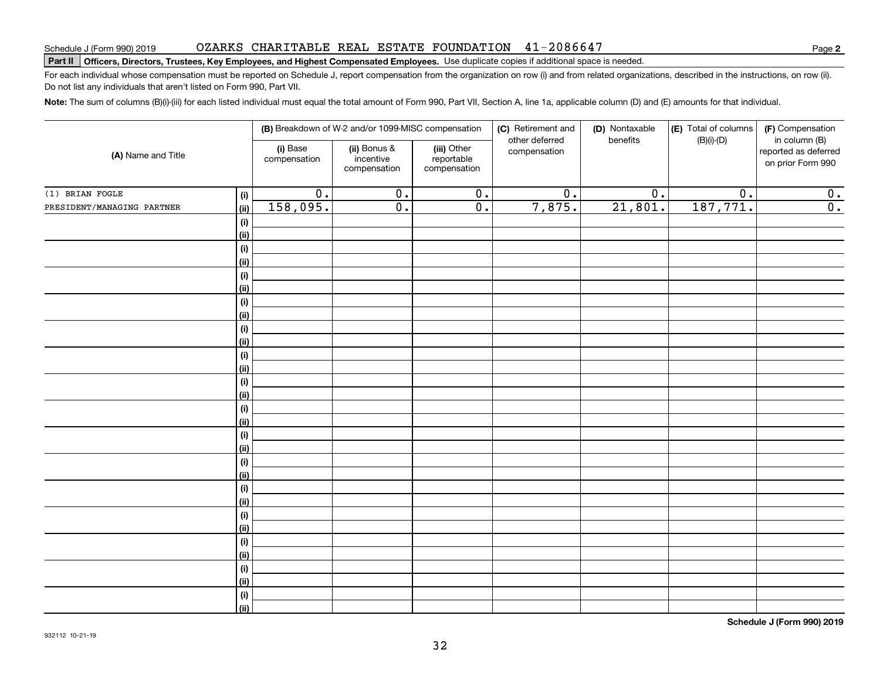Schedule J (Form 990) 2019 OZARKS CHARITABLE REAL ESTATE FOUNDATION 41-2086647 Page **2**

**Part II** **Officers, Directors, Trustees, Key Employees, and Highest Compensated Employees.** Use duplicate copies if additional space is needed.

For each individual whose compensation must be reported on Schedule J, report compensation from the organization on row (i) and from related organizations, described in the instructions, on row (ii). Do not list any individuals that aren't listed on Form 990, Part VII.

**Note:** The sum of columns (B)(i)-(iii) for each listed individual must equal the total amount of Form 990, Part VII, Section A, line 1a, applicable column (D) and (E) amounts for that individual.

| (A) Name and Title | | (B) Breakdown of W-2 and/or 1099-MISC compensation | | | (C) Retirement and other deferred compensation | (D) Nontaxable benefits | (E) Total of columns (B)(i)-(D) | (F) Compensation in column (B) reported as deferred on prior Form 990 |
|---|---|---|---|---|---|---|---|---|
| | | (i) Base compensation | (ii) Bonus & incentive compensation | (iii) Other reportable compensation | | | | |
| (1) BRIAN FOGLE | (i) | 0. | 0. | 0. | 0. | 0. | 0. | 0. |
| PRESIDENT/MANAGING PARTNER | (ii) | 158,095. | 0. | 0. | 7,875. | 21,801. | 187,771. | 0. |
| | (i) | | | | | | | |
| | (ii) | | | | | | | |
| | (i) | | | | | | | |
| | (ii) | | | | | | | |
| | (i) | | | | | | | |
| | (ii) | | | | | | | |
| | (i) | | | | | | | |
| | (ii) | | | | | | | |
| | (i) | | | | | | | |
| | (ii) | | | | | | | |
| | (i) | | | | | | | |
| | (ii) | | | | | | | |
| | (i) | | | | | | | |
| | (ii) | | | | | | | |
| | (i) | | | | | | | |
| | (ii) | | | | | | | |
| | (i) | | | | | | | |
| | (ii) | | | | | | | |
| | (i) | | | | | | | |
| | (ii) | | | | | | | |
| | (i) | | | | | | | |
| | (ii) | | | | | | | |
| | (i) | | | | | | | |
| | (ii) | | | | | | | |
| | (i) | | | | | | | |
| | (ii) | | | | | | | |
| | (i) | | | | | | | |
| | (ii) | | | | | | | |
| | (i) | | | | | | | |
| | (ii) | | | | | | | |

**Schedule J (Form 990) 2019**

932112 10-21-19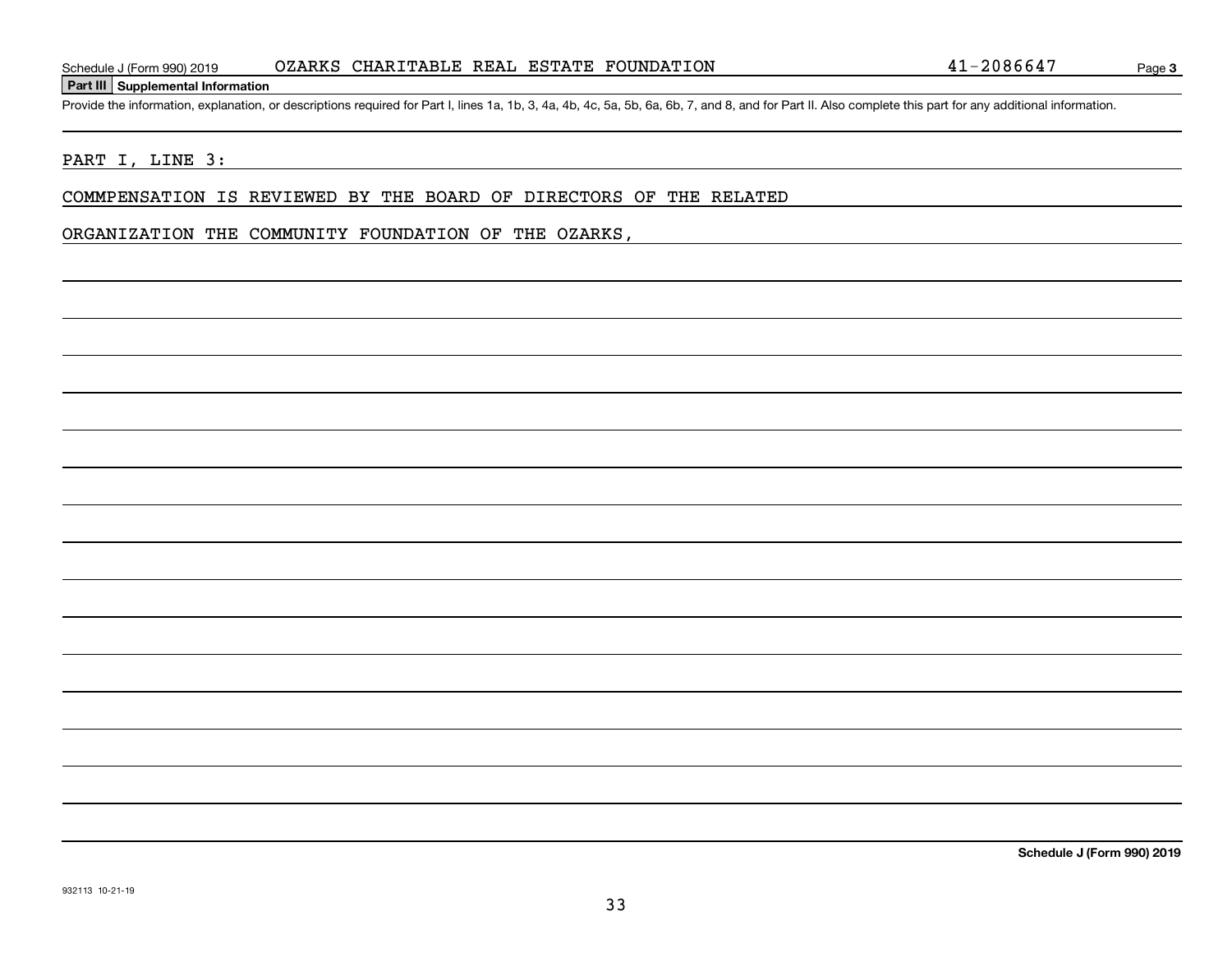Schedule J (Form 990) 2019 OZARKS CHARITABLE REAL ESTATE FOUNDATION 41-2086647 Page **3**

## Part III Supplemental Information

Provide the information, explanation, or descriptions required for Part I, lines 1a, 1b, 3, 4a, 4b, 4c, 5a, 5b, 6a, 6b, 7, and 8, and for Part II. Also complete this part for any additional information.

PART I, LINE 3:

COMMPENSATION IS REVIEWED BY THE BOARD OF DIRECTORS OF THE RELATED

ORGANIZATION THE COMMUNITY FOUNDATION OF THE OZARKS,

**Schedule J (Form 990) 2019**

932113 10-21-19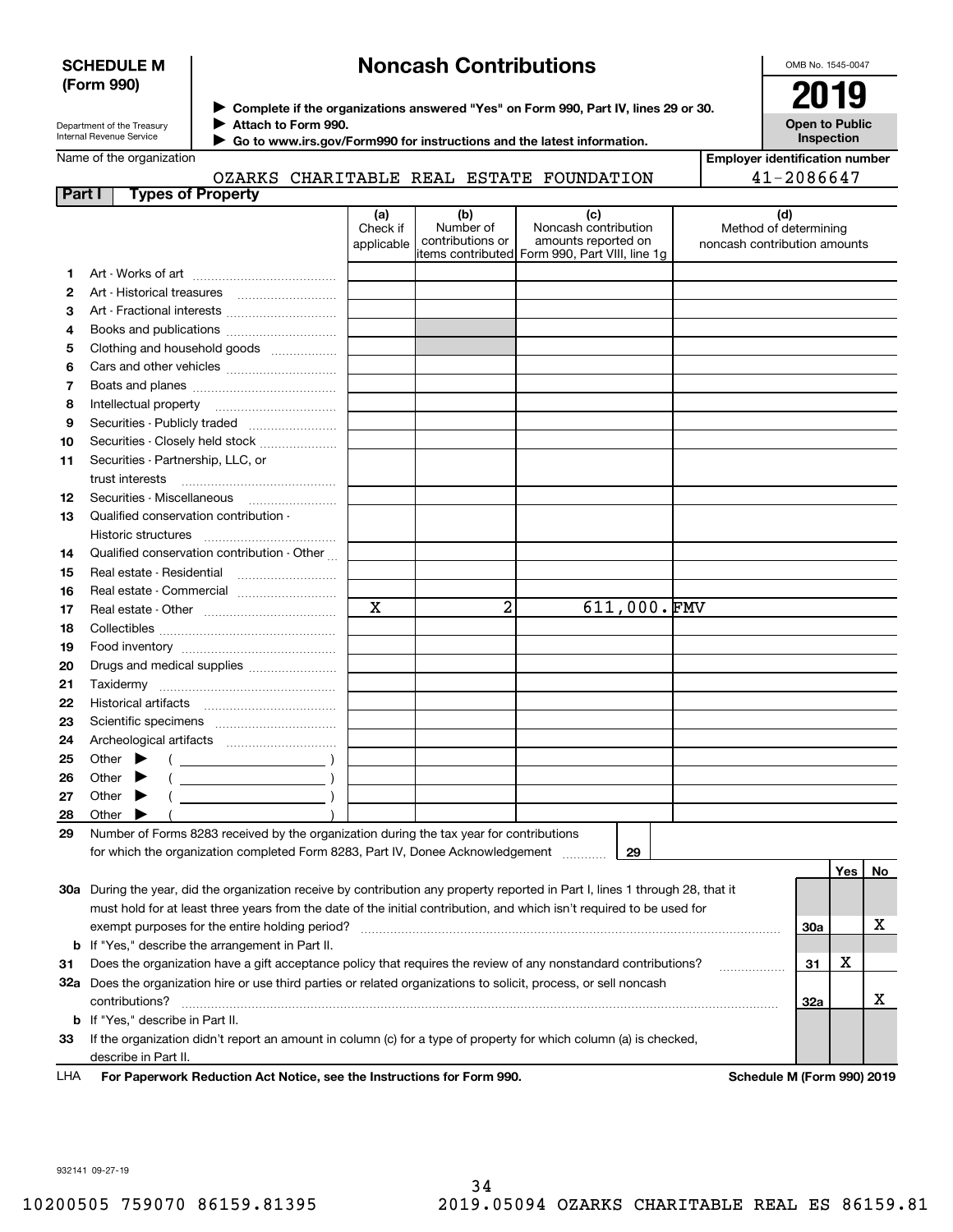**SCHEDULE M (Form 990)**

Department of the Treasury
Internal Revenue Service

# Noncash Contributions

▶ Complete if the organizations answered "Yes" on Form 990, Part IV, lines 29 or 30.
▶ Attach to Form 990.
▶ Go to www.irs.gov/Form990 for instructions and the latest information.

OMB No. 1545-0047

**2019**

**Open to Public Inspection**

Name of the organization: OZARKS CHARITABLE REAL ESTATE FOUNDATION

Employer identification number: 41-2086647

## Part I Types of Property

| | | (a) Check if applicable | (b) Number of contributions or items contributed | (c) Noncash contribution amounts reported on Form 990, Part VIII, line 1g | (d) Method of determining noncash contribution amounts |
|---|---|---|---|---|---|
| 1 | Art - Works of art | | | | |
| 2 | Art - Historical treasures | | | | |
| 3 | Art - Fractional interests | | | | |
| 4 | Books and publications | | | | |
| 5 | Clothing and household goods | | | | |
| 6 | Cars and other vehicles | | | | |
| 7 | Boats and planes | | | | |
| 8 | Intellectual property | | | | |
| 9 | Securities - Publicly traded | | | | |
| 10 | Securities - Closely held stock | | | | |
| 11 | Securities - Partnership, LLC, or trust interests | | | | |
| 12 | Securities - Miscellaneous | | | | |
| 13 | Qualified conservation contribution - Historic structures | | | | |
| 14 | Qualified conservation contribution - Other | | | | |
| 15 | Real estate - Residential | | | | |
| 16 | Real estate - Commercial | | | | |
| 17 | Real estate - Other | X | 2 | 611,000. | FMV |
| 18 | Collectibles | | | | |
| 19 | Food inventory | | | | |
| 20 | Drugs and medical supplies | | | | |
| 21 | Taxidermy | | | | |
| 22 | Historical artifacts | | | | |
| 23 | Scientific specimens | | | | |
| 24 | Archeological artifacts | | | | |
| 25 | Other ▶ ( ) | | | | |
| 26 | Other ▶ ( ) | | | | |
| 27 | Other ▶ ( ) | | | | |
| 28 | Other ▶ ( ) | | | | |

29 Number of Forms 8283 received by the organization during the tax year for contributions for which the organization completed Form 8283, Part IV, Donee Acknowledgement ..... **29**

| | | | Yes | No |
|---|---|---|---|---|
| 30a | During the year, did the organization receive by contribution any property reported in Part I, lines 1 through 28, that it must hold for at least three years from the date of the initial contribution, and which isn't required to be used for exempt purposes for the entire holding period? | 30a | | X |
| b | If "Yes," describe the arrangement in Part II. | | | |
| 31 | Does the organization have a gift acceptance policy that requires the review of any nonstandard contributions? | 31 | X | |
| 32a | Does the organization hire or use third parties or related organizations to solicit, process, or sell noncash contributions? | 32a | | X |
| b | If "Yes," describe in Part II. | | | |
| 33 | If the organization didn't report an amount in column (c) for a type of property for which column (a) is checked, describe in Part II. | | | |

LHA **For Paperwork Reduction Act Notice, see the Instructions for Form 990.** **Schedule M (Form 990) 2019**

932141 09-27-19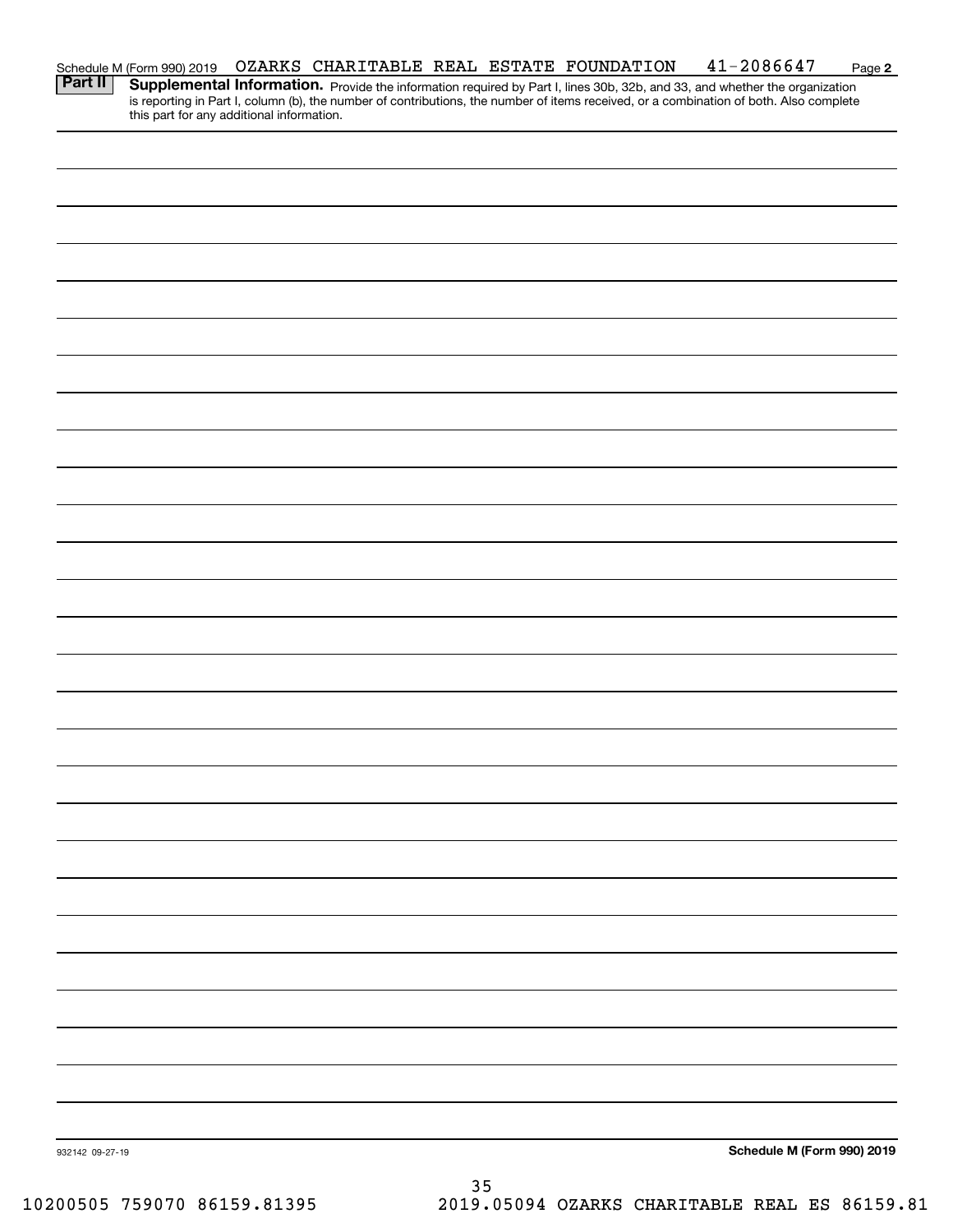Schedule M (Form 990) 2019 OZARKS CHARITABLE REAL ESTATE FOUNDATION 41-2086647 Page 2

**Part II** **Supplemental Information.** Provide the information required by Part I, lines 30b, 32b, and 33, and whether the organization is reporting in Part I, column (b), the number of contributions, the number of items received, or a combination of both. Also complete this part for any additional information.

932142 09-27-19

**Schedule M (Form 990) 2019**

10200505 759070 86159.81395 2019.05094 OZARKS CHARITABLE REAL ES 86159.81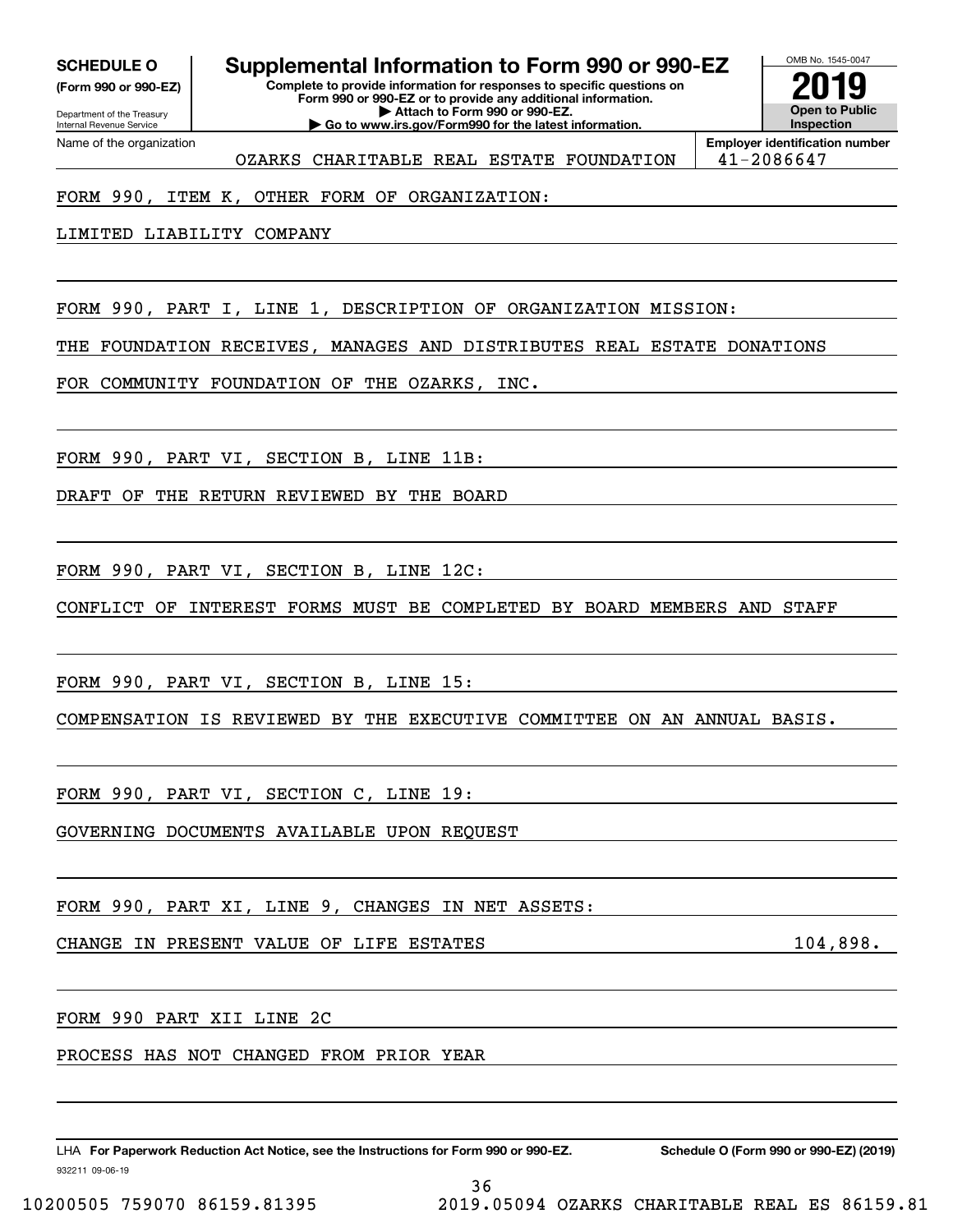**SCHEDULE O**
**(Form 990 or 990-EZ)**

Department of the Treasury
Internal Revenue Service

# Supplemental Information to Form 990 or 990-EZ

**Complete to provide information for responses to specific questions on Form 990 or 990-EZ or to provide any additional information.**
**▶ Attach to Form 990 or 990-EZ.**
**▶ Go to www.irs.gov/Form990 for the latest information.**

OMB No. 1545-0047

**2019**

**Open to Public Inspection**

Name of the organization: OZARKS CHARITABLE REAL ESTATE FOUNDATION

**Employer identification number:** 41-2086647

FORM 990, ITEM K, OTHER FORM OF ORGANIZATION:

LIMITED LIABILITY COMPANY

FORM 990, PART I, LINE 1, DESCRIPTION OF ORGANIZATION MISSION:

THE FOUNDATION RECEIVES, MANAGES AND DISTRIBUTES REAL ESTATE DONATIONS FOR COMMUNITY FOUNDATION OF THE OZARKS, INC.

FORM 990, PART VI, SECTION B, LINE 11B:

DRAFT OF THE RETURN REVIEWED BY THE BOARD

FORM 990, PART VI, SECTION B, LINE 12C:

CONFLICT OF INTEREST FORMS MUST BE COMPLETED BY BOARD MEMBERS AND STAFF

FORM 990, PART VI, SECTION B, LINE 15:

COMPENSATION IS REVIEWED BY THE EXECUTIVE COMMITTEE ON AN ANNUAL BASIS.

FORM 990, PART VI, SECTION C, LINE 19:

GOVERNING DOCUMENTS AVAILABLE UPON REQUEST

FORM 990, PART XI, LINE 9, CHANGES IN NET ASSETS:

CHANGE IN PRESENT VALUE OF LIFE ESTATES 104,898.

FORM 990 PART XII LINE 2C

PROCESS HAS NOT CHANGED FROM PRIOR YEAR

LHA **For Paperwork Reduction Act Notice, see the Instructions for Form 990 or 990-EZ.** **Schedule O (Form 990 or 990-EZ) (2019)**

932211 09-06-19

10200505 759070 86159.81395 2019.05094 OZARKS CHARITABLE REAL ES 86159.81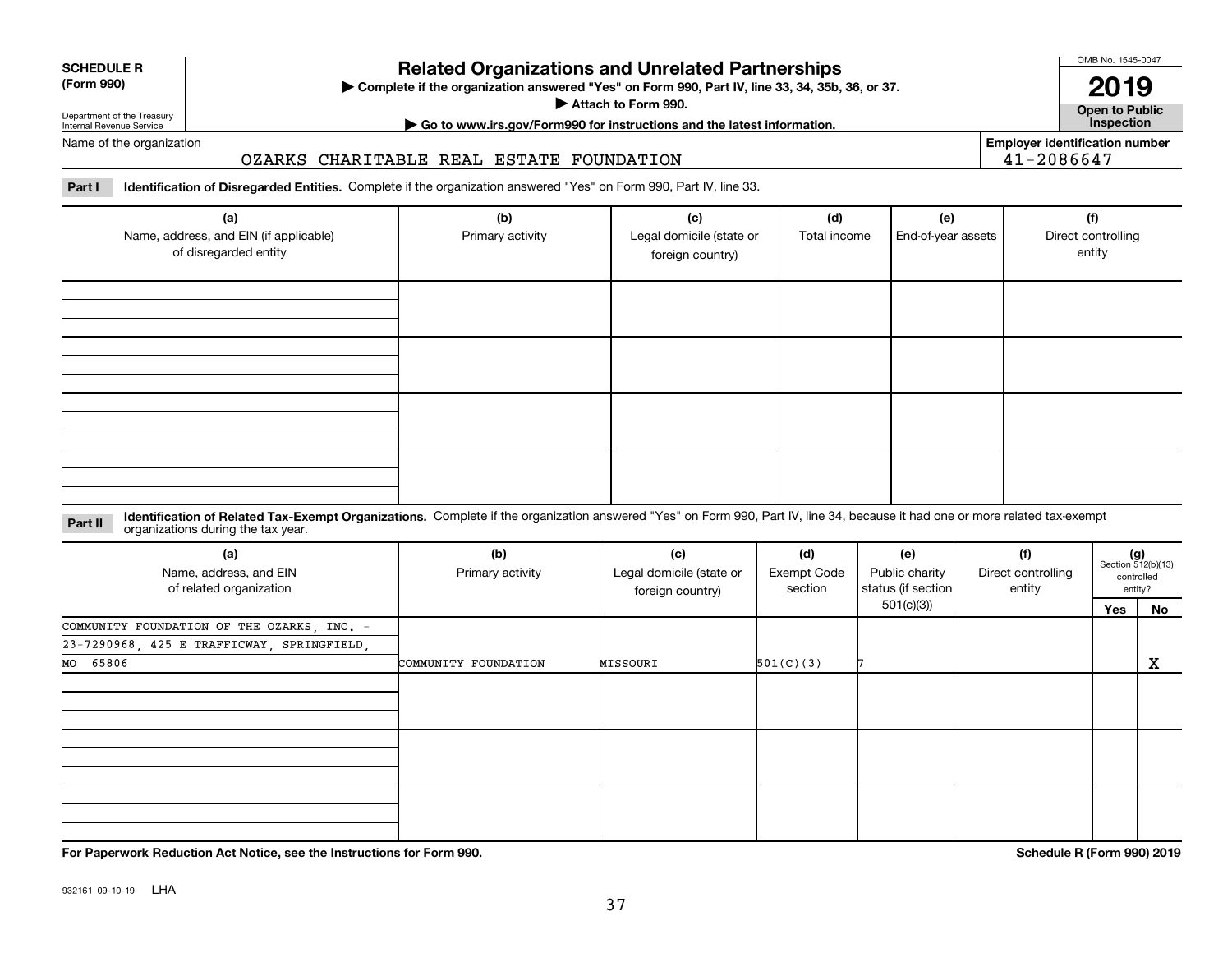**SCHEDULE R (Form 990)**

Department of the Treasury
Internal Revenue Service

# Related Organizations and Unrelated Partnerships

▶ Complete if the organization answered "Yes" on Form 990, Part IV, line 33, 34, 35b, 36, or 37.
▶ Attach to Form 990.
▶ Go to www.irs.gov/Form990 for instructions and the latest information.

OMB No. 1545-0047
**2019**
**Open to Public Inspection**

Name of the organization: OZARKS CHARITABLE REAL ESTATE FOUNDATION

Employer identification number: 41-2086647

**Part I** **Identification of Disregarded Entities.** Complete if the organization answered "Yes" on Form 990, Part IV, line 33.

| (a) Name, address, and EIN (if applicable) of disregarded entity | (b) Primary activity | (c) Legal domicile (state or foreign country) | (d) Total income | (e) End-of-year assets | (f) Direct controlling entity |
|---|---|---|---|---|---|
| | | | | | |
| | | | | | |
| | | | | | |
| | | | | | |

**Part II** **Identification of Related Tax-Exempt Organizations.** Complete if the organization answered "Yes" on Form 990, Part IV, line 34, because it had one or more related tax-exempt organizations during the tax year.

| (a) Name, address, and EIN of related organization | (b) Primary activity | (c) Legal domicile (state or foreign country) | (d) Exempt Code section | (e) Public charity status (if section 501(c)(3)) | (f) Direct controlling entity | (g) Section 512(b)(13) controlled entity? Yes | No |
|---|---|---|---|---|---|---|---|
| COMMUNITY FOUNDATION OF THE OZARKS, INC. - 23-7290968, 425 E TRAFFICWAY, SPRINGFIELD, MO 65806 | COMMUNITY FOUNDATION | MISSOURI | 501(C)(3) | 7 | | | X |
| | | | | | | | |
| | | | | | | | |
| | | | | | | | |

**For Paperwork Reduction Act Notice, see the Instructions for Form 990.** **Schedule R (Form 990) 2019**

932161 09-10-19 LHA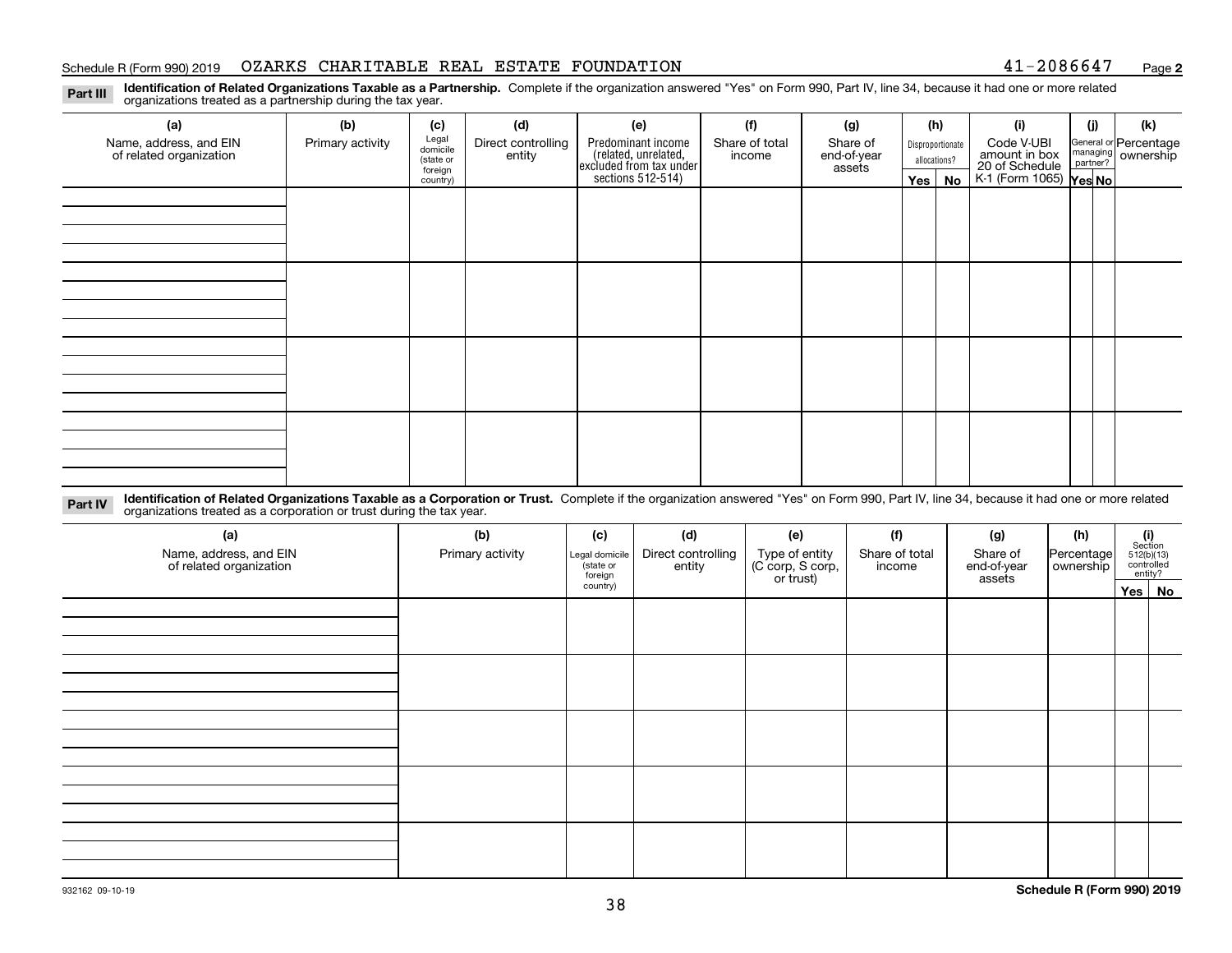Schedule R (Form 990) 2019 OZARKS CHARITABLE REAL ESTATE FOUNDATION 41-2086647 Page **2**

**Part III** **Identification of Related Organizations Taxable as a Partnership.** Complete if the organization answered "Yes" on Form 990, Part IV, line 34, because it had one or more related organizations treated as a partnership during the tax year.

| (a) Name, address, and EIN of related organization | (b) Primary activity | (c) Legal domicile (state or foreign country) | (d) Direct controlling entity | (e) Predominant income (related, unrelated, excluded from tax under sections 512-514) | (f) Share of total income | (g) Share of end-of-year assets | (h) Disproportionate allocations? | | (i) Code V-UBI amount in box 20 of Schedule K-1 (Form 1065) | (j) General or managing partner? | | (k) Percentage ownership |
|---|---|---|---|---|---|---|---|---|---|---|---|---|
| | | | | | | | Yes | No | | Yes | No | |
| | | | | | | | | | | | | |
| | | | | | | | | | | | | |
| | | | | | | | | | | | | |
| | | | | | | | | | | | | |

**Part IV** **Identification of Related Organizations Taxable as a Corporation or Trust.** Complete if the organization answered "Yes" on Form 990, Part IV, line 34, because it had one or more related organizations treated as a corporation or trust during the tax year.

| (a) Name, address, and EIN of related organization | (b) Primary activity | (c) Legal domicile (state or foreign country) | (d) Direct controlling entity | (e) Type of entity (C corp, S corp, or trust) | (f) Share of total income | (g) Share of end-of-year assets | (h) Percentage ownership | (i) Section 512(b)(13) controlled entity? | |
|---|---|---|---|---|---|---|---|---|---|
| | | | | | | | | Yes | No |
| | | | | | | | | | |
| | | | | | | | | | |
| | | | | | | | | | |
| | | | | | | | | | |
| | | | | | | | | | |

932162 09-10-19 **Schedule R (Form 990) 2019**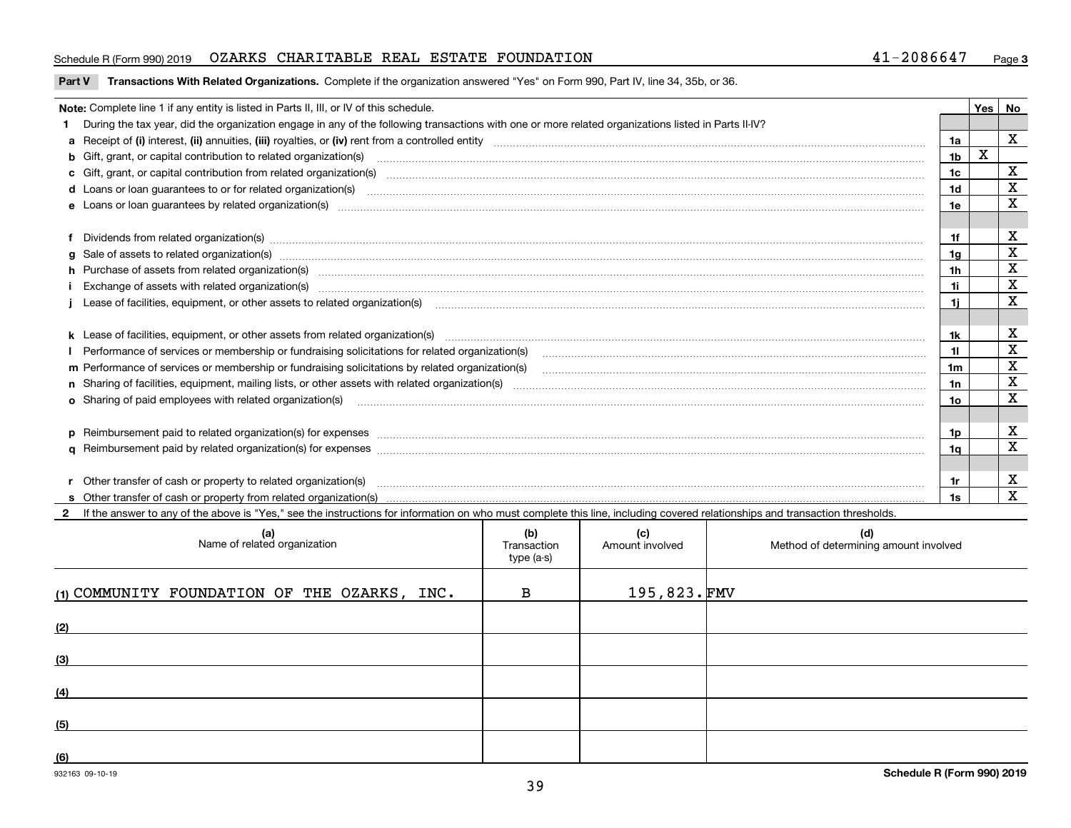Schedule R (Form 990) 2019 OZARKS CHARITABLE REAL ESTATE FOUNDATION 41-2086647 Page 3

**Part V Transactions With Related Organizations.** Complete if the organization answered "Yes" on Form 990, Part IV, line 34, 35b, or 36.

| Note: Complete line 1 if any entity is listed in Parts II, III, or IV of this schedule. | | Yes | No |
|---|---|---|---|
| **1** During the tax year, did the organization engage in any of the following transactions with one or more related organizations listed in Parts II-IV? | | | |
| **a** Receipt of **(i)** interest, **(ii)** annuities, **(iii)** royalties, or **(iv)** rent from a controlled entity | 1a | | X |
| **b** Gift, grant, or capital contribution to related organization(s) | 1b | X | |
| **c** Gift, grant, or capital contribution from related organization(s) | 1c | | X |
| **d** Loans or loan guarantees to or for related organization(s) | 1d | | X |
| **e** Loans or loan guarantees by related organization(s) | 1e | | X |
| **f** Dividends from related organization(s) | 1f | | X |
| **g** Sale of assets to related organization(s) | 1g | | X |
| **h** Purchase of assets from related organization(s) | 1h | | X |
| **i** Exchange of assets with related organization(s) | 1i | | X |
| **j** Lease of facilities, equipment, or other assets to related organization(s) | 1j | | X |
| **k** Lease of facilities, equipment, or other assets from related organization(s) | 1k | | X |
| **l** Performance of services or membership or fundraising solicitations for related organization(s) | 1l | | X |
| **m** Performance of services or membership or fundraising solicitations by related organization(s) | 1m | | X |
| **n** Sharing of facilities, equipment, mailing lists, or other assets with related organization(s) | 1n | | X |
| **o** Sharing of paid employees with related organization(s) | 1o | | X |
| **p** Reimbursement paid to related organization(s) for expenses | 1p | | X |
| **q** Reimbursement paid by related organization(s) for expenses | 1q | | X |
| **r** Other transfer of cash or property to related organization(s) | 1r | | X |
| **s** Other transfer of cash or property from related organization(s) | 1s | | X |

**2** If the answer to any of the above is "Yes," see the instructions for information on who must complete this line, including covered relationships and transaction thresholds.

| (a) Name of related organization | (b) Transaction type (a-s) | (c) Amount involved | (d) Method of determining amount involved |
|---|---|---|---|
| (1) COMMUNITY FOUNDATION OF THE OZARKS, INC. | B | 195,823. | FMV |
| (2) | | | |
| (3) | | | |
| (4) | | | |
| (5) | | | |
| (6) | | | |

932163 09-10-19 **Schedule R (Form 990) 2019**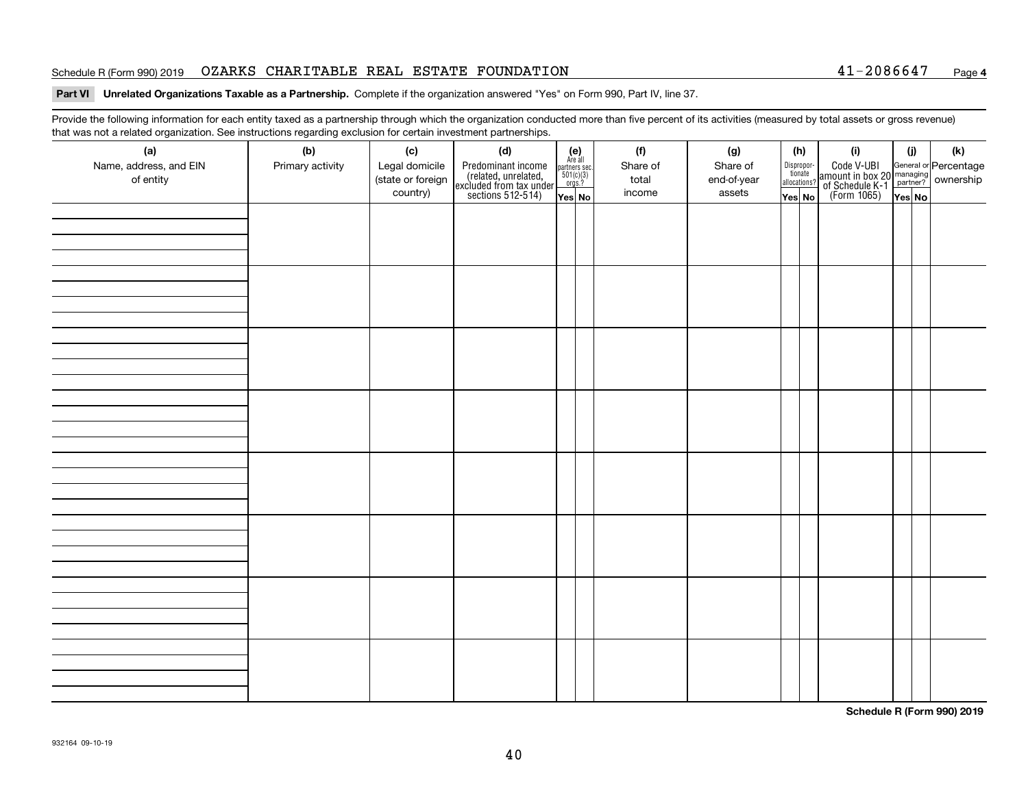Schedule R (Form 990) 2019 OZARKS CHARITABLE REAL ESTATE FOUNDATION 41-2086647 Page **4**

**Part VI Unrelated Organizations Taxable as a Partnership.** Complete if the organization answered "Yes" on Form 990, Part IV, line 37.

Provide the following information for each entity taxed as a partnership through which the organization conducted more than five percent of its activities (measured by total assets or gross revenue) that was not a related organization. See instructions regarding exclusion for certain investment partnerships.

| (a) Name, address, and EIN of entity | (b) Primary activity | (c) Legal domicile (state or foreign country) | (d) Predominant income (related, unrelated, excluded from tax under sections 512-514) | (e) Are all partners sec. 501(c)(3) orgs.? | | (f) Share of total income | (g) Share of end-of-year assets | (h) Disproportionate allocations? | | (i) Code V-UBI amount in box 20 of Schedule K-1 (Form 1065) | (j) General or managing partner? | | (k) Percentage ownership |
|---|---|---|---|---|---|---|---|---|---|---|---|---|---|
| | | | | Yes | No | | | Yes | No | | Yes | No | |
| | | | | | | | | | | | | | |
| | | | | | | | | | | | | | |
| | | | | | | | | | | | | | |
| | | | | | | | | | | | | | |
| | | | | | | | | | | | | | |
| | | | | | | | | | | | | | |
| | | | | | | | | | | | | | |
| | | | | | | | | | | | | | |

**Schedule R (Form 990) 2019**

932164 09-10-19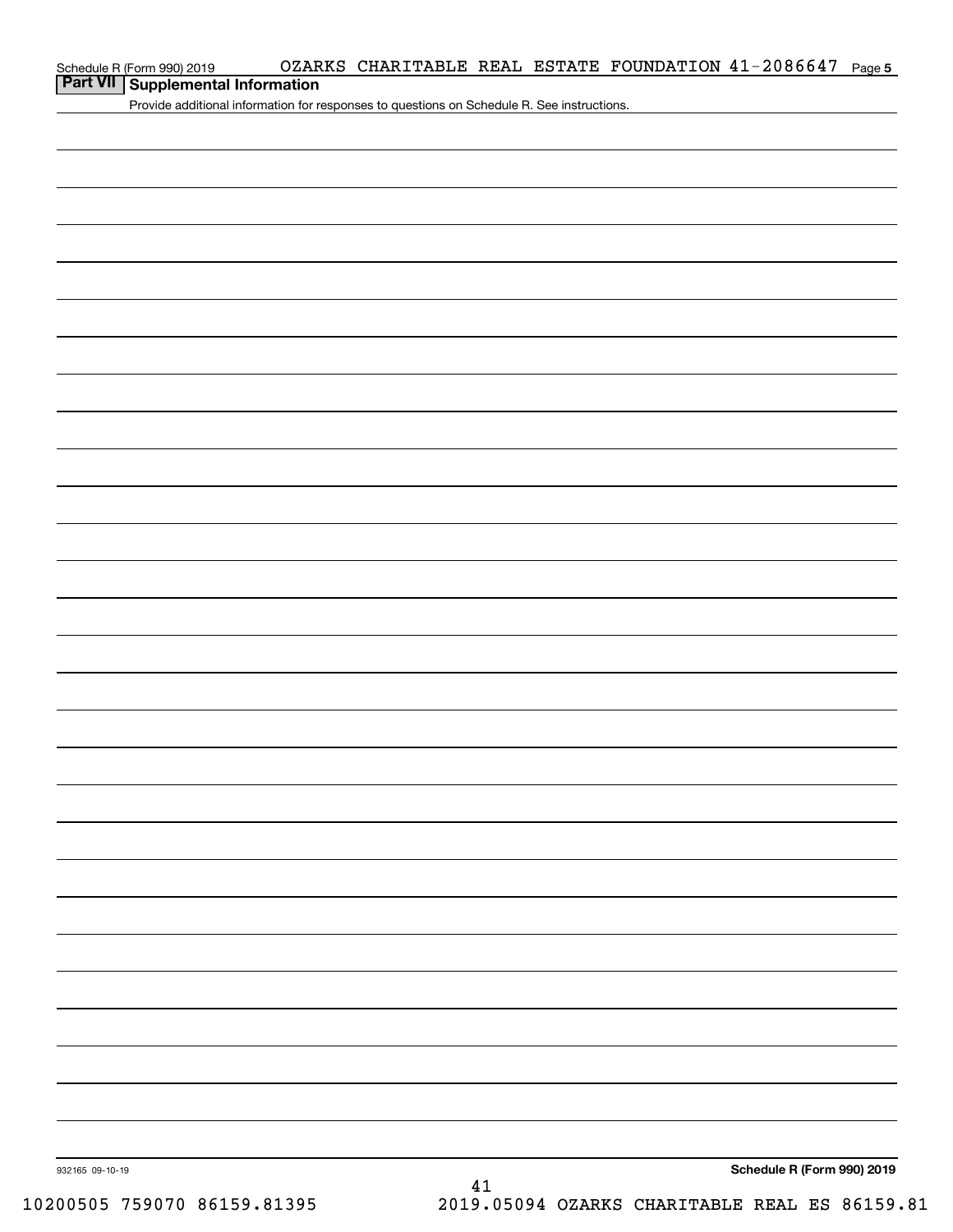## Part VII Supplemental Information

Provide additional information for responses to questions on Schedule R. See instructions.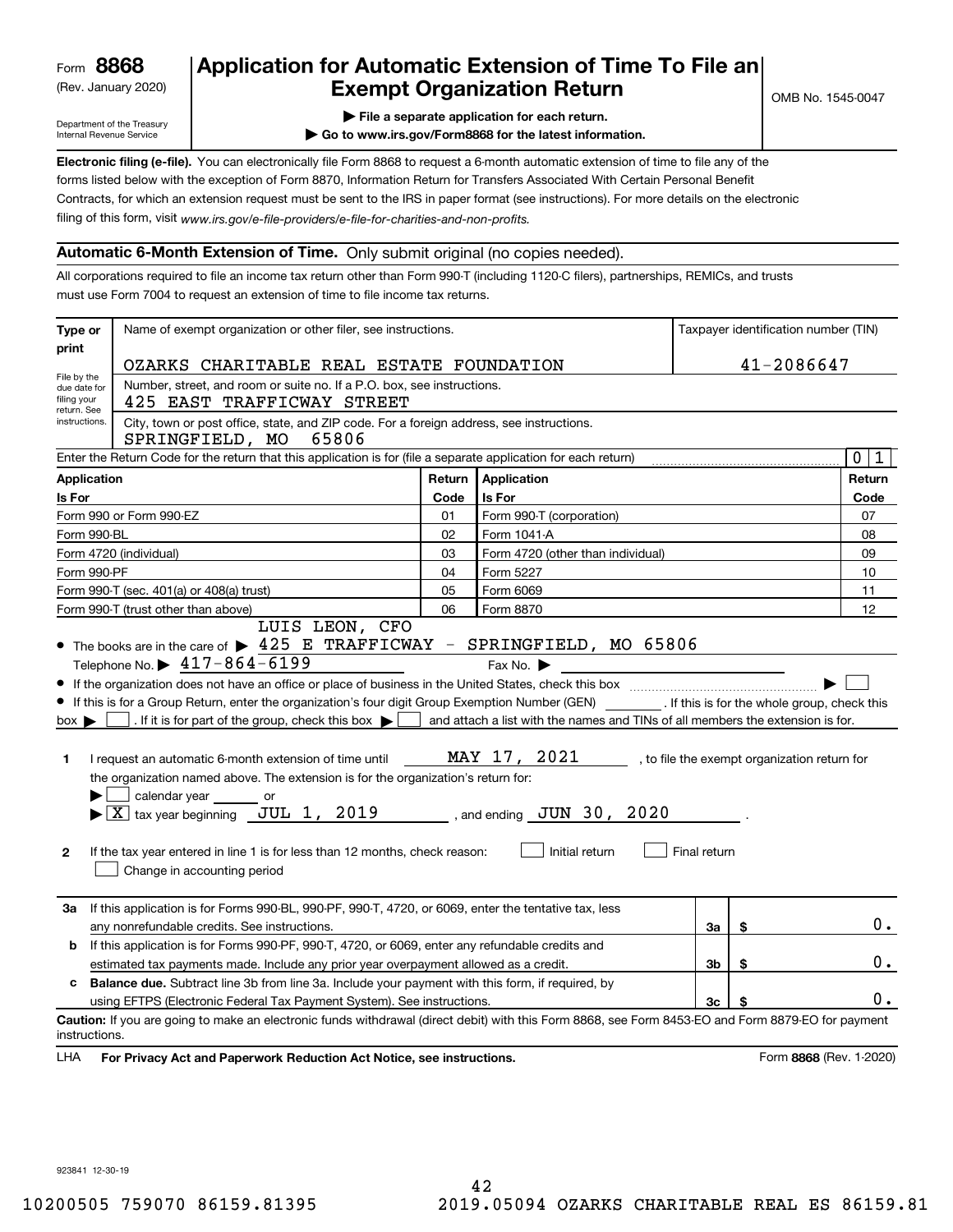Form **8868**
(Rev. January 2020)

Department of the Treasury
Internal Revenue Service

# Application for Automatic Extension of Time To File an Exempt Organization Return

OMB No. 1545-0047

▶ File a separate application for each return.

▶ Go to www.irs.gov/Form8868 for the latest information.

**Electronic filing (e-file).** You can electronically file Form 8868 to request a 6-month automatic extension of time to file any of the forms listed below with the exception of Form 8870, Information Return for Transfers Associated With Certain Personal Benefit Contracts, for which an extension request must be sent to the IRS in paper format (see instructions). For more details on the electronic filing of this form, visit *www.irs.gov/e-file-providers/e-file-for-charities-and-non-profits.*

## Automatic 6-Month Extension of Time. Only submit original (no copies needed).

All corporations required to file an income tax return other than Form 990-T (including 1120-C filers), partnerships, REMICs, and trusts must use Form 7004 to request an extension of time to file income tax returns.

| Type or print | Name of exempt organization or other filer, see instructions. | Taxpayer identification number (TIN) |
|---|---|---|
| File by the due date for filing your return. See instructions. | OZARKS CHARITABLE REAL ESTATE FOUNDATION | 41-2086647 |
| | Number, street, and room or suite no. If a P.O. box, see instructions. 425 EAST TRAFFICWAY STREET | |
| | City, town or post office, state, and ZIP code. For a foreign address, see instructions. SPRINGFIELD, MO 65806 | |

Enter the Return Code for the return that this application is for (file a separate application for each return) 0 1

| Application Is For | Return Code | Application Is For | Return Code |
|---|---|---|---|
| Form 990 or Form 990-EZ | 01 | Form 990-T (corporation) | 07 |
| Form 990-BL | 02 | Form 1041-A | 08 |
| Form 4720 (individual) | 03 | Form 4720 (other than individual) | 09 |
| Form 990-PF | 04 | Form 5227 | 10 |
| Form 990-T (sec. 401(a) or 408(a) trust) | 05 | Form 6069 | 11 |
| Form 990-T (trust other than above) | 06 | Form 8870 | 12 |

- The books are in the care of ▶ LUIS LEON, CFO 425 E TRAFFICWAY - SPRINGFIELD, MO 65806
  Telephone No. ▶ 417-864-6199 Fax No. ▶
- If the organization does not have an office or place of business in the United States, check this box ▶ ☐
- If this is for a Group Return, enter the organization's four digit Group Exemption Number (GEN) ______ . If this is for the whole group, check this box ▶ ☐ . If it is for part of the group, check this box ▶ ☐ and attach a list with the names and TINs of all members the extension is for.

**1** I request an automatic 6-month extension of time until MAY 17, 2021 , to file the exempt organization return for the organization named above. The extension is for the organization's return for:
▶ ☐ calendar year ______ or
▶ ☒ tax year beginning JUL 1, 2019 , and ending JUN 30, 2020 .

**2** If the tax year entered in line 1 is for less than 12 months, check reason: ☐ Initial return ☐ Final return
☐ Change in accounting period

| | | | |
|---|---|---|---|
| **3a** | If this application is for Forms 990-BL, 990-PF, 990-T, 4720, or 6069, enter the tentative tax, less any nonrefundable credits. See instructions. | 3a | $ 0. |
| **b** | If this application is for Forms 990-PF, 990-T, 4720, or 6069, enter any refundable credits and estimated tax payments made. Include any prior year overpayment allowed as a credit. | 3b | $ 0. |
| **c** | **Balance due.** Subtract line 3b from line 3a. Include your payment with this form, if required, by using EFTPS (Electronic Federal Tax Payment System). See instructions. | 3c | $ 0. |

**Caution:** If you are going to make an electronic funds withdrawal (direct debit) with this Form 8868, see Form 8453-EO and Form 8879-EO for payment instructions.

LHA **For Privacy Act and Paperwork Reduction Act Notice, see instructions.** Form **8868** (Rev. 1-2020)

923841 12-30-19

10200505 759070 86159.81395 2019.05094 OZARKS CHARITABLE REAL ES 86159.81